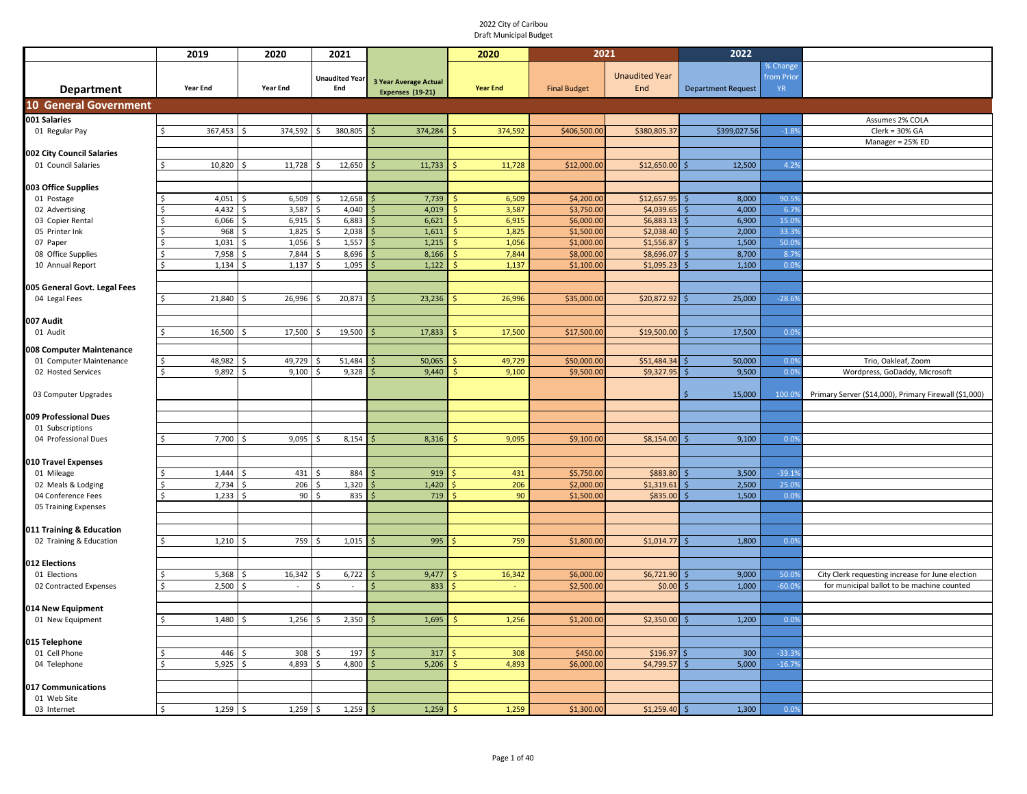2022 City of Caribou
Draft Municipal Budget

| Department | 2019 Year End | 2020 Year End | 2021 Unaudited Year End | 3 Year Average Actual Expenses (19-21) | 2020 Year End | 2021 Final Budget | 2021 Unaudited Year End | 2022 Department Request | % Change from Prior YR | |
|---|---|---|---|---|---|---|---|---|---|---|
| **10 General Government** | | | | | | | | | | |
| **001 Salaries** | | | | | | | | | | Assumes 2% COLA |
| 01 Regular Pay | $ 367,453 | $ 374,592 | $ 380,805 | $ 374,284 | $ 374,592 | $406,500.00 | $380,805.37 | $399,027.56 | -1.8% | Clerk = 30% GA |
| | | | | | | | | | | Manager = 25% ED |
| **002 City Council Salaries** | | | | | | | | | | |
| 01 Council Salaries | $ 10,820 | $ 11,728 | $ 12,650 | $ 11,733 | $ 11,728 | $12,000.00 | $12,650.00 | $ 12,500 | 4.2% | |
| **003 Office Supplies** | | | | | | | | | | |
| 01 Postage | $ 4,051 | $ 6,509 | $ 12,658 | $ 7,739 | $ 6,509 | $4,200.00 | $12,657.95 | $ 8,000 | 90.5% | |
| 02 Advertising | $ 4,432 | $ 3,587 | $ 4,040 | $ 4,019 | $ 3,587 | $3,750.00 | $4,039.65 | $ 4,000 | 6.7% | |
| 03 Copier Rental | $ 6,066 | $ 6,915 | $ 6,883 | $ 6,621 | $ 6,915 | $6,000.00 | $6,883.13 | $ 6,900 | 15.0% | |
| 05 Printer Ink | $ 968 | $ 1,825 | $ 2,038 | $ 1,611 | $ 1,825 | $1,500.00 | $2,038.40 | $ 2,000 | 33.3% | |
| 07 Paper | $ 1,031 | $ 1,056 | $ 1,557 | $ 1,215 | $ 1,056 | $1,000.00 | $1,556.87 | $ 1,500 | 50.0% | |
| 08 Office Supplies | $ 7,958 | $ 7,844 | $ 8,696 | $ 8,166 | $ 7,844 | $8,000.00 | $8,696.07 | $ 8,700 | 8.7% | |
| 10 Annual Report | $ 1,134 | $ 1,137 | $ 1,095 | $ 1,122 | $ 1,137 | $1,100.00 | $1,095.23 | $ 1,100 | 0.0% | |
| **005 General Govt. Legal Fees** | | | | | | | | | | |
| 04 Legal Fees | $ 21,840 | $ 26,996 | $ 20,873 | $ 23,236 | $ 26,996 | $35,000.00 | $20,872.92 | $ 25,000 | -28.6% | |
| **007 Audit** | | | | | | | | | | |
| 01 Audit | $ 16,500 | $ 17,500 | $ 19,500 | $ 17,833 | $ 17,500 | $17,500.00 | $19,500.00 | $ 17,500 | 0.0% | |
| **008 Computer Maintenance** | | | | | | | | | | |
| 01 Computer Maintenance | $ 48,982 | $ 49,729 | $ 51,484 | $ 50,065 | $ 49,729 | $50,000.00 | $51,484.34 | $ 50,000 | 0.0% | Trio, Oakleaf, Zoom |
| 02 Hosted Services | $ 9,892 | $ 9,100 | $ 9,328 | $ 9,440 | $ 9,100 | $9,500.00 | $9,327.95 | $ 9,500 | 0.0% | Wordpress, GoDaddy, Microsoft |
| 03 Computer Upgrades | | | | | | | | $ 15,000 | 100.0% | Primary Server ($14,000), Primary Firewall ($1,000) |
| **009 Professional Dues** | | | | | | | | | | |
| 01 Subscriptions | | | | | | | | | | |
| 04 Professional Dues | $ 7,700 | $ 9,095 | $ 8,154 | $ 8,316 | $ 9,095 | $9,100.00 | $8,154.00 | $ 9,100 | 0.0% | |
| **010 Travel Expenses** | | | | | | | | | | |
| 01 Mileage | $ 1,444 | $ 431 | $ 884 | $ 919 | $ 431 | $5,750.00 | $883.80 | $ 3,500 | -39.1% | |
| 02 Meals & Lodging | $ 2,734 | $ 206 | $ 1,320 | $ 1,420 | $ 206 | $2,000.00 | $1,319.61 | $ 2,500 | 25.0% | |
| 04 Conference Fees | $ 1,233 | $ 90 | $ 835 | $ 719 | $ 90 | $1,500.00 | $835.00 | $ 1,500 | 0.0% | |
| 05 Training Expenses | | | | | | | | | | |
| **011 Training & Education** | | | | | | | | | | |
| 02 Training & Education | $ 1,210 | $ 759 | $ 1,015 | $ 995 | $ 759 | $1,800.00 | $1,014.77 | $ 1,800 | 0.0% | |
| **012 Elections** | | | | | | | | | | |
| 01 Elections | $ 5,368 | $ 16,342 | $ 6,722 | $ 9,477 | $ 16,342 | $6,000.00 | $6,721.90 | $ 9,000 | 50.0% | City Clerk requesting increase for June election |
| 02 Contracted Expenses | $ 2,500 | $ - | $ - | $ 833 | $ - | $2,500.00 | $0.00 | $ 1,000 | -60.0% | for municipal ballot to be machine counted |
| **014 New Equipment** | | | | | | | | | | |
| 01 New Equipment | $ 1,480 | $ 1,256 | $ 2,350 | $ 1,695 | $ 1,256 | $1,200.00 | $2,350.00 | $ 1,200 | 0.0% | |
| **015 Telephone** | | | | | | | | | | |
| 01 Cell Phone | $ 446 | $ 308 | $ 197 | $ 317 | $ 308 | $450.00 | $196.97 | $ 300 | -33.3% | |
| 04 Telephone | $ 5,925 | $ 4,893 | $ 4,800 | $ 5,206 | $ 4,893 | $6,000.00 | $4,799.57 | $ 5,000 | -16.7% | |
| **017 Communications** | | | | | | | | | | |
| 01 Web Site | | | | | | | | | | |
| 03 Internet | $ 1,259 | $ 1,259 | $ 1,259 | $ 1,259 | $ 1,259 | $1,300.00 | $1,259.40 | $ 1,300 | 0.0% | |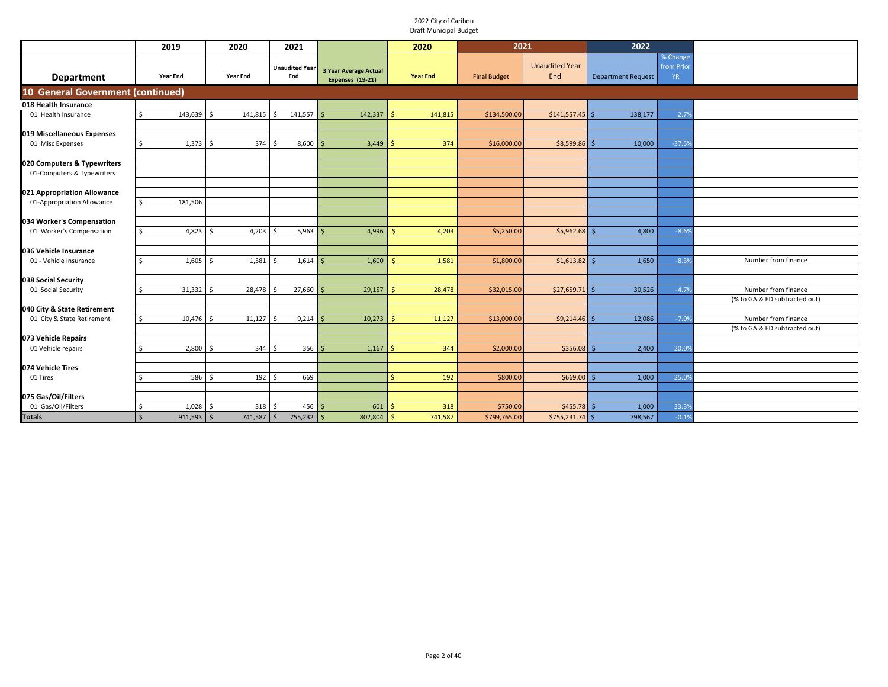2022 City of Caribou
Draft Municipal Budget

| Department | 2019 Year End | 2020 Year End | 2021 Unaudited Year End | 3 Year Average Actual Expenses (19-21) | 2020 Year End | 2021 Final Budget | 2021 Unaudited Year End | 2022 Department Request | % Change from Prior YR | |
|---|---|---|---|---|---|---|---|---|---|---|
| **10 General Government (continued)** | | | | | | | | | | |
| **018 Health Insurance** | | | | | | | | | | |
| 01 Health Insurance | $ 143,639 | $ 141,815 | $ 141,557 | $ 142,337 | $ 141,815 | $134,500.00 | $141,557.45 | $ 138,177 | 2.7% | |
| **019 Miscellaneous Expenses** | | | | | | | | | | |
| 01 Misc Expenses | $ 1,373 | $ 374 | $ 8,600 | $ 3,449 | $ 374 | $16,000.00 | $8,599.86 | $ 10,000 | -37.5% | |
| **020 Computers & Typewriters** | | | | | | | | | | |
| 01-Computers & Typewriters | | | | | | | | | | |
| **021 Appropriation Allowance** | | | | | | | | | | |
| 01-Appropriation Allowance | $ 181,506 | | | | | | | | | |
| **034 Worker's Compensation** | | | | | | | | | | |
| 01 Worker's Compensation | $ 4,823 | $ 4,203 | $ 5,963 | $ 4,996 | $ 4,203 | $5,250.00 | $5,962.68 | $ 4,800 | -8.6% | |
| **036 Vehicle Insurance** | | | | | | | | | | |
| 01 - Vehicle Insurance | $ 1,605 | $ 1,581 | $ 1,614 | $ 1,600 | $ 1,581 | $1,800.00 | $1,613.82 | $ 1,650 | -8.3% | Number from finance |
| **038 Social Security** | | | | | | | | | | |
| 01 Social Security | $ 31,332 | $ 28,478 | $ 27,660 | $ 29,157 | $ 28,478 | $32,015.00 | $27,659.71 | $ 30,526 | -4.7% | Number from finance |
| | | | | | | | | | | (% to GA & ED subtracted out) |
| **040 City & State Retirement** | | | | | | | | | | |
| 01 City & State Retirement | $ 10,476 | $ 11,127 | $ 9,214 | $ 10,273 | $ 11,127 | $13,000.00 | $9,214.46 | $ 12,086 | -7.0% | Number from finance |
| | | | | | | | | | | (% to GA & ED subtracted out) |
| **073 Vehicle Repairs** | | | | | | | | | | |
| 01 Vehicle repairs | $ 2,800 | $ 344 | $ 356 | $ 1,167 | $ 344 | $2,000.00 | $356.08 | $ 2,400 | 20.0% | |
| **074 Vehicle Tires** | | | | | | | | | | |
| 01 Tires | $ 586 | $ 192 | $ 669 | | $ 192 | $800.00 | $669.00 | $ 1,000 | 25.0% | |
| **075 Gas/Oil/Filters** | | | | | | | | | | |
| 01 Gas/Oil/Filters | $ 1,028 | $ 318 | $ 456 | $ 601 | $ 318 | $750.00 | $455.78 | $ 1,000 | 33.3% | |
| **Totals** | $ 911,593 | $ 741,587 | $ 755,232 | $ 802,804 | $ 741,587 | $799,765.00 | $755,231.74 | $ 798,567 | -0.1% | |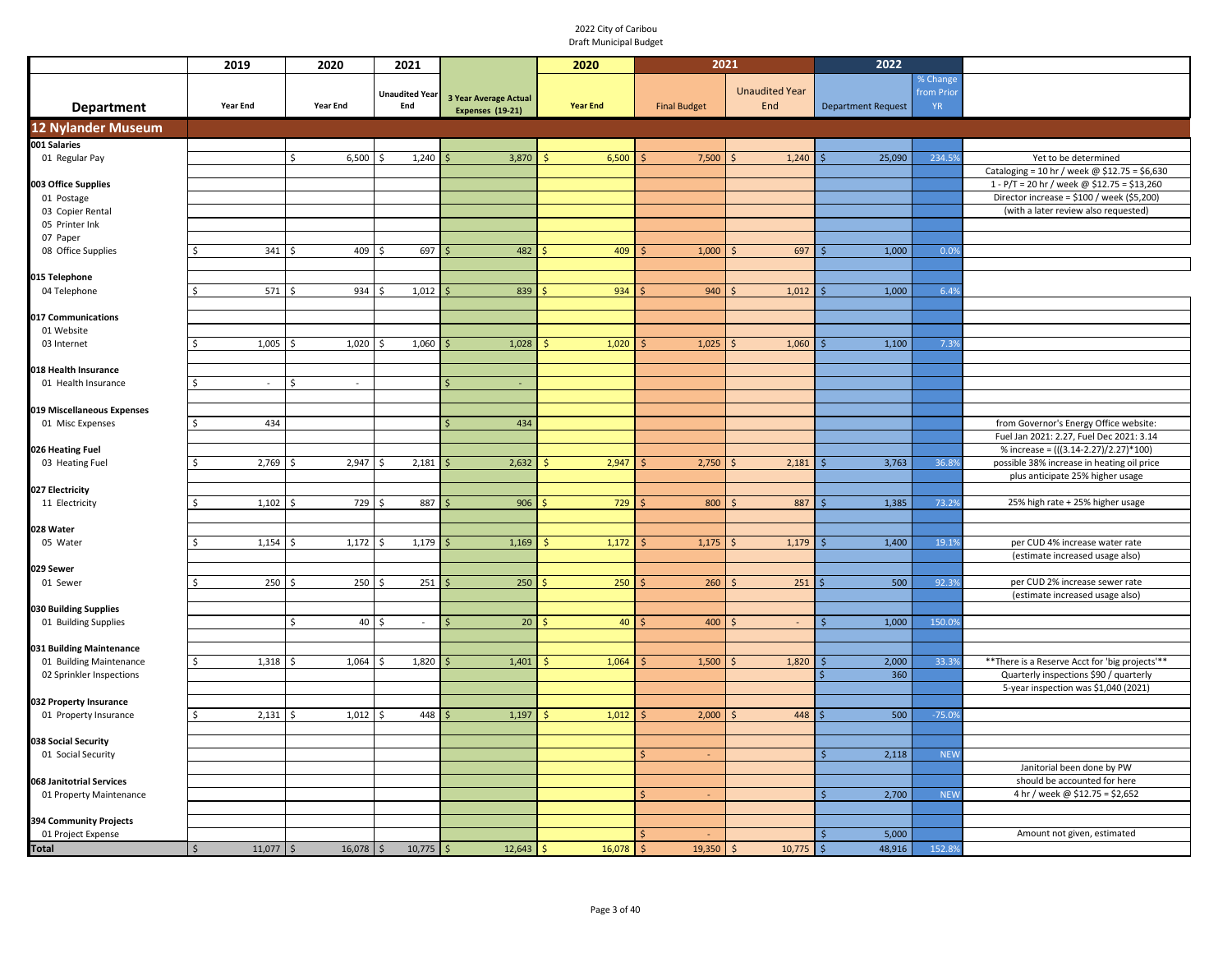2022 City of Caribou
Draft Municipal Budget

| Department | 2019 Year End | 2020 Year End | 2021 Unaudited Year End | 3 Year Average Actual Expenses (19-21) | 2020 Year End | 2021 Final Budget | 2021 Unaudited Year End | 2022 Department Request | % Change from Prior YR | |
|---|---|---|---|---|---|---|---|---|---|---|
| **12 Nylander Museum** | | | | | | | | | | |
| **001 Salaries** | | | | | | | | | | |
| 01 Regular Pay | | $ 6,500 | $ 1,240 | $ 3,870 | $ 6,500 | $ 7,500 | $ 1,240 | $ 25,090 | 234.5% | Yet to be determined |
| | | | | | | | | | | Cataloging = 10 hr / week @ $12.75 = $6,630 |
| **003 Office Supplies** | | | | | | | | | | 1 - P/T = 20 hr / week @ $12.75 = $13,260 |
| 01 Postage | | | | | | | | | | Director increase = $100 / week ($5,200) |
| 03 Copier Rental | | | | | | | | | | (with a later review also requested) |
| 05 Printer Ink | | | | | | | | | | |
| 07 Paper | | | | | | | | | | |
| 08 Office Supplies | $ 341 | $ 409 | $ 697 | $ 482 | $ 409 | $ 1,000 | $ 697 | $ 1,000 | 0.0% | |
| **015 Telephone** | | | | | | | | | | |
| 04 Telephone | $ 571 | $ 934 | $ 1,012 | $ 839 | $ 934 | $ 940 | $ 1,012 | $ 1,000 | 6.4% | |
| **017 Communications** | | | | | | | | | | |
| 01 Website | | | | | | | | | | |
| 03 Internet | $ 1,005 | $ 1,020 | $ 1,060 | $ 1,028 | $ 1,020 | $ 1,025 | $ 1,060 | $ 1,100 | 7.3% | |
| **018 Health Insurance** | | | | | | | | | | |
| 01 Health Insurance | $ - | $ - | | $ - | | | | | | |
| **019 Miscellaneous Expenses** | | | | | | | | | | |
| 01 Misc Expenses | $ 434 | | | $ 434 | | | | | | from Governor's Energy Office website: |
| | | | | | | | | | | Fuel Jan 2021: 2.27, Fuel Dec 2021: 3.14 |
| **026 Heating Fuel** | | | | | | | | | | % increase = (((3.14-2.27)/2.27)*100) |
| 03 Heating Fuel | $ 2,769 | $ 2,947 | $ 2,181 | $ 2,632 | $ 2,947 | $ 2,750 | $ 2,181 | $ 3,763 | 36.8% | possible 38% increase in heating oil price |
| | | | | | | | | | | plus anticipate 25% higher usage |
| **027 Electricity** | | | | | | | | | | |
| 11 Electricity | $ 1,102 | $ 729 | $ 887 | $ 906 | $ 729 | $ 800 | $ 887 | $ 1,385 | 73.2% | 25% high rate + 25% higher usage |
| **028 Water** | | | | | | | | | | |
| 05 Water | $ 1,154 | $ 1,172 | $ 1,179 | $ 1,169 | $ 1,172 | $ 1,175 | $ 1,179 | $ 1,400 | 19.1% | per CUD 4% increase water rate |
| | | | | | | | | | | (estimate increased usage also) |
| **029 Sewer** | | | | | | | | | | |
| 01 Sewer | $ 250 | $ 250 | $ 251 | $ 250 | $ 250 | $ 260 | $ 251 | $ 500 | 92.3% | per CUD 2% increase sewer rate |
| | | | | | | | | | | (estimate increased usage also) |
| **030 Building Supplies** | | | | | | | | | | |
| 01 Building Supplies | | $ 40 | $ - | $ 20 | $ 40 | $ 400 | $ - | $ 1,000 | 150.0% | |
| **031 Building Maintenance** | | | | | | | | | | |
| 01 Building Maintenance | $ 1,318 | $ 1,064 | $ 1,820 | $ 1,401 | $ 1,064 | $ 1,500 | $ 1,820 | $ 2,000 | 33.3% | **There is a Reserve Acct for 'big projects'** |
| 02 Sprinkler Inspections | | | | | | | | $ 360 | | Quarterly inspections $90 / quarterly |
| | | | | | | | | | | 5-year inspection was $1,040 (2021) |
| **032 Property Insurance** | | | | | | | | | | |
| 01 Property Insurance | $ 2,131 | $ 1,012 | $ 448 | $ 1,197 | $ 1,012 | $ 2,000 | $ 448 | $ 500 | -75.0% | |
| **038 Social Security** | | | | | | | | | | |
| 01 Social Security | | | | | | $ - | | $ 2,118 | NEW | |
| | | | | | | | | | | Janitorial been done by PW |
| **068 Janitotrial Services** | | | | | | | | | | should be accounted for here |
| 01 Property Maintenance | | | | | | $ - | | $ 2,700 | NEW | 4 hr / week @ $12.75 = $2,652 |
| **394 Community Projects** | | | | | | | | | | |
| 01 Project Expense | | | | | | $ - | | $ 5,000 | | Amount not given, estimated |
| **Total** | $ 11,077 | $ 16,078 | $ 10,775 | $ 12,643 | $ 16,078 | $ 19,350 | $ 10,775 | $ 48,916 | 152.8% | |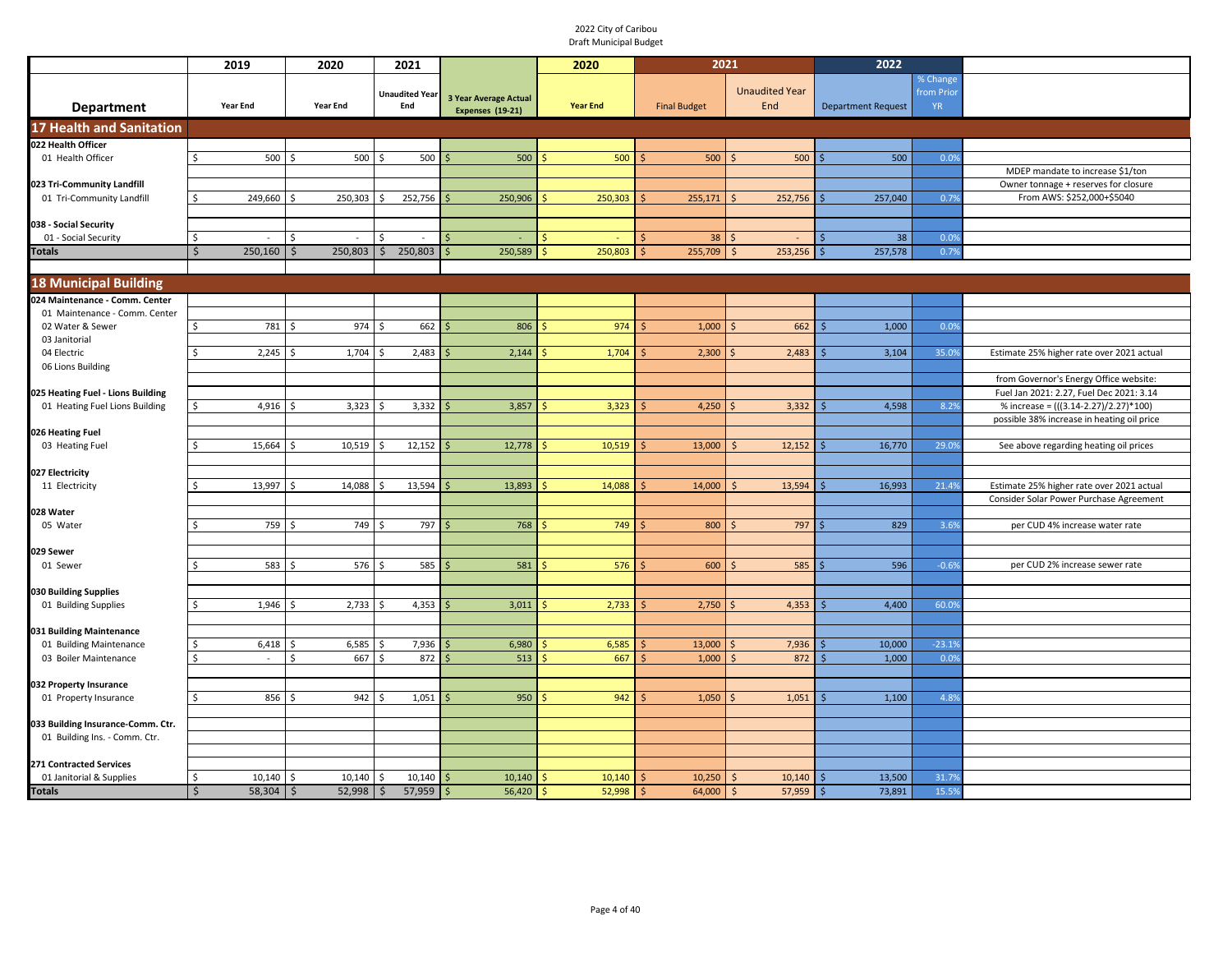2022 City of Caribou
Draft Municipal Budget

| Department | 2019 Year End | 2020 Year End | 2021 Unaudited Year End | 3 Year Average Actual Expenses (19-21) | 2020 Year End | 2021 Final Budget | 2021 Unaudited Year End | 2022 Department Request | % Change from Prior YR | |
|---|---|---|---|---|---|---|---|---|---|---|
| **17 Health and Sanitation** | | | | | | | | | | |
| **022 Health Officer** | | | | | | | | | | |
| 01 Health Officer | $ 500 | $ 500 | $ 500 | $ 500 | $ 500 | $ 500 | $ 500 | $ 500 | 0.0% | |
| | | | | | | | | | | MDEP mandate to increase $1/ton |
| **023 Tri-Community Landfill** | | | | | | | | | | Owner tonnage + reserves for closure |
| 01 Tri-Community Landfill | $ 249,660 | $ 250,303 | $ 252,756 | $ 250,906 | $ 250,303 | $ 255,171 | $ 252,756 | $ 257,040 | 0.7% | From AWS: $252,000+$5040 |
| **038 - Social Security** | | | | | | | | | | |
| 01 - Social Security | $ - | $ - | $ - | $ - | $ - | $ 38 | $ - | $ 38 | 0.0% | |
| **Totals** | $ 250,160 | $ 250,803 | $ 250,803 | $ 250,589 | $ 250,803 | $ 255,709 | $ 253,256 | $ 257,578 | 0.7% | |
| **18 Municipal Building** | | | | | | | | | | |
| **024 Maintenance - Comm. Center** | | | | | | | | | | |
| 01 Maintenance - Comm. Center | | | | | | | | | | |
| 02 Water & Sewer | $ 781 | $ 974 | $ 662 | $ 806 | $ 974 | $ 1,000 | $ 662 | $ 1,000 | 0.0% | |
| 03 Janitorial | | | | | | | | | | |
| 04 Electric | $ 2,245 | $ 1,704 | $ 2,483 | $ 2,144 | $ 1,704 | $ 2,300 | $ 2,483 | $ 3,104 | 35.0% | Estimate 25% higher rate over 2021 actual |
| 06 Lions Building | | | | | | | | | | |
| | | | | | | | | | | from Governor's Energy Office website: |
| **025 Heating Fuel - Lions Building** | | | | | | | | | | Fuel Jan 2021: 2.27, Fuel Dec 2021: 3.14 |
| 01 Heating Fuel Lions Building | $ 4,916 | $ 3,323 | $ 3,332 | $ 3,857 | $ 3,323 | $ 4,250 | $ 3,332 | $ 4,598 | 8.2% | % increase = (((3.14-2.27)/2.27)*100) |
| | | | | | | | | | | possible 38% increase in heating oil price |
| **026 Heating Fuel** | | | | | | | | | | |
| 03 Heating Fuel | $ 15,664 | $ 10,519 | $ 12,152 | $ 12,778 | $ 10,519 | $ 13,000 | $ 12,152 | $ 16,770 | 29.0% | See above regarding heating oil prices |
| **027 Electricity** | | | | | | | | | | |
| 11 Electricity | $ 13,997 | $ 14,088 | $ 13,594 | $ 13,893 | $ 14,088 | $ 14,000 | $ 13,594 | $ 16,993 | 21.4% | Estimate 25% higher rate over 2021 actual |
| | | | | | | | | | | Consider Solar Power Purchase Agreement |
| **028 Water** | | | | | | | | | | |
| 05 Water | $ 759 | $ 749 | $ 797 | $ 768 | $ 749 | $ 800 | $ 797 | $ 829 | 3.6% | per CUD 4% increase water rate |
| **029 Sewer** | | | | | | | | | | |
| 01 Sewer | $ 583 | $ 576 | $ 585 | $ 581 | $ 576 | $ 600 | $ 585 | $ 596 | -0.6% | per CUD 2% increase sewer rate |
| **030 Building Supplies** | | | | | | | | | | |
| 01 Building Supplies | $ 1,946 | $ 2,733 | $ 4,353 | $ 3,011 | $ 2,733 | $ 2,750 | $ 4,353 | $ 4,400 | 60.0% | |
| **031 Building Maintenance** | | | | | | | | | | |
| 01 Building Maintenance | $ 6,418 | $ 6,585 | $ 7,936 | $ 6,980 | $ 6,585 | $ 13,000 | $ 7,936 | $ 10,000 | -23.1% | |
| 03 Boiler Maintenance | $ - | $ 667 | $ 872 | $ 513 | $ 667 | $ 1,000 | $ 872 | $ 1,000 | 0.0% | |
| **032 Property Insurance** | | | | | | | | | | |
| 01 Property Insurance | $ 856 | $ 942 | $ 1,051 | $ 950 | $ 942 | $ 1,050 | $ 1,051 | $ 1,100 | 4.8% | |
| **033 Building Insurance-Comm. Ctr.** | | | | | | | | | | |
| 01 Building Ins. - Comm. Ctr. | | | | | | | | | | |
| **271 Contracted Services** | | | | | | | | | | |
| 01 Janitorial & Supplies | $ 10,140 | $ 10,140 | $ 10,140 | $ 10,140 | $ 10,140 | $ 10,250 | $ 10,140 | $ 13,500 | 31.7% | |
| **Totals** | $ 58,304 | $ 52,998 | $ 57,959 | $ 56,420 | $ 52,998 | $ 64,000 | $ 57,959 | $ 73,891 | 15.5% | |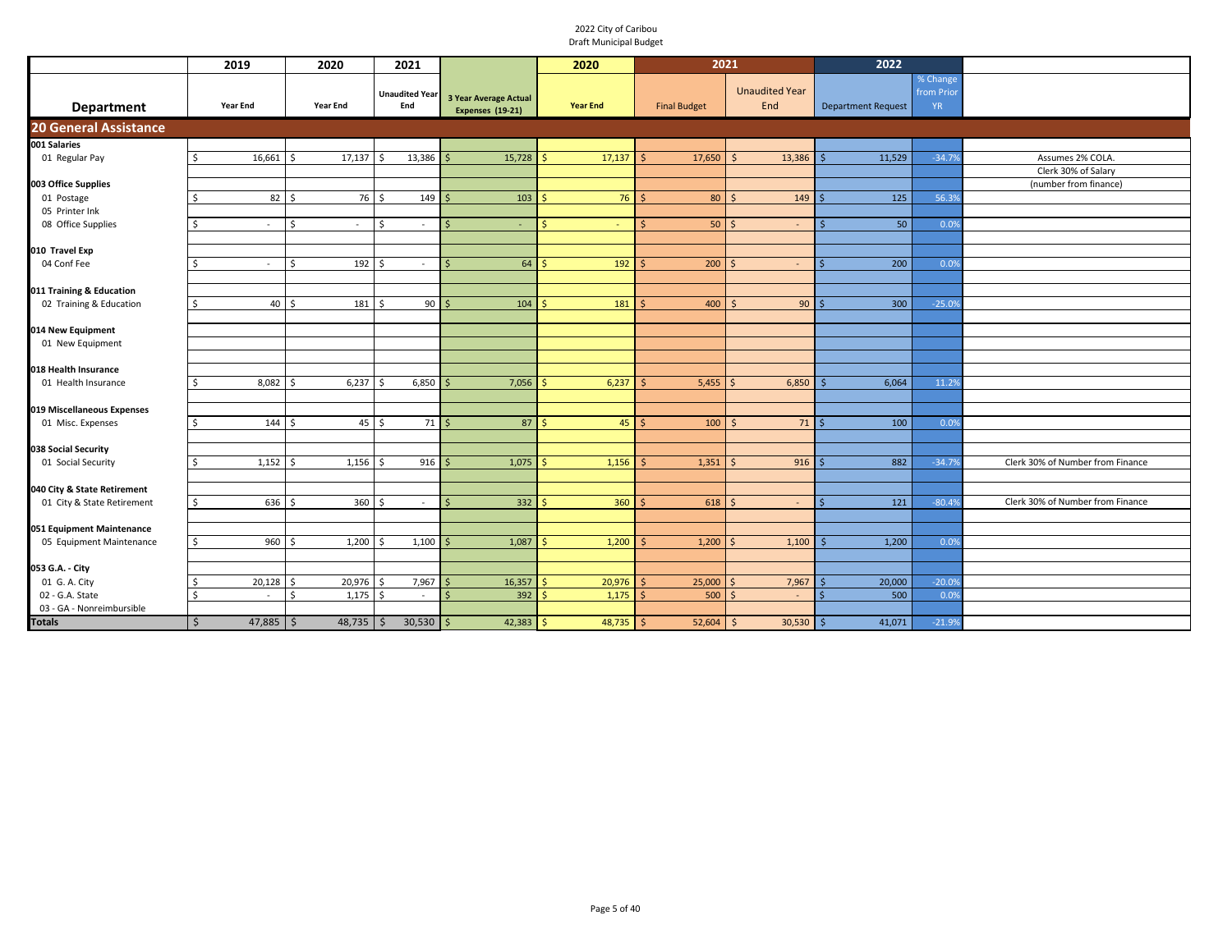2022 City of Caribou
Draft Municipal Budget

| Department | 2019 Year End | 2020 Year End | 2021 Unaudited Year End | 3 Year Average Actual Expenses (19-21) | 2020 Year End | 2021 Final Budget | 2021 Unaudited Year End | 2022 Department Request | % Change from Prior YR | |
|---|---|---|---|---|---|---|---|---|---|---|
| **20 General Assistance** | | | | | | | | | | |
| **001 Salaries** | | | | | | | | | | |
| 01 Regular Pay | $ 16,661 | $ 17,137 | $ 13,386 | $ 15,728 | $ 17,137 | $ 17,650 | $ 13,386 | $ 11,529 | -34.7% | Assumes 2% COLA. Clerk 30% of Salary (number from finance) |
| **003 Office Supplies** | | | | | | | | | | |
| 01 Postage | $ 82 | $ 76 | $ 149 | $ 103 | $ 76 | $ 80 | $ 149 | $ 125 | 56.3% | |
| 05 Printer Ink | | | | | | | | | | |
| 08 Office Supplies | $ - | $ - | $ - | $ - | $ - | $ 50 | $ - | $ 50 | 0.0% | |
| **010 Travel Exp** | | | | | | | | | | |
| 04 Conf Fee | $ - | $ 192 | $ - | $ 64 | $ 192 | $ 200 | $ - | $ 200 | 0.0% | |
| **011 Training & Education** | | | | | | | | | | |
| 02 Training & Education | $ 40 | $ 181 | $ 90 | $ 104 | $ 181 | $ 400 | $ 90 | $ 300 | -25.0% | |
| **014 New Equipment** | | | | | | | | | | |
| 01 New Equipment | | | | | | | | | | |
| **018 Health Insurance** | | | | | | | | | | |
| 01 Health Insurance | $ 8,082 | $ 6,237 | $ 6,850 | $ 7,056 | $ 6,237 | $ 5,455 | $ 6,850 | $ 6,064 | 11.2% | |
| **019 Miscellaneous Expenses** | | | | | | | | | | |
| 01 Misc. Expenses | $ 144 | $ 45 | $ 71 | $ 87 | $ 45 | $ 100 | $ 71 | $ 100 | 0.0% | |
| **038 Social Security** | | | | | | | | | | |
| 01 Social Security | $ 1,152 | $ 1,156 | $ 916 | $ 1,075 | $ 1,156 | $ 1,351 | $ 916 | $ 882 | -34.7% | Clerk 30% of Number from Finance |
| **040 City & State Retirement** | | | | | | | | | | |
| 01 City & State Retirement | $ 636 | $ 360 | $ - | $ 332 | $ 360 | $ 618 | $ - | $ 121 | -80.4% | Clerk 30% of Number from Finance |
| **051 Equipment Maintenance** | | | | | | | | | | |
| 05 Equipment Maintenance | $ 960 | $ 1,200 | $ 1,100 | $ 1,087 | $ 1,200 | $ 1,200 | $ 1,100 | $ 1,200 | 0.0% | |
| **053 G.A. - City** | | | | | | | | | | |
| 01 G. A. City | $ 20,128 | $ 20,976 | $ 7,967 | $ 16,357 | $ 20,976 | $ 25,000 | $ 7,967 | $ 20,000 | -20.0% | |
| 02 - G.A. State | $ - | $ 1,175 | $ - | $ 392 | $ 1,175 | $ 500 | $ - | $ 500 | 0.0% | |
| 03 - GA - Nonreimbursible | | | | | | | | | | |
| **Totals** | $ 47,885 | $ 48,735 | $ 30,530 | $ 42,383 | $ 48,735 | $ 52,604 | $ 30,530 | $ 41,071 | -21.9% | |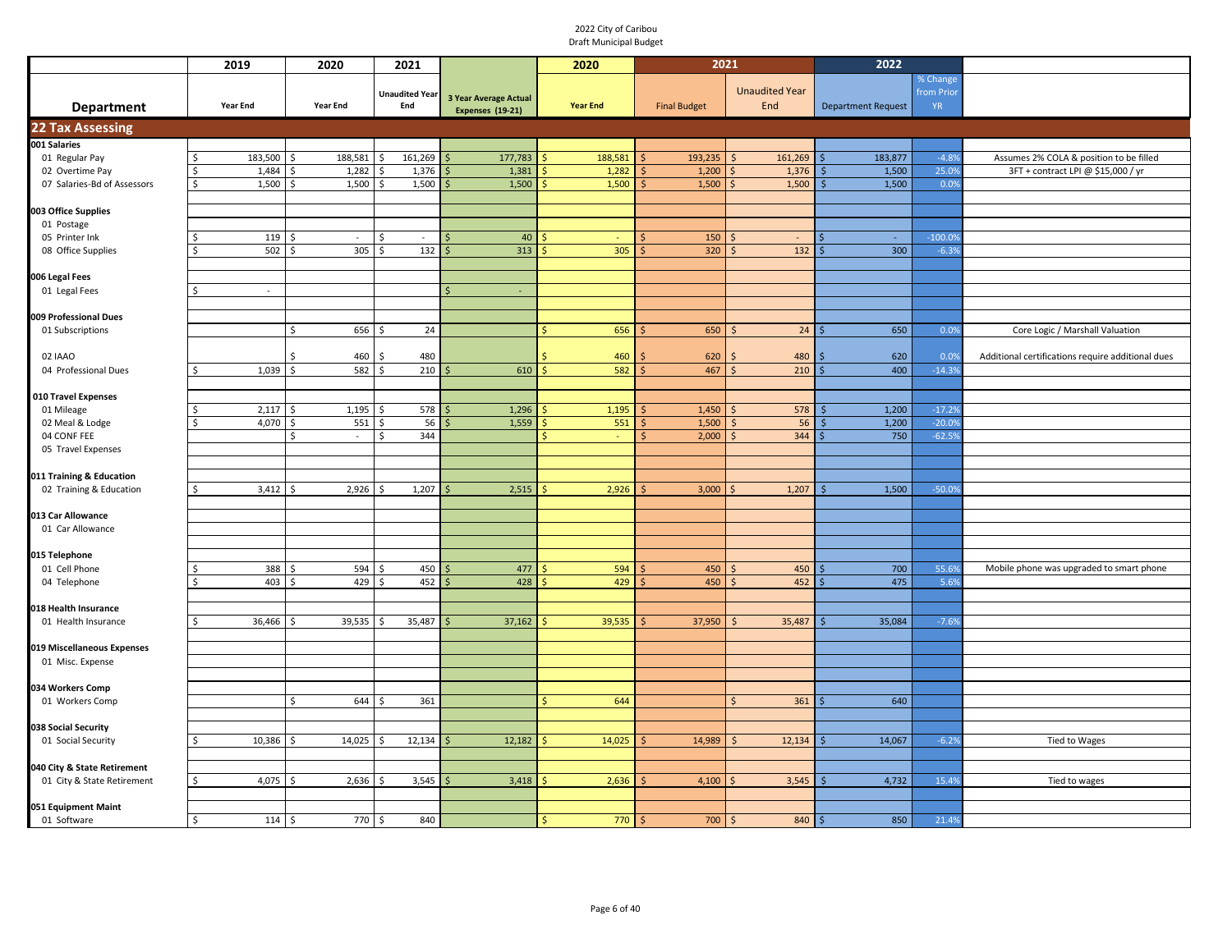2022 City of Caribou
Draft Municipal Budget

| Department | 2019 Year End | 2020 Year End | 2021 Unaudited Year End | 3 Year Average Actual Expenses (19-21) | 2020 Year End | 2021 Final Budget | 2021 Unaudited Year End | 2022 Department Request | % Change from Prior YR | |
|---|---|---|---|---|---|---|---|---|---|---|
| **22 Tax Assessing** | | | | | | | | | | |
| **001 Salaries** | | | | | | | | | | |
| 01 Regular Pay | $ 183,500 | $ 188,581 | $ 161,269 | $ 177,783 | $ 188,581 | $ 193,235 | $ 161,269 | $ 183,877 | -4.8% | Assumes 2% COLA & position to be filled |
| 02 Overtime Pay | $ 1,484 | $ 1,282 | $ 1,376 | $ 1,381 | $ 1,282 | $ 1,200 | $ 1,376 | $ 1,500 | 25.0% | 3FT + contract LPI @ $15,000 / yr |
| 07 Salaries-Bd of Assessors | $ 1,500 | $ 1,500 | $ 1,500 | $ 1,500 | $ 1,500 | $ 1,500 | $ 1,500 | $ 1,500 | 0.0% | |
| **003 Office Supplies** | | | | | | | | | | |
| 01 Postage | | | | | | | | | | |
| 05 Printer Ink | $ 119 | $ - | $ - | $ 40 | $ - | $ 150 | $ - | $ - | -100.0% | |
| 08 Office Supplies | $ 502 | $ 305 | $ 132 | $ 313 | $ 305 | $ 320 | $ 132 | $ 300 | -6.3% | |
| **006 Legal Fees** | | | | | | | | | | |
| 01 Legal Fees | $ - | | | $ - | | | | | | |
| **009 Professional Dues** | | | | | | | | | | |
| 01 Subscriptions | | $ 656 | $ 24 | | $ 656 | $ 650 | $ 24 | $ 650 | 0.0% | Core Logic / Marshall Valuation |
| 02 IAAO | | $ 460 | $ 480 | | $ 460 | $ 620 | $ 480 | $ 620 | 0.0% | Additional certifications require additional dues |
| 04 Professional Dues | $ 1,039 | $ 582 | $ 210 | $ 610 | $ 582 | $ 467 | $ 210 | $ 400 | -14.3% | |
| **010 Travel Expenses** | | | | | | | | | | |
| 01 Mileage | $ 2,117 | $ 1,195 | $ 578 | $ 1,296 | $ 1,195 | $ 1,450 | $ 578 | $ 1,200 | -17.2% | |
| 02 Meal & Lodge | $ 4,070 | $ 551 | $ 56 | $ 1,559 | $ 551 | $ 1,500 | $ 56 | $ 1,200 | -20.0% | |
| 04 CONF FEE | | $ - | $ 344 | | $ - | $ 2,000 | $ 344 | $ 750 | -62.5% | |
| 05 Travel Expenses | | | | | | | | | | |
| **011 Training & Education** | | | | | | | | | | |
| 02 Training & Education | $ 3,412 | $ 2,926 | $ 1,207 | $ 2,515 | $ 2,926 | $ 3,000 | $ 1,207 | $ 1,500 | -50.0% | |
| **013 Car Allowance** | | | | | | | | | | |
| 01 Car Allowance | | | | | | | | | | |
| **015 Telephone** | | | | | | | | | | |
| 01 Cell Phone | $ 388 | $ 594 | $ 450 | $ 477 | $ 594 | $ 450 | $ 450 | $ 700 | 55.6% | Mobile phone was upgraded to smart phone |
| 04 Telephone | $ 403 | $ 429 | $ 452 | $ 428 | $ 429 | $ 450 | $ 452 | $ 475 | 5.6% | |
| **018 Health Insurance** | | | | | | | | | | |
| 01 Health Insurance | $ 36,466 | $ 39,535 | $ 35,487 | $ 37,162 | $ 39,535 | $ 37,950 | $ 35,487 | $ 35,084 | -7.6% | |
| **019 Miscellaneous Expenses** | | | | | | | | | | |
| 01 Misc. Expense | | | | | | | | | | |
| **034 Workers Comp** | | | | | | | | | | |
| 01 Workers Comp | | $ 644 | $ 361 | | $ 644 | | $ 361 | $ 640 | | |
| **038 Social Security** | | | | | | | | | | |
| 01 Social Security | $ 10,386 | $ 14,025 | $ 12,134 | $ 12,182 | $ 14,025 | $ 14,989 | $ 12,134 | $ 14,067 | -6.2% | Tied to Wages |
| **040 City & State Retirement** | | | | | | | | | | |
| 01 City & State Retirement | $ 4,075 | $ 2,636 | $ 3,545 | $ 3,418 | $ 2,636 | $ 4,100 | $ 3,545 | $ 4,732 | 15.4% | Tied to wages |
| **051 Equipment Maint** | | | | | | | | | | |
| 01 Software | $ 114 | $ 770 | $ 840 | | $ 770 | $ 700 | $ 840 | $ 850 | 21.4% | |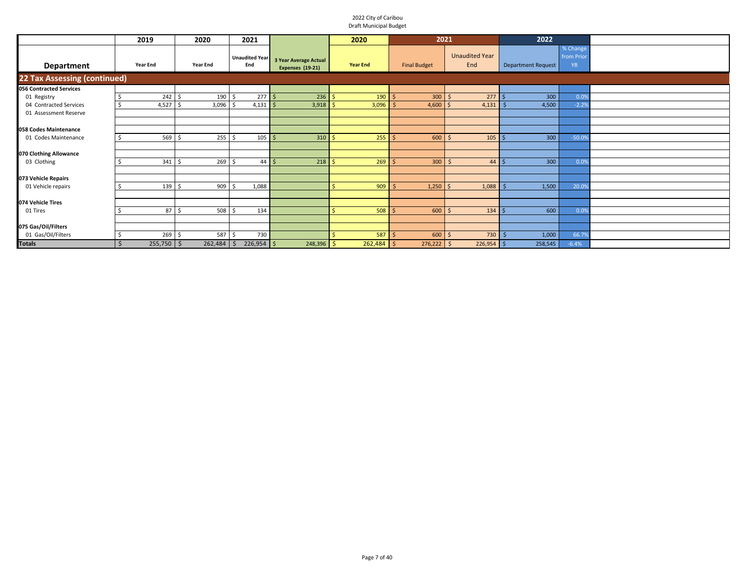2022 City of Caribou
Draft Municipal Budget

| Department | 2019 Year End | 2020 Year End | 2021 Unaudited Year End | 3 Year Average Actual Expenses (19-21) | 2020 Year End | 2021 Final Budget | 2021 Unaudited Year End | 2022 Department Request | % Change from Prior YR | |
|---|---|---|---|---|---|---|---|---|---|---|
| **22 Tax Assessing (continued)** | | | | | | | | | | |
| **056 Contracted Services** | | | | | | | | | | |
| 01 Registry | $ 242 | $ 190 | $ 277 | $ 236 | $ 190 | $ 300 | $ 277 | $ 300 | 0.0% | |
| 04 Contracted Services | $ 4,527 | $ 3,096 | $ 4,131 | $ 3,918 | $ 3,096 | $ 4,600 | $ 4,131 | $ 4,500 | -2.2% | |
| 01 Assessment Reserve | | | | | | | | | | |
| **058 Codes Maintenance** | | | | | | | | | | |
| 01 Codes Maintenance | $ 569 | $ 255 | $ 105 | $ 310 | $ 255 | $ 600 | $ 105 | $ 300 | -50.0% | |
| **070 Clothing Allowance** | | | | | | | | | | |
| 03 Clothing | $ 341 | $ 269 | $ 44 | $ 218 | $ 269 | $ 300 | $ 44 | $ 300 | 0.0% | |
| **073 Vehicle Repairs** | | | | | | | | | | |
| 01 Vehicle repairs | $ 139 | $ 909 | $ 1,088 | | $ 909 | $ 1,250 | $ 1,088 | $ 1,500 | 20.0% | |
| **074 Vehicle Tires** | | | | | | | | | | |
| 01 Tires | $ 87 | $ 508 | $ 134 | | $ 508 | $ 600 | $ 134 | $ 600 | 0.0% | |
| **075 Gas/Oil/Filters** | | | | | | | | | | |
| 01 Gas/Oil/Filters | $ 269 | $ 587 | $ 730 | | $ 587 | $ 600 | $ 730 | $ 1,000 | 66.7% | |
| **Totals** | $ 255,750 | $ 262,484 | $ 226,954 | $ 248,396 | $ 262,484 | $ 276,222 | $ 226,954 | $ 258,545 | -6.4% | |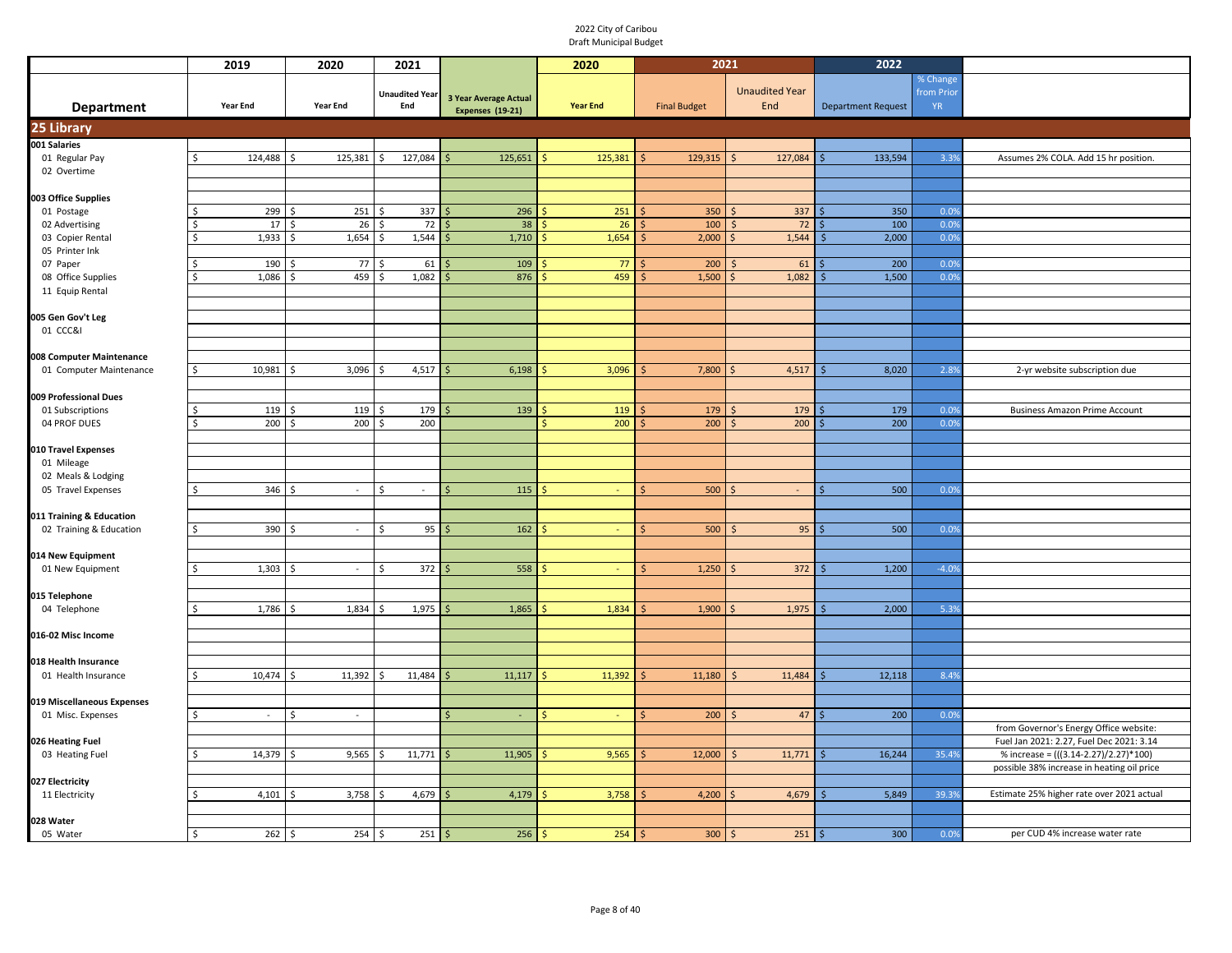2022 City of Caribou
Draft Municipal Budget

| Department | 2019 Year End | 2020 Year End | 2021 Unaudited Year End | 3 Year Average Actual Expenses (19-21) | 2020 Year End | 2021 Final Budget | 2021 Unaudited Year End | 2022 Department Request | % Change from Prior YR | |
|---|---|---|---|---|---|---|---|---|---|---|
| **25 Library** | | | | | | | | | | |
| **001 Salaries** | | | | | | | | | | |
| 01 Regular Pay | $ 124,488 | $ 125,381 | $ 127,084 | $ 125,651 | $ 125,381 | $ 129,315 | $ 127,084 | $ 133,594 | 3.3% | Assumes 2% COLA. Add 15 hr position. |
| 02 Overtime | | | | | | | | | | |
| **003 Office Supplies** | | | | | | | | | | |
| 01 Postage | $ 299 | $ 251 | $ 337 | $ 296 | $ 251 | $ 350 | $ 337 | $ 350 | 0.0% | |
| 02 Advertising | $ 17 | $ 26 | $ 72 | $ 38 | $ 26 | $ 100 | $ 72 | $ 100 | 0.0% | |
| 03 Copier Rental | $ 1,933 | $ 1,654 | $ 1,544 | $ 1,710 | $ 1,654 | $ 2,000 | $ 1,544 | $ 2,000 | 0.0% | |
| 05 Printer Ink | | | | | | | | | | |
| 07 Paper | $ 190 | $ 77 | $ 61 | $ 109 | $ 77 | $ 200 | $ 61 | $ 200 | 0.0% | |
| 08 Office Supplies | $ 1,086 | $ 459 | $ 1,082 | $ 876 | $ 459 | $ 1,500 | $ 1,082 | $ 1,500 | 0.0% | |
| 11 Equip Rental | | | | | | | | | | |
| **005 Gen Gov't Leg** | | | | | | | | | | |
| 01 CCC&I | | | | | | | | | | |
| **008 Computer Maintenance** | | | | | | | | | | |
| 01 Computer Maintenance | $ 10,981 | $ 3,096 | $ 4,517 | $ 6,198 | $ 3,096 | $ 7,800 | $ 4,517 | $ 8,020 | 2.8% | 2-yr website subscription due |
| **009 Professional Dues** | | | | | | | | | | |
| 01 Subscriptions | $ 119 | $ 119 | $ 179 | $ 139 | $ 119 | $ 179 | $ 179 | $ 179 | 0.0% | Business Amazon Prime Account |
| 04 PROF DUES | $ 200 | $ 200 | $ 200 | | $ 200 | $ 200 | $ 200 | $ 200 | 0.0% | |
| **010 Travel Expenses** | | | | | | | | | | |
| 01 Mileage | | | | | | | | | | |
| 02 Meals & Lodging | | | | | | | | | | |
| 05 Travel Expenses | $ 346 | $ - | $ - | $ 115 | $ - | $ 500 | $ - | $ 500 | 0.0% | |
| **011 Training & Education** | | | | | | | | | | |
| 02 Training & Education | $ 390 | $ - | $ 95 | $ 162 | $ - | $ 500 | $ 95 | $ 500 | 0.0% | |
| **014 New Equipment** | | | | | | | | | | |
| 01 New Equipment | $ 1,303 | $ - | $ 372 | $ 558 | $ - | $ 1,250 | $ 372 | $ 1,200 | -4.0% | |
| **015 Telephone** | | | | | | | | | | |
| 04 Telephone | $ 1,786 | $ 1,834 | $ 1,975 | $ 1,865 | $ 1,834 | $ 1,900 | $ 1,975 | $ 2,000 | 5.3% | |
| **016-02 Misc Income** | | | | | | | | | | |
| **018 Health Insurance** | | | | | | | | | | |
| 01 Health Insurance | $ 10,474 | $ 11,392 | $ 11,484 | $ 11,117 | $ 11,392 | $ 11,180 | $ 11,484 | $ 12,118 | 8.4% | |
| **019 Miscellaneous Expenses** | | | | | | | | | | |
| 01 Misc. Expenses | $ - | $ - | | $ - | $ - | $ 200 | $ 47 | $ 200 | 0.0% | |
| | | | | | | | | | | from Governor's Energy Office website: |
| **026 Heating Fuel** | | | | | | | | | | Fuel Jan 2021: 2.27, Fuel Dec 2021: 3.14 |
| 03 Heating Fuel | $ 14,379 | $ 9,565 | $ 11,771 | $ 11,905 | $ 9,565 | $ 12,000 | $ 11,771 | $ 16,244 | 35.4% | % increase = (((3.14-2.27)/2.27)*100) |
| | | | | | | | | | | possible 38% increase in heating oil price |
| **027 Electricity** | | | | | | | | | | |
| 11 Electricity | $ 4,101 | $ 3,758 | $ 4,679 | $ 4,179 | $ 3,758 | $ 4,200 | $ 4,679 | $ 5,849 | 39.3% | Estimate 25% higher rate over 2021 actual |
| **028 Water** | | | | | | | | | | |
| 05 Water | $ 262 | $ 254 | $ 251 | $ 256 | $ 254 | $ 300 | $ 251 | $ 300 | 0.0% | per CUD 4% increase water rate |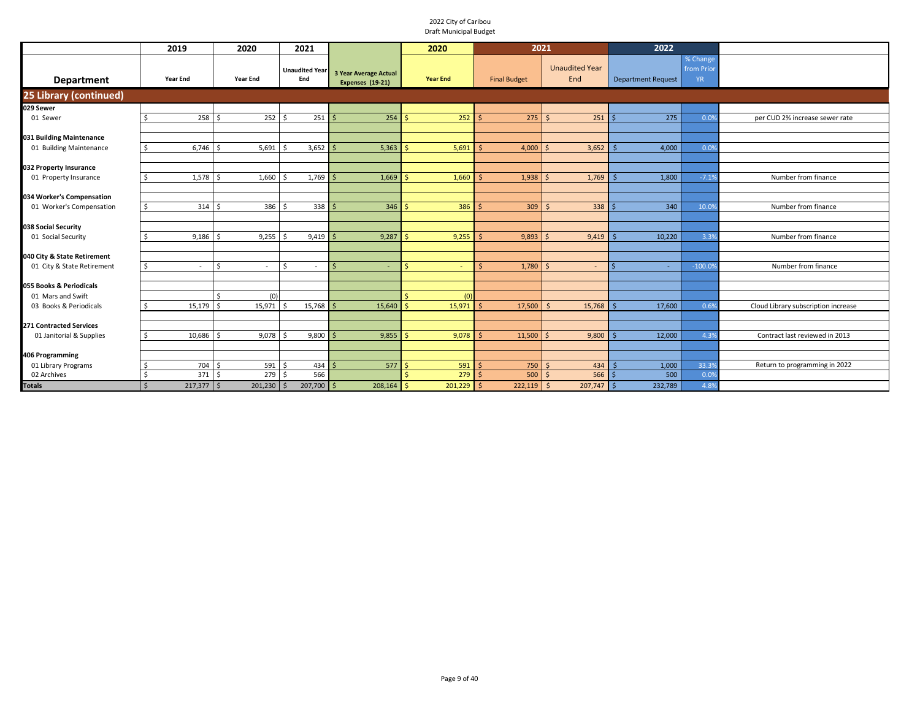2022 City of Caribou
Draft Municipal Budget

| Department | 2019 Year End | 2020 Year End | 2021 Unaudited Year End | 3 Year Average Actual Expenses (19-21) | 2020 Year End | 2021 Final Budget | 2021 Unaudited Year End | 2022 Department Request | % Change from Prior YR | |
|---|---|---|---|---|---|---|---|---|---|---|
| **25 Library (continued)** | | | | | | | | | | |
| **029 Sewer** | | | | | | | | | | |
| 01 Sewer | $ 258 | $ 252 | $ 251 | $ 254 | $ 252 | $ 275 | $ 251 | $ 275 | 0.0% | per CUD 2% increase sewer rate |
| **031 Building Maintenance** | | | | | | | | | | |
| 01 Building Maintenance | $ 6,746 | $ 5,691 | $ 3,652 | $ 5,363 | $ 5,691 | $ 4,000 | $ 3,652 | $ 4,000 | 0.0% | |
| **032 Property Insurance** | | | | | | | | | | |
| 01 Property Insurance | $ 1,578 | $ 1,660 | $ 1,769 | $ 1,669 | $ 1,660 | $ 1,938 | $ 1,769 | $ 1,800 | -7.1% | Number from finance |
| **034 Worker's Compensation** | | | | | | | | | | |
| 01 Worker's Compensation | $ 314 | $ 386 | $ 338 | $ 346 | $ 386 | $ 309 | $ 338 | $ 340 | 10.0% | Number from finance |
| **038 Social Security** | | | | | | | | | | |
| 01 Social Security | $ 9,186 | $ 9,255 | $ 9,419 | $ 9,287 | $ 9,255 | $ 9,893 | $ 9,419 | $ 10,220 | 3.3% | Number from finance |
| **040 City & State Retirement** | | | | | | | | | | |
| 01 City & State Retirement | $ - | $ - | $ - | $ - | $ - | $ 1,780 | $ - | $ - | -100.0% | Number from finance |
| **055 Books & Periodicals** | | | | | | | | | | |
| 01 Mars and Swift | | $ (0) | | | $ (0) | | | | | |
| 03 Books & Periodicals | $ 15,179 | $ 15,971 | $ 15,768 | $ 15,640 | $ 15,971 | $ 17,500 | $ 15,768 | $ 17,600 | 0.6% | Cloud Library subscription increase |
| **271 Contracted Services** | | | | | | | | | | |
| 01 Janitorial & Supplies | $ 10,686 | $ 9,078 | $ 9,800 | $ 9,855 | $ 9,078 | $ 11,500 | $ 9,800 | $ 12,000 | 4.3% | Contract last reviewed in 2013 |
| **406 Programming** | | | | | | | | | | |
| 01 Library Programs | $ 704 | $ 591 | $ 434 | $ 577 | $ 591 | $ 750 | $ 434 | $ 1,000 | 33.3% | Return to programming in 2022 |
| 02 Archives | $ 371 | $ 279 | 566 | | $ 279 | $ 500 | $ 566 | $ 500 | 0.0% | |
| **Totals** | $ 217,377 | $ 201,230 | $ 207,700 | $ 208,164 | $ 201,229 | $ 222,119 | $ 207,747 | $ 232,789 | 4.8% | |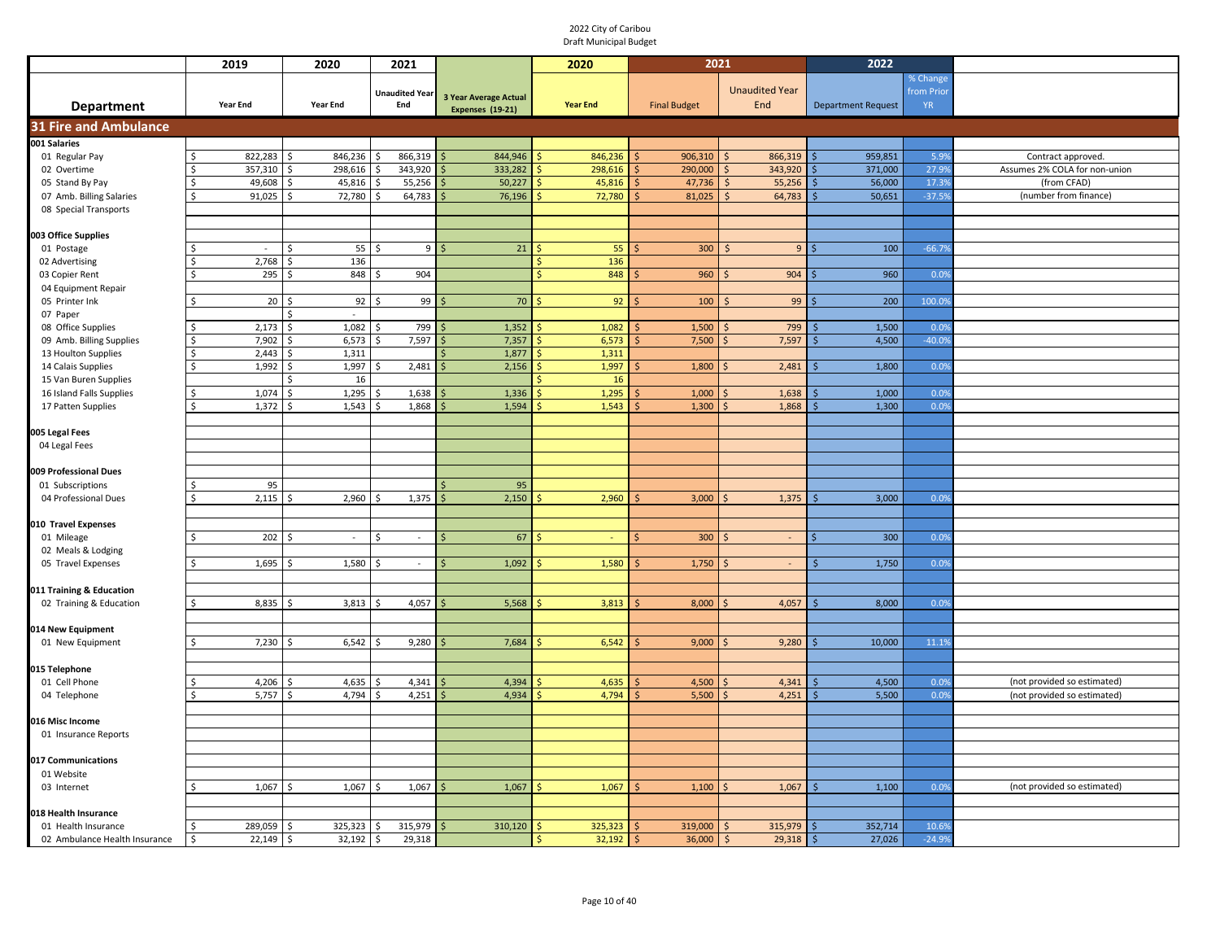2022 City of Caribou
Draft Municipal Budget

| Department | 2019 Year End | 2020 Year End | 2021 Unaudited Year End | 3 Year Average Actual Expenses (19-21) | 2020 Year End | 2021 Final Budget | 2021 Unaudited Year End | 2022 Department Request | % Change from Prior YR | |
|---|---|---|---|---|---|---|---|---|---|---|
| **31 Fire and Ambulance** | | | | | | | | | | |
| **001 Salaries** | | | | | | | | | | |
| 01 Regular Pay | $ 822,283 | $ 846,236 | $ 866,319 | $ 844,946 | $ 846,236 | $ 906,310 | $ 866,319 | $ 959,851 | 5.9% | Contract approved. |
| 02 Overtime | $ 357,310 | $ 298,616 | $ 343,920 | $ 333,282 | $ 298,616 | $ 290,000 | $ 343,920 | $ 371,000 | 27.9% | Assumes 2% COLA for non-union |
| 05 Stand By Pay | $ 49,608 | $ 45,816 | $ 55,256 | $ 50,227 | $ 45,816 | $ 47,736 | $ 55,256 | $ 56,000 | 17.3% | (from CFAD) |
| 07 Amb. Billing Salaries | $ 91,025 | $ 72,780 | $ 64,783 | $ 76,196 | $ 72,780 | $ 81,025 | $ 64,783 | $ 50,651 | -37.5% | (number from finance) |
| 08 Special Transports | | | | | | | | | | |
| **003 Office Supplies** | | | | | | | | | | |
| 01 Postage | $ - | $ 55 | $ 9 | $ 21 | $ 55 | $ 300 | $ 9 | $ 100 | -66.7% | |
| 02 Advertising | $ 2,768 | $ 136 | | | $ 136 | | | | | |
| 03 Copier Rent | $ 295 | $ 848 | $ 904 | | $ 848 | $ 960 | $ 904 | $ 960 | 0.0% | |
| 04 Equipment Repair | | | | | | | | | | |
| 05 Printer Ink | $ 20 | $ 92 | $ 99 | $ 70 | $ 92 | $ 100 | $ 99 | $ 200 | 100.0% | |
| 07 Paper | | $ - | | | | | | | | |
| 08 Office Supplies | $ 2,173 | $ 1,082 | $ 799 | $ 1,352 | $ 1,082 | $ 1,500 | $ 799 | $ 1,500 | 0.0% | |
| 09 Amb. Billing Supplies | $ 7,902 | $ 6,573 | $ 7,597 | $ 7,357 | $ 6,573 | $ 7,500 | $ 7,597 | $ 4,500 | -40.0% | |
| 13 Houlton Supplies | $ 2,443 | $ 1,311 | | $ 1,877 | $ 1,311 | | | | | |
| 14 Calais Supplies | $ 1,992 | $ 1,997 | $ 2,481 | $ 2,156 | $ 1,997 | $ 1,800 | $ 2,481 | $ 1,800 | 0.0% | |
| 15 Van Buren Supplies | | $ 16 | | | $ 16 | | | | | |
| 16 Island Falls Supplies | $ 1,074 | $ 1,295 | $ 1,638 | $ 1,336 | $ 1,295 | $ 1,000 | $ 1,638 | $ 1,000 | 0.0% | |
| 17 Patten Supplies | $ 1,372 | $ 1,543 | $ 1,868 | $ 1,594 | $ 1,543 | $ 1,300 | $ 1,868 | $ 1,300 | 0.0% | |
| **005 Legal Fees** | | | | | | | | | | |
| 04 Legal Fees | | | | | | | | | | |
| **009 Professional Dues** | | | | | | | | | | |
| 01 Subscriptions | $ 95 | | | $ 95 | | | | | | |
| 04 Professional Dues | $ 2,115 | $ 2,960 | $ 1,375 | $ 2,150 | $ 2,960 | $ 3,000 | $ 1,375 | $ 3,000 | 0.0% | |
| **010 Travel Expenses** | | | | | | | | | | |
| 01 Mileage | $ 202 | $ - | $ - | $ 67 | $ - | $ 300 | $ - | $ 300 | 0.0% | |
| 02 Meals & Lodging | | | | | | | | | | |
| 05 Travel Expenses | $ 1,695 | $ 1,580 | $ - | $ 1,092 | $ 1,580 | $ 1,750 | $ - | $ 1,750 | 0.0% | |
| **011 Training & Education** | | | | | | | | | | |
| 02 Training & Education | $ 8,835 | $ 3,813 | $ 4,057 | $ 5,568 | $ 3,813 | $ 8,000 | $ 4,057 | $ 8,000 | 0.0% | |
| **014 New Equipment** | | | | | | | | | | |
| 01 New Equipment | $ 7,230 | $ 6,542 | $ 9,280 | $ 7,684 | $ 6,542 | $ 9,000 | $ 9,280 | $ 10,000 | 11.1% | |
| **015 Telephone** | | | | | | | | | | |
| 01 Cell Phone | $ 4,206 | $ 4,635 | $ 4,341 | $ 4,394 | $ 4,635 | $ 4,500 | $ 4,341 | $ 4,500 | 0.0% | (not provided so estimated) |
| 04 Telephone | $ 5,757 | $ 4,794 | $ 4,251 | $ 4,934 | $ 4,794 | $ 5,500 | $ 4,251 | $ 5,500 | 0.0% | (not provided so estimated) |
| **016 Misc Income** | | | | | | | | | | |
| 01 Insurance Reports | | | | | | | | | | |
| **017 Communications** | | | | | | | | | | |
| 01 Website | | | | | | | | | | |
| 03 Internet | $ 1,067 | $ 1,067 | $ 1,067 | $ 1,067 | $ 1,067 | $ 1,100 | $ 1,067 | $ 1,100 | 0.0% | (not provided so estimated) |
| **018 Health Insurance** | | | | | | | | | | |
| 01 Health Insurance | $ 289,059 | $ 325,323 | $ 315,979 | $ 310,120 | $ 325,323 | $ 319,000 | $ 315,979 | $ 352,714 | 10.6% | |
| 02 Ambulance Health Insurance | $ 22,149 | $ 32,192 | $ 29,318 | | $ 32,192 | $ 36,000 | $ 29,318 | $ 27,026 | -24.9% | |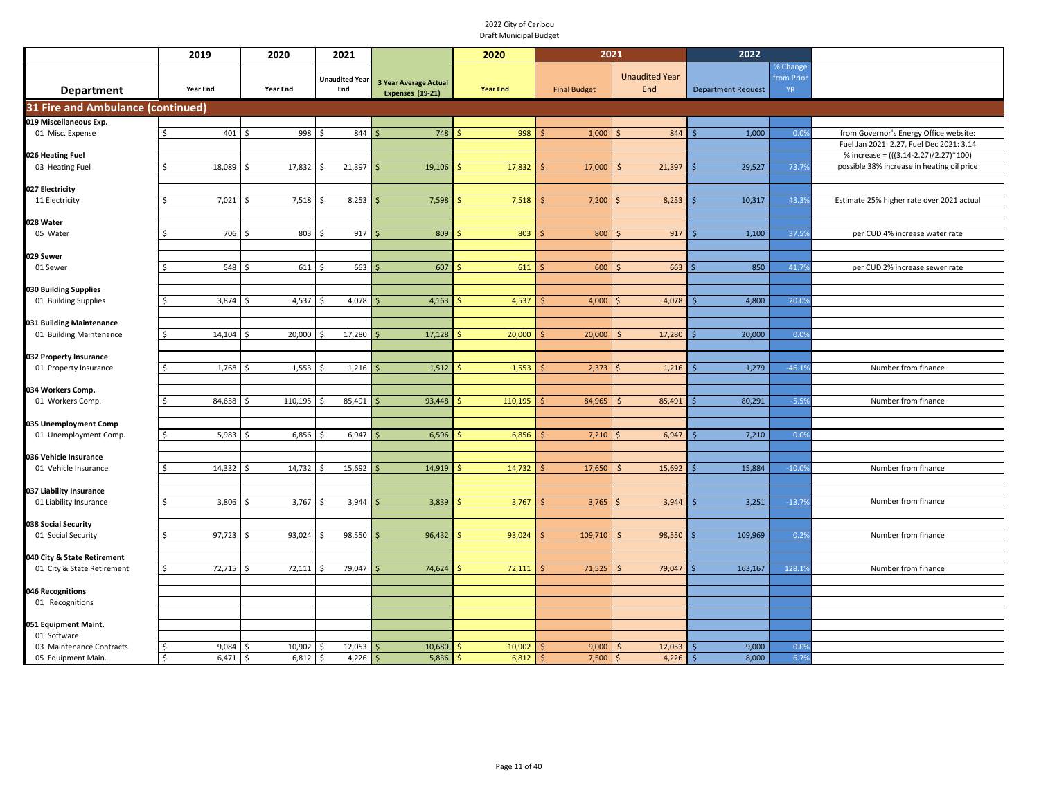2022 City of Caribou
Draft Municipal Budget

| Department | 2019 Year End | 2020 Year End | 2021 Unaudited Year End | 3 Year Average Actual Expenses (19-21) | 2020 Year End | 2021 Final Budget | 2021 Unaudited Year End | 2022 Department Request | % Change from Prior YR | |
|---|---|---|---|---|---|---|---|---|---|---|
| **31 Fire and Ambulance (continued)** | | | | | | | | | | |
| **019 Miscellaneous Exp.** | | | | | | | | | | |
| 01 Misc. Expense | $ 401 | $ 998 | $ 844 | $ 748 | $ 998 | $ 1,000 | $ 844 | $ 1,000 | 0.0% | from Governor's Energy Office website: |
| | | | | | | | | | | Fuel Jan 2021: 2.27, Fuel Dec 2021: 3.14 |
| **026 Heating Fuel** | | | | | | | | | | % increase = (((3.14-2.27)/2.27)*100) |
| 03 Heating Fuel | $ 18,089 | $ 17,832 | $ 21,397 | $ 19,106 | $ 17,832 | $ 17,000 | $ 21,397 | $ 29,527 | 73.7% | possible 38% increase in heating oil price |
| **027 Electricity** | | | | | | | | | | |
| 11 Electricity | $ 7,021 | $ 7,518 | $ 8,253 | $ 7,598 | $ 7,518 | $ 7,200 | $ 8,253 | $ 10,317 | 43.3% | Estimate 25% higher rate over 2021 actual |
| **028 Water** | | | | | | | | | | |
| 05 Water | $ 706 | $ 803 | $ 917 | $ 809 | $ 803 | $ 800 | $ 917 | $ 1,100 | 37.5% | per CUD 4% increase water rate |
| **029 Sewer** | | | | | | | | | | |
| 01 Sewer | $ 548 | $ 611 | $ 663 | $ 607 | $ 611 | $ 600 | $ 663 | $ 850 | 41.7% | per CUD 2% increase sewer rate |
| **030 Building Supplies** | | | | | | | | | | |
| 01 Building Supplies | $ 3,874 | $ 4,537 | $ 4,078 | $ 4,163 | $ 4,537 | $ 4,000 | $ 4,078 | $ 4,800 | 20.0% | |
| **031 Building Maintenance** | | | | | | | | | | |
| 01 Building Maintenance | $ 14,104 | $ 20,000 | $ 17,280 | $ 17,128 | $ 20,000 | $ 20,000 | $ 17,280 | $ 20,000 | 0.0% | |
| **032 Property Insurance** | | | | | | | | | | |
| 01 Property Insurance | $ 1,768 | $ 1,553 | $ 1,216 | $ 1,512 | $ 1,553 | $ 2,373 | $ 1,216 | $ 1,279 | -46.1% | Number from finance |
| **034 Workers Comp.** | | | | | | | | | | |
| 01 Workers Comp. | $ 84,658 | $ 110,195 | $ 85,491 | $ 93,448 | $ 110,195 | $ 84,965 | $ 85,491 | $ 80,291 | -5.5% | Number from finance |
| **035 Unemployment Comp** | | | | | | | | | | |
| 01 Unemployment Comp. | $ 5,983 | $ 6,856 | $ 6,947 | $ 6,596 | $ 6,856 | $ 7,210 | $ 6,947 | $ 7,210 | 0.0% | |
| **036 Vehicle Insurance** | | | | | | | | | | |
| 01 Vehicle Insurance | $ 14,332 | $ 14,732 | $ 15,692 | $ 14,919 | $ 14,732 | $ 17,650 | $ 15,692 | $ 15,884 | -10.0% | Number from finance |
| **037 Liability Insurance** | | | | | | | | | | |
| 01 Liability Insurance | $ 3,806 | $ 3,767 | $ 3,944 | $ 3,839 | $ 3,767 | $ 3,765 | $ 3,944 | $ 3,251 | -13.7% | Number from finance |
| **038 Social Security** | | | | | | | | | | |
| 01 Social Security | $ 97,723 | $ 93,024 | $ 98,550 | $ 96,432 | $ 93,024 | $ 109,710 | $ 98,550 | $ 109,969 | 0.2% | Number from finance |
| **040 City & State Retirement** | | | | | | | | | | |
| 01 City & State Retirement | $ 72,715 | $ 72,111 | $ 79,047 | $ 74,624 | $ 72,111 | $ 71,525 | $ 79,047 | $ 163,167 | 128.1% | Number from finance |
| **046 Recognitions** | | | | | | | | | | |
| 01 Recognitions | | | | | | | | | | |
| **051 Equipment Maint.** | | | | | | | | | | |
| 01 Software | | | | | | | | | | |
| 03 Maintenance Contracts | $ 9,084 | $ 10,902 | $ 12,053 | $ 10,680 | $ 10,902 | $ 9,000 | $ 12,053 | $ 9,000 | 0.0% | |
| 05 Equipment Main. | $ 6,471 | $ 6,812 | $ 4,226 | $ 5,836 | $ 6,812 | $ 7,500 | $ 4,226 | $ 8,000 | 6.7% | |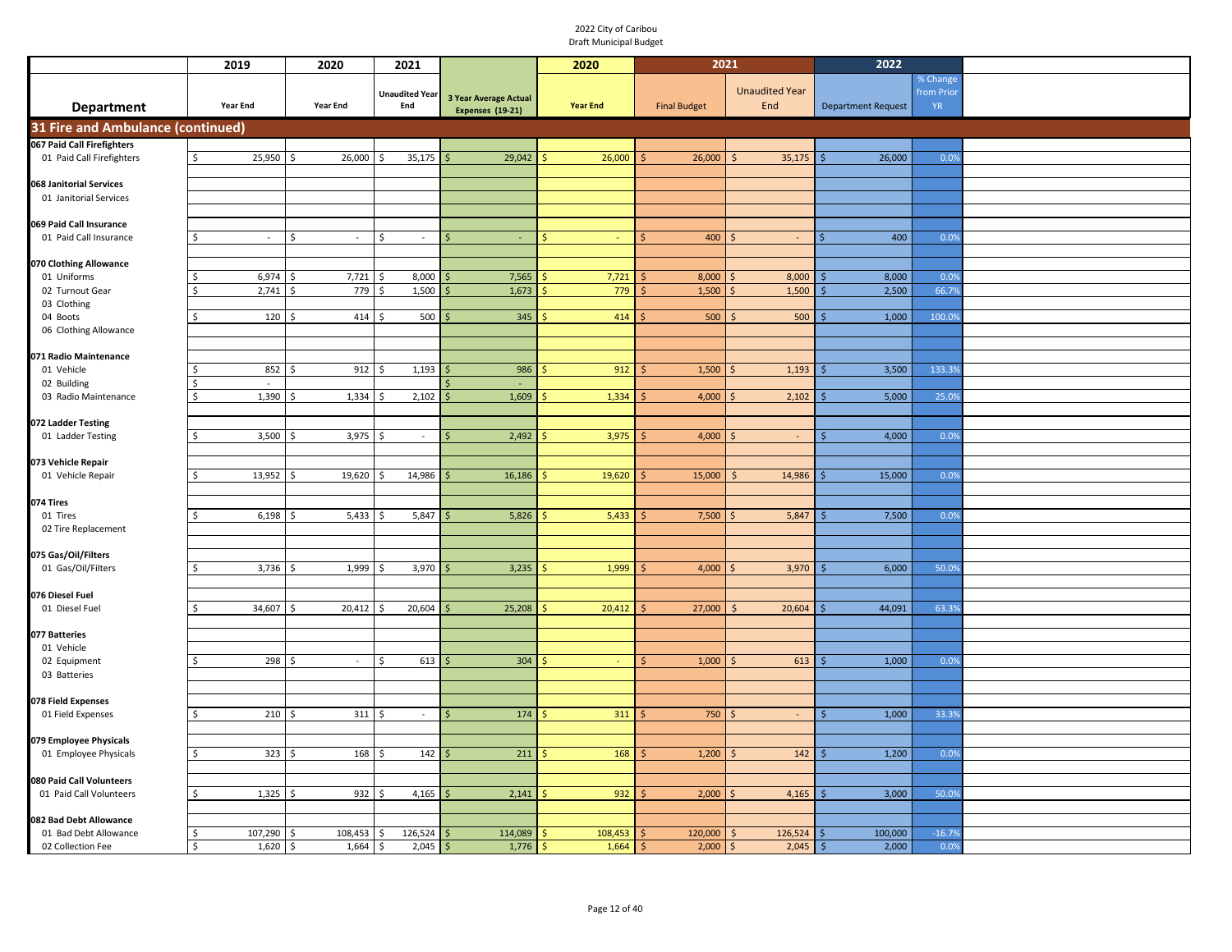2022 City of Caribou
Draft Municipal Budget

| Department | 2019 Year End | 2020 Year End | 2021 Unaudited Year End | 3 Year Average Actual Expenses (19-21) | 2020 Year End | 2021 Final Budget | 2021 Unaudited Year End | 2022 Department Request | % Change from Prior YR |
|---|---|---|---|---|---|---|---|---|---|
| **31 Fire and Ambulance (continued)** | | | | | | | | | |
| **067 Paid Call Firefighters** | | | | | | | | | |
| 01 Paid Call Firefighters | $ 25,950 | $ 26,000 | $ 35,175 | $ 29,042 | $ 26,000 | $ 26,000 | $ 35,175 | $ 26,000 | 0.0% |
| **068 Janitorial Services** | | | | | | | | | |
| 01 Janitorial Services | | | | | | | | | |
| **069 Paid Call Insurance** | | | | | | | | | |
| 01 Paid Call Insurance | $ - | $ - | $ - | $ - | $ - | $ 400 | $ - | $ 400 | 0.0% |
| **070 Clothing Allowance** | | | | | | | | | |
| 01 Uniforms | $ 6,974 | $ 7,721 | $ 8,000 | $ 7,565 | $ 7,721 | $ 8,000 | $ 8,000 | $ 8,000 | 0.0% |
| 02 Turnout Gear | $ 2,741 | $ 779 | $ 1,500 | $ 1,673 | $ 779 | $ 1,500 | $ 1,500 | $ 2,500 | 66.7% |
| 03 Clothing | | | | | | | | | |
| 04 Boots | $ 120 | $ 414 | $ 500 | $ 345 | $ 414 | $ 500 | $ 500 | $ 1,000 | 100.0% |
| 06 Clothing Allowance | | | | | | | | | |
| **071 Radio Maintenance** | | | | | | | | | |
| 01 Vehicle | $ 852 | $ 912 | $ 1,193 | $ 986 | $ 912 | $ 1,500 | $ 1,193 | $ 3,500 | 133.3% |
| 02 Building | $ - | | | $ - | | | | | |
| 03 Radio Maintenance | $ 1,390 | $ 1,334 | $ 2,102 | $ 1,609 | $ 1,334 | $ 4,000 | $ 2,102 | $ 5,000 | 25.0% |
| **072 Ladder Testing** | | | | | | | | | |
| 01 Ladder Testing | $ 3,500 | $ 3,975 | $ - | $ 2,492 | $ 3,975 | $ 4,000 | $ - | $ 4,000 | 0.0% |
| **073 Vehicle Repair** | | | | | | | | | |
| 01 Vehicle Repair | $ 13,952 | $ 19,620 | $ 14,986 | $ 16,186 | $ 19,620 | $ 15,000 | $ 14,986 | $ 15,000 | 0.0% |
| **074 Tires** | | | | | | | | | |
| 01 Tires | $ 6,198 | $ 5,433 | $ 5,847 | $ 5,826 | $ 5,433 | $ 7,500 | $ 5,847 | $ 7,500 | 0.0% |
| 02 Tire Replacement | | | | | | | | | |
| **075 Gas/Oil/Filters** | | | | | | | | | |
| 01 Gas/Oil/Filters | $ 3,736 | $ 1,999 | $ 3,970 | $ 3,235 | $ 1,999 | $ 4,000 | $ 3,970 | $ 6,000 | 50.0% |
| **076 Diesel Fuel** | | | | | | | | | |
| 01 Diesel Fuel | $ 34,607 | $ 20,412 | $ 20,604 | $ 25,208 | $ 20,412 | $ 27,000 | $ 20,604 | $ 44,091 | 63.3% |
| **077 Batteries** | | | | | | | | | |
| 01 Vehicle | | | | | | | | | |
| 02 Equipment | $ 298 | $ - | $ 613 | $ 304 | $ - | $ 1,000 | $ 613 | $ 1,000 | 0.0% |
| 03 Batteries | | | | | | | | | |
| **078 Field Expenses** | | | | | | | | | |
| 01 Field Expenses | $ 210 | $ 311 | $ - | $ 174 | $ 311 | $ 750 | $ - | $ 1,000 | 33.3% |
| **079 Employee Physicals** | | | | | | | | | |
| 01 Employee Physicals | $ 323 | $ 168 | $ 142 | $ 211 | $ 168 | $ 1,200 | $ 142 | $ 1,200 | 0.0% |
| **080 Paid Call Volunteers** | | | | | | | | | |
| 01 Paid Call Volunteers | $ 1,325 | $ 932 | $ 4,165 | $ 2,141 | $ 932 | $ 2,000 | $ 4,165 | $ 3,000 | 50.0% |
| **082 Bad Debt Allowance** | | | | | | | | | |
| 01 Bad Debt Allowance | $ 107,290 | $ 108,453 | $ 126,524 | $ 114,089 | $ 108,453 | $ 120,000 | $ 126,524 | $ 100,000 | -16.7% |
| 02 Collection Fee | $ 1,620 | $ 1,664 | $ 2,045 | $ 1,776 | $ 1,664 | $ 2,000 | $ 2,045 | $ 2,000 | 0.0% |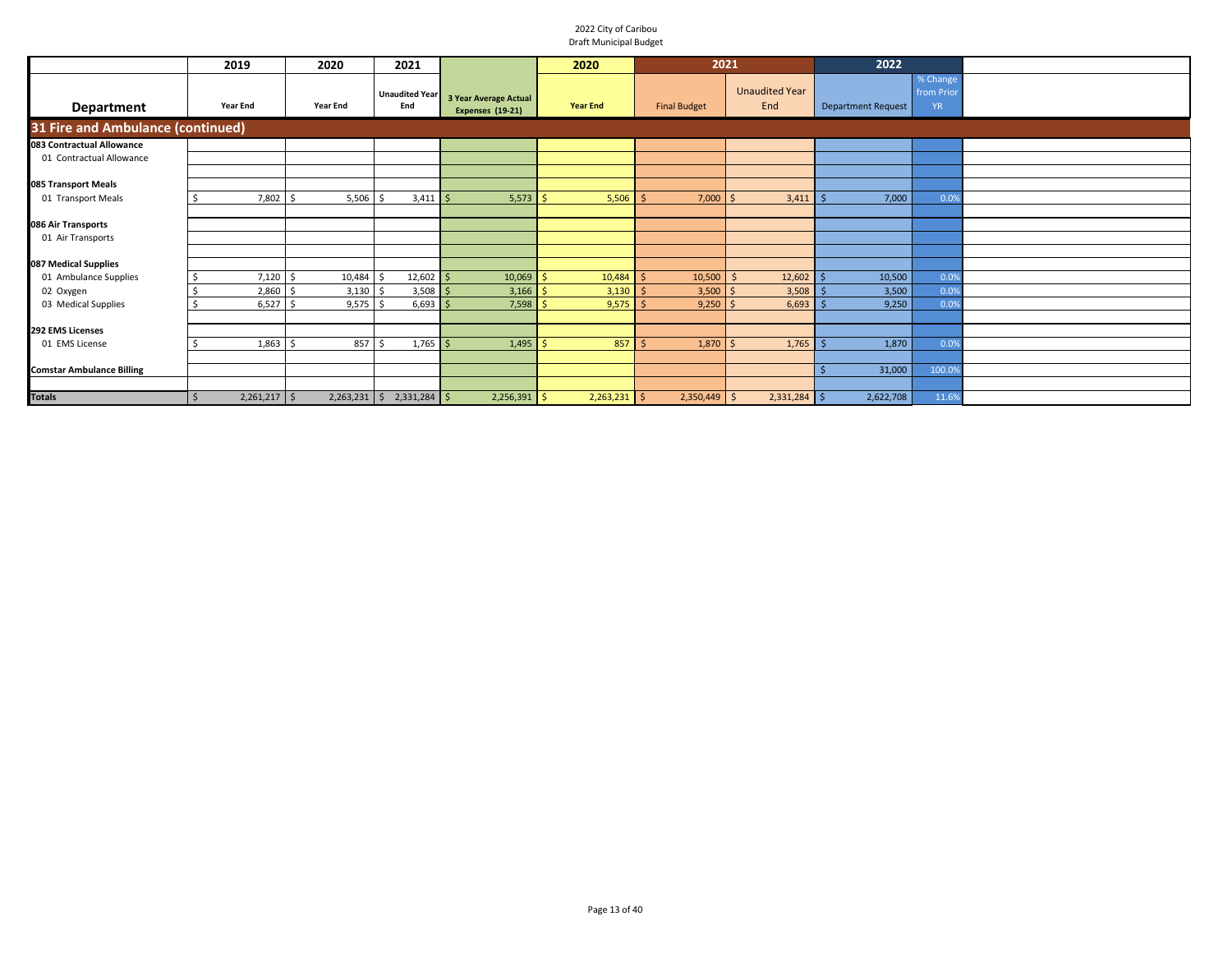2022 City of Caribou
Draft Municipal Budget

| Department | 2019 Year End | 2020 Year End | 2021 Unaudited Year End | 3 Year Average Actual Expenses (19-21) | 2020 Year End | 2021 Final Budget | 2021 Unaudited Year End | 2022 Department Request | % Change from Prior YR |
|---|---|---|---|---|---|---|---|---|---|
| **31 Fire and Ambulance (continued)** | | | | | | | | | |
| **083 Contractual Allowance** | | | | | | | | | |
| 01 Contractual Allowance | | | | | | | | | |
| **085 Transport Meals** | | | | | | | | | |
| 01 Transport Meals | $ 7,802 | $ 5,506 | $ 3,411 | $ 5,573 | $ 5,506 | $ 7,000 | $ 3,411 | $ 7,000 | 0.0% |
| **086 Air Transports** | | | | | | | | | |
| 01 Air Transports | | | | | | | | | |
| **087 Medical Supplies** | | | | | | | | | |
| 01 Ambulance Supplies | $ 7,120 | $ 10,484 | $ 12,602 | $ 10,069 | $ 10,484 | $ 10,500 | $ 12,602 | $ 10,500 | 0.0% |
| 02 Oxygen | $ 2,860 | $ 3,130 | $ 3,508 | $ 3,166 | $ 3,130 | $ 3,500 | $ 3,508 | $ 3,500 | 0.0% |
| 03 Medical Supplies | $ 6,527 | $ 9,575 | $ 6,693 | $ 7,598 | $ 9,575 | $ 9,250 | $ 6,693 | $ 9,250 | 0.0% |
| **292 EMS Licenses** | | | | | | | | | |
| 01 EMS License | $ 1,863 | $ 857 | $ 1,765 | $ 1,495 | $ 857 | $ 1,870 | $ 1,765 | $ 1,870 | 0.0% |
| **Comstar Ambulance Billing** | | | | | | | | $ 31,000 | 100.0% |
| **Totals** | $ 2,261,217 | $ 2,263,231 | $ 2,331,284 | $ 2,256,391 | $ 2,263,231 | $ 2,350,449 | $ 2,331,284 | $ 2,622,708 | 11.6% |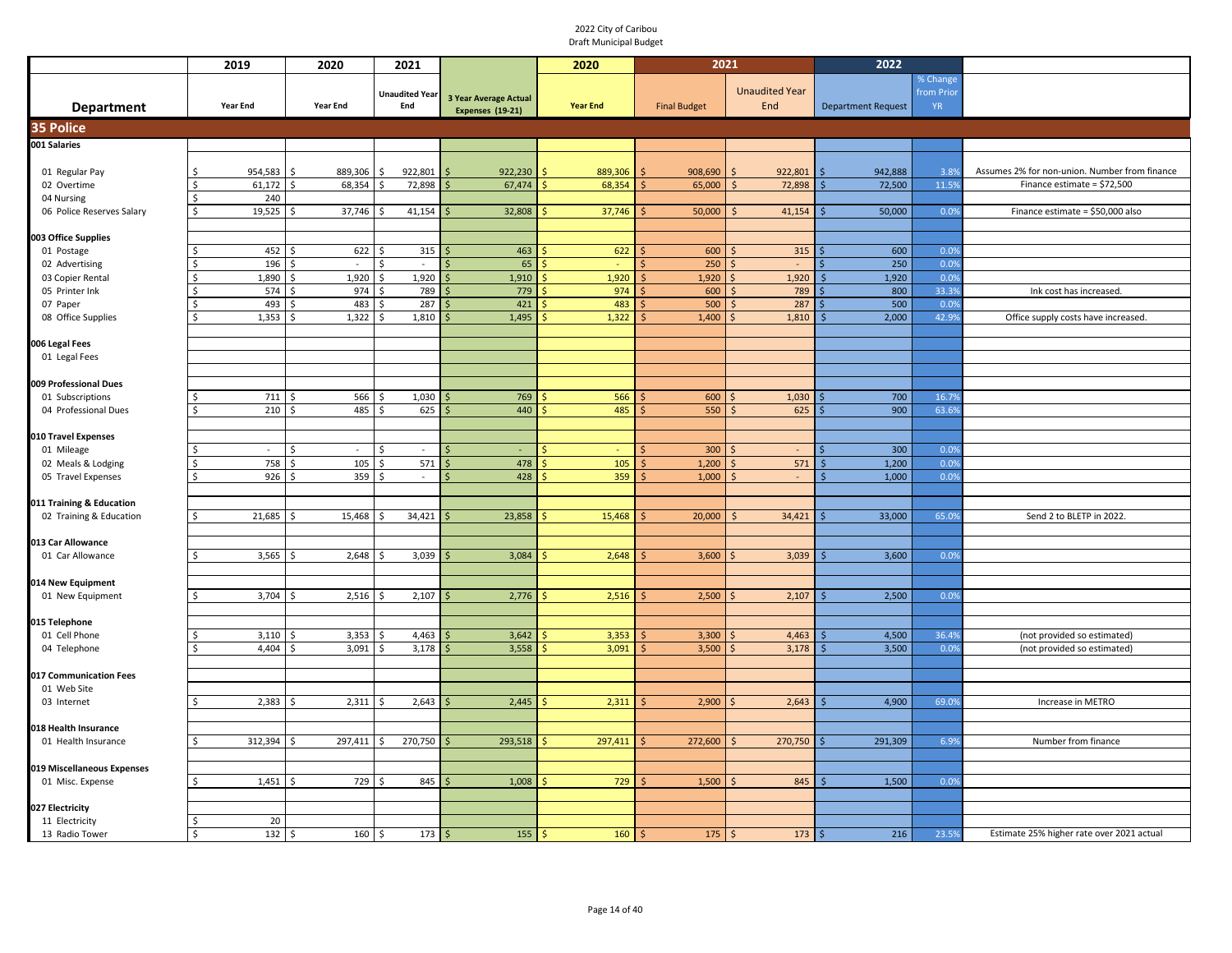2022 City of Caribou
Draft Municipal Budget

| Department | 2019 Year End | 2020 Year End | 2021 Unaudited Year End | 3 Year Average Actual Expenses (19-21) | 2020 Year End | 2021 Final Budget | 2021 Unaudited Year End | 2022 Department Request | % Change from Prior YR | |
|---|---|---|---|---|---|---|---|---|---|---|
| **35 Police** | | | | | | | | | | |
| **001 Salaries** | | | | | | | | | | |
| 01 Regular Pay | $ 954,583 | $ 889,306 | $ 922,801 | $ 922,230 | $ 889,306 | $ 908,690 | $ 922,801 | $ 942,888 | 3.8% | Assumes 2% for non-union. Number from finance |
| 02 Overtime | $ 61,172 | $ 68,354 | $ 72,898 | $ 67,474 | $ 68,354 | $ 65,000 | $ 72,898 | $ 72,500 | 11.5% | Finance estimate = $72,500 |
| 04 Nursing | $ 240 | | | | | | | | | |
| 06 Police Reserves Salary | $ 19,525 | $ 37,746 | $ 41,154 | $ 32,808 | $ 37,746 | $ 50,000 | $ 41,154 | $ 50,000 | 0.0% | Finance estimate = $50,000 also |
| **003 Office Supplies** | | | | | | | | | | |
| 01 Postage | $ 452 | $ 622 | $ 315 | $ 463 | $ 622 | $ 600 | $ 315 | $ 600 | 0.0% | |
| 02 Advertising | $ 196 | $ - | $ - | $ 65 | $ - | $ 250 | $ - | $ 250 | 0.0% | |
| 03 Copier Rental | $ 1,890 | $ 1,920 | $ 1,920 | $ 1,910 | $ 1,920 | $ 1,920 | $ 1,920 | $ 1,920 | 0.0% | |
| 05 Printer Ink | $ 574 | $ 974 | $ 789 | $ 779 | $ 974 | $ 600 | $ 789 | $ 800 | 33.3% | Ink cost has increased. |
| 07 Paper | $ 493 | $ 483 | $ 287 | $ 421 | $ 483 | $ 500 | $ 287 | $ 500 | 0.0% | |
| 08 Office Supplies | $ 1,353 | $ 1,322 | $ 1,810 | $ 1,495 | $ 1,322 | $ 1,400 | $ 1,810 | $ 2,000 | 42.9% | Office supply costs have increased. |
| **006 Legal Fees** | | | | | | | | | | |
| 01 Legal Fees | | | | | | | | | | |
| **009 Professional Dues** | | | | | | | | | | |
| 01 Subscriptions | $ 711 | $ 566 | $ 1,030 | $ 769 | $ 566 | $ 600 | $ 1,030 | $ 700 | 16.7% | |
| 04 Professional Dues | $ 210 | $ 485 | $ 625 | $ 440 | $ 485 | $ 550 | $ 625 | $ 900 | 63.6% | |
| **010 Travel Expenses** | | | | | | | | | | |
| 01 Mileage | $ - | $ - | $ - | $ - | $ - | $ 300 | $ - | $ 300 | 0.0% | |
| 02 Meals & Lodging | $ 758 | $ 105 | $ 571 | $ 478 | $ 105 | $ 1,200 | $ 571 | $ 1,200 | 0.0% | |
| 05 Travel Expenses | $ 926 | $ 359 | $ - | $ 428 | $ 359 | $ 1,000 | $ - | $ 1,000 | 0.0% | |
| **011 Training & Education** | | | | | | | | | | |
| 02 Training & Education | $ 21,685 | $ 15,468 | $ 34,421 | $ 23,858 | $ 15,468 | $ 20,000 | $ 34,421 | $ 33,000 | 65.0% | Send 2 to BLETP in 2022. |
| **013 Car Allowance** | | | | | | | | | | |
| 01 Car Allowance | $ 3,565 | $ 2,648 | $ 3,039 | $ 3,084 | $ 2,648 | $ 3,600 | $ 3,039 | $ 3,600 | 0.0% | |
| **014 New Equipment** | | | | | | | | | | |
| 01 New Equipment | $ 3,704 | $ 2,516 | $ 2,107 | $ 2,776 | $ 2,516 | $ 2,500 | $ 2,107 | $ 2,500 | 0.0% | |
| **015 Telephone** | | | | | | | | | | |
| 01 Cell Phone | $ 3,110 | $ 3,353 | $ 4,463 | $ 3,642 | $ 3,353 | $ 3,300 | $ 4,463 | $ 4,500 | 36.4% | (not provided so estimated) |
| 04 Telephone | $ 4,404 | $ 3,091 | $ 3,178 | $ 3,558 | $ 3,091 | $ 3,500 | $ 3,178 | $ 3,500 | 0.0% | (not provided so estimated) |
| **017 Communication Fees** | | | | | | | | | | |
| 01 Web Site | | | | | | | | | | |
| 03 Internet | $ 2,383 | $ 2,311 | $ 2,643 | $ 2,445 | $ 2,311 | $ 2,900 | $ 2,643 | $ 4,900 | 69.0% | Increase in METRO |
| **018 Health Insurance** | | | | | | | | | | |
| 01 Health Insurance | $ 312,394 | $ 297,411 | $ 270,750 | $ 293,518 | $ 297,411 | $ 272,600 | $ 270,750 | $ 291,309 | 6.9% | Number from finance |
| **019 Miscellaneous Expenses** | | | | | | | | | | |
| 01 Misc. Expense | $ 1,451 | $ 729 | $ 845 | $ 1,008 | $ 729 | $ 1,500 | $ 845 | $ 1,500 | 0.0% | |
| **027 Electricity** | | | | | | | | | | |
| 11 Electricity | $ 20 | | | | | | | | | |
| 13 Radio Tower | $ 132 | $ 160 | $ 173 | $ 155 | $ 160 | $ 175 | $ 173 | $ 216 | 23.5% | Estimate 25% higher rate over 2021 actual |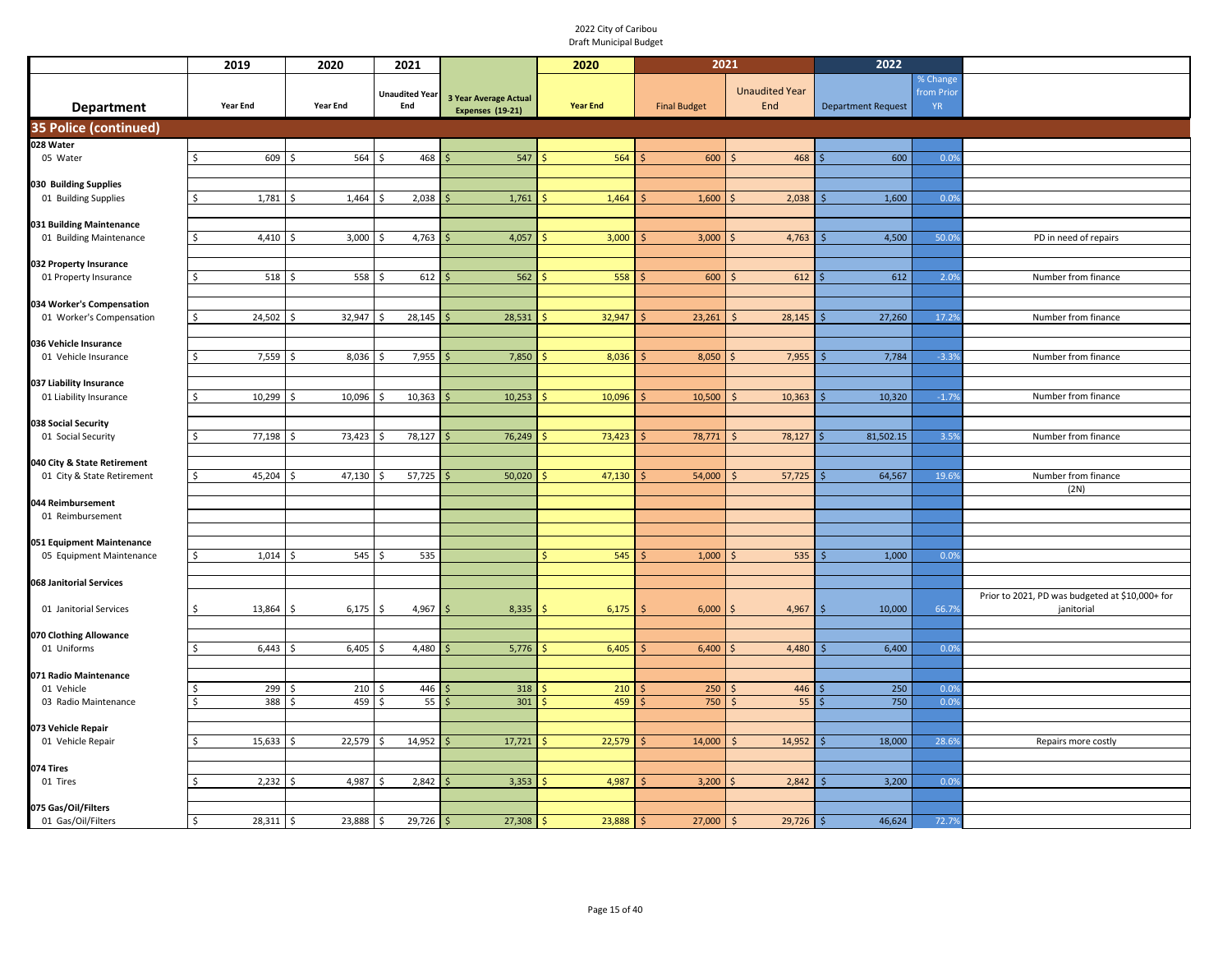2022 City of Caribou
Draft Municipal Budget

| Department | 2019 Year End | 2020 Year End | 2021 Unaudited Year End | 3 Year Average Actual Expenses (19-21) | 2020 Year End | 2021 Final Budget | 2021 Unaudited Year End | 2022 Department Request | % Change from Prior YR | |
|---|---|---|---|---|---|---|---|---|---|---|
| **35 Police (continued)** | | | | | | | | | | |
| **028 Water** | | | | | | | | | | |
| 05 Water | $ 609 | $ 564 | $ 468 | $ 547 | $ 564 | $ 600 | $ 468 | $ 600 | 0.0% | |
| **030 Building Supplies** | | | | | | | | | | |
| 01 Building Supplies | $ 1,781 | $ 1,464 | $ 2,038 | $ 1,761 | $ 1,464 | $ 1,600 | $ 2,038 | $ 1,600 | 0.0% | |
| **031 Building Maintenance** | | | | | | | | | | |
| 01 Building Maintenance | $ 4,410 | $ 3,000 | $ 4,763 | $ 4,057 | $ 3,000 | $ 3,000 | $ 4,763 | $ 4,500 | 50.0% | PD in need of repairs |
| **032 Property Insurance** | | | | | | | | | | |
| 01 Property Insurance | $ 518 | $ 558 | $ 612 | $ 562 | $ 558 | $ 600 | $ 612 | $ 612 | 2.0% | Number from finance |
| **034 Worker's Compensation** | | | | | | | | | | |
| 01 Worker's Compensation | $ 24,502 | $ 32,947 | $ 28,145 | $ 28,531 | $ 32,947 | $ 23,261 | $ 28,145 | $ 27,260 | 17.2% | Number from finance |
| **036 Vehicle Insurance** | | | | | | | | | | |
| 01 Vehicle Insurance | $ 7,559 | $ 8,036 | $ 7,955 | $ 7,850 | $ 8,036 | $ 8,050 | $ 7,955 | $ 7,784 | -3.3% | Number from finance |
| **037 Liability Insurance** | | | | | | | | | | |
| 01 Liability Insurance | $ 10,299 | $ 10,096 | $ 10,363 | $ 10,253 | $ 10,096 | $ 10,500 | $ 10,363 | $ 10,320 | -1.7% | Number from finance |
| **038 Social Security** | | | | | | | | | | |
| 01 Social Security | $ 77,198 | $ 73,423 | $ 78,127 | $ 76,249 | $ 73,423 | $ 78,771 | $ 78,127 | $ 81,502.15 | 3.5% | Number from finance |
| **040 City & State Retirement** | | | | | | | | | | |
| 01 City & State Retirement | $ 45,204 | $ 47,130 | $ 57,725 | $ 50,020 | $ 47,130 | $ 54,000 | $ 57,725 | $ 64,567 | 19.6% | Number from finance (2N) |
| **044 Reimbursement** | | | | | | | | | | |
| 01 Reimbursement | | | | | | | | | | |
| **051 Equipment Maintenance** | | | | | | | | | | |
| 05 Equipment Maintenance | $ 1,014 | $ 545 | $ 535 | | $ 545 | $ 1,000 | $ 535 | $ 1,000 | 0.0% | |
| **068 Janitorial Services** | | | | | | | | | | |
| 01 Janitorial Services | $ 13,864 | $ 6,175 | $ 4,967 | $ 8,335 | $ 6,175 | $ 6,000 | $ 4,967 | $ 10,000 | 66.7% | Prior to 2021, PD was budgeted at $10,000+ for janitorial |
| **070 Clothing Allowance** | | | | | | | | | | |
| 01 Uniforms | $ 6,443 | $ 6,405 | $ 4,480 | $ 5,776 | $ 6,405 | $ 6,400 | $ 4,480 | $ 6,400 | 0.0% | |
| **071 Radio Maintenance** | | | | | | | | | | |
| 01 Vehicle | $ 299 | $ 210 | $ 446 | $ 318 | $ 210 | $ 250 | $ 446 | $ 250 | 0.0% | |
| 03 Radio Maintenance | $ 388 | $ 459 | $ 55 | $ 301 | $ 459 | $ 750 | $ 55 | $ 750 | 0.0% | |
| **073 Vehicle Repair** | | | | | | | | | | |
| 01 Vehicle Repair | $ 15,633 | $ 22,579 | $ 14,952 | $ 17,721 | $ 22,579 | $ 14,000 | $ 14,952 | $ 18,000 | 28.6% | Repairs more costly |
| **074 Tires** | | | | | | | | | | |
| 01 Tires | $ 2,232 | $ 4,987 | $ 2,842 | $ 3,353 | $ 4,987 | $ 3,200 | $ 2,842 | $ 3,200 | 0.0% | |
| **075 Gas/Oil/Filters** | | | | | | | | | | |
| 01 Gas/Oil/Filters | $ 28,311 | $ 23,888 | $ 29,726 | $ 27,308 | $ 23,888 | $ 27,000 | $ 29,726 | $ 46,624 | 72.7% | |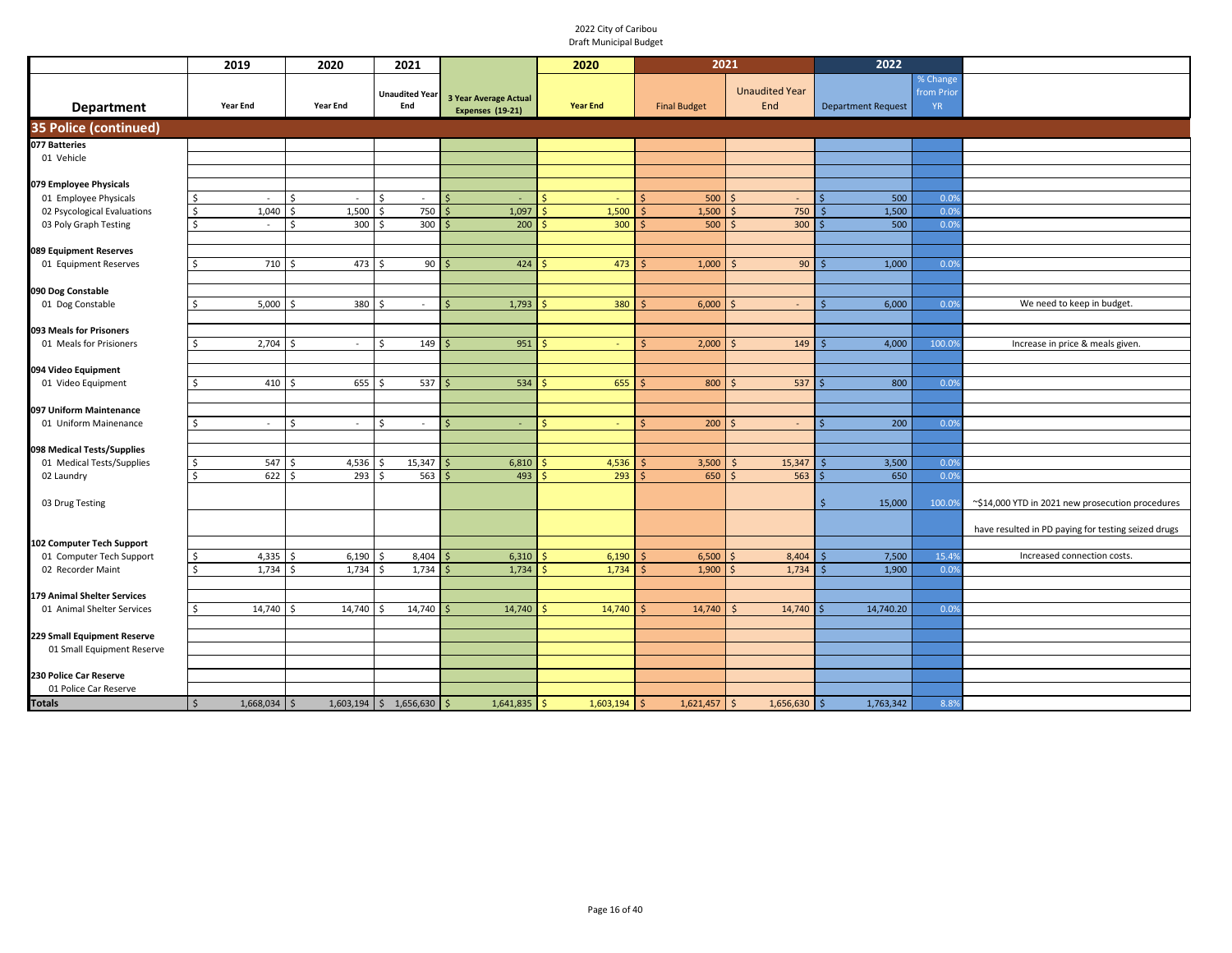2022 City of Caribou
Draft Municipal Budget

| Department | 2019 Year End | 2020 Year End | 2021 Unaudited Year End | 3 Year Average Actual Expenses (19-21) | 2020 Year End | 2021 Final Budget | 2021 Unaudited Year End | 2022 Department Request | % Change from Prior YR | |
|---|---|---|---|---|---|---|---|---|---|---|
| **35 Police (continued)** | | | | | | | | | | |
| **077 Batteries** | | | | | | | | | | |
| 01 Vehicle | | | | | | | | | | |
| **079 Employee Physicals** | | | | | | | | | | |
| 01 Employee Physicals | $ - | $ - | $ - | $ - | $ - | $ 500 | $ - | $ 500 | 0.0% | |
| 02 Psycological Evaluations | $ 1,040 | $ 1,500 | $ 750 | $ 1,097 | $ 1,500 | $ 1,500 | $ 750 | $ 1,500 | 0.0% | |
| 03 Poly Graph Testing | $ - | $ 300 | $ 300 | $ 200 | $ 300 | $ 500 | $ 300 | $ 500 | 0.0% | |
| **089 Equipment Reserves** | | | | | | | | | | |
| 01 Equipment Reserves | $ 710 | $ 473 | $ 90 | $ 424 | $ 473 | $ 1,000 | $ 90 | $ 1,000 | 0.0% | |
| **090 Dog Constable** | | | | | | | | | | |
| 01 Dog Constable | $ 5,000 | $ 380 | $ - | $ 1,793 | $ 380 | $ 6,000 | $ - | $ 6,000 | 0.0% | We need to keep in budget. |
| **093 Meals for Prisoners** | | | | | | | | | | |
| 01 Meals for Prisioners | $ 2,704 | $ - | $ 149 | $ 951 | $ - | $ 2,000 | $ 149 | $ 4,000 | 100.0% | Increase in price & meals given. |
| **094 Video Equipment** | | | | | | | | | | |
| 01 Video Equipment | $ 410 | $ 655 | $ 537 | $ 534 | $ 655 | $ 800 | $ 537 | $ 800 | 0.0% | |
| **097 Uniform Maintenance** | | | | | | | | | | |
| 01 Uniform Mainenance | $ - | $ - | $ - | $ - | $ - | $ 200 | $ - | $ 200 | 0.0% | |
| **098 Medical Tests/Supplies** | | | | | | | | | | |
| 01 Medical Tests/Supplies | $ 547 | $ 4,536 | $ 15,347 | $ 6,810 | $ 4,536 | $ 3,500 | $ 15,347 | $ 3,500 | 0.0% | |
| 02 Laundry | $ 622 | $ 293 | $ 563 | $ 493 | $ 293 | $ 650 | $ 563 | $ 650 | 0.0% | |
| 03 Drug Testing | | | | | | | | $ 15,000 | 100.0% | ~$14,000 YTD in 2021 new prosecution procedures have resulted in PD paying for testing seized drugs |
| **102 Computer Tech Support** | | | | | | | | | | |
| 01 Computer Tech Support | $ 4,335 | $ 6,190 | $ 8,404 | $ 6,310 | $ 6,190 | $ 6,500 | $ 8,404 | $ 7,500 | 15.4% | Increased connection costs. |
| 02 Recorder Maint | $ 1,734 | $ 1,734 | $ 1,734 | $ 1,734 | $ 1,734 | $ 1,900 | $ 1,734 | $ 1,900 | 0.0% | |
| **179 Animal Shelter Services** | | | | | | | | | | |
| 01 Animal Shelter Services | $ 14,740 | $ 14,740 | $ 14,740 | $ 14,740 | $ 14,740 | $ 14,740 | $ 14,740 | $ 14,740.20 | 0.0% | |
| **229 Small Equipment Reserve** | | | | | | | | | | |
| 01 Small Equipment Reserve | | | | | | | | | | |
| **230 Police Car Reserve** | | | | | | | | | | |
| 01 Police Car Reserve | | | | | | | | | | |
| **Totals** | $ 1,668,034 | $ 1,603,194 | $ 1,656,630 | $ 1,641,835 | $ 1,603,194 | $ 1,621,457 | $ 1,656,630 | $ 1,763,342 | 8.8% | |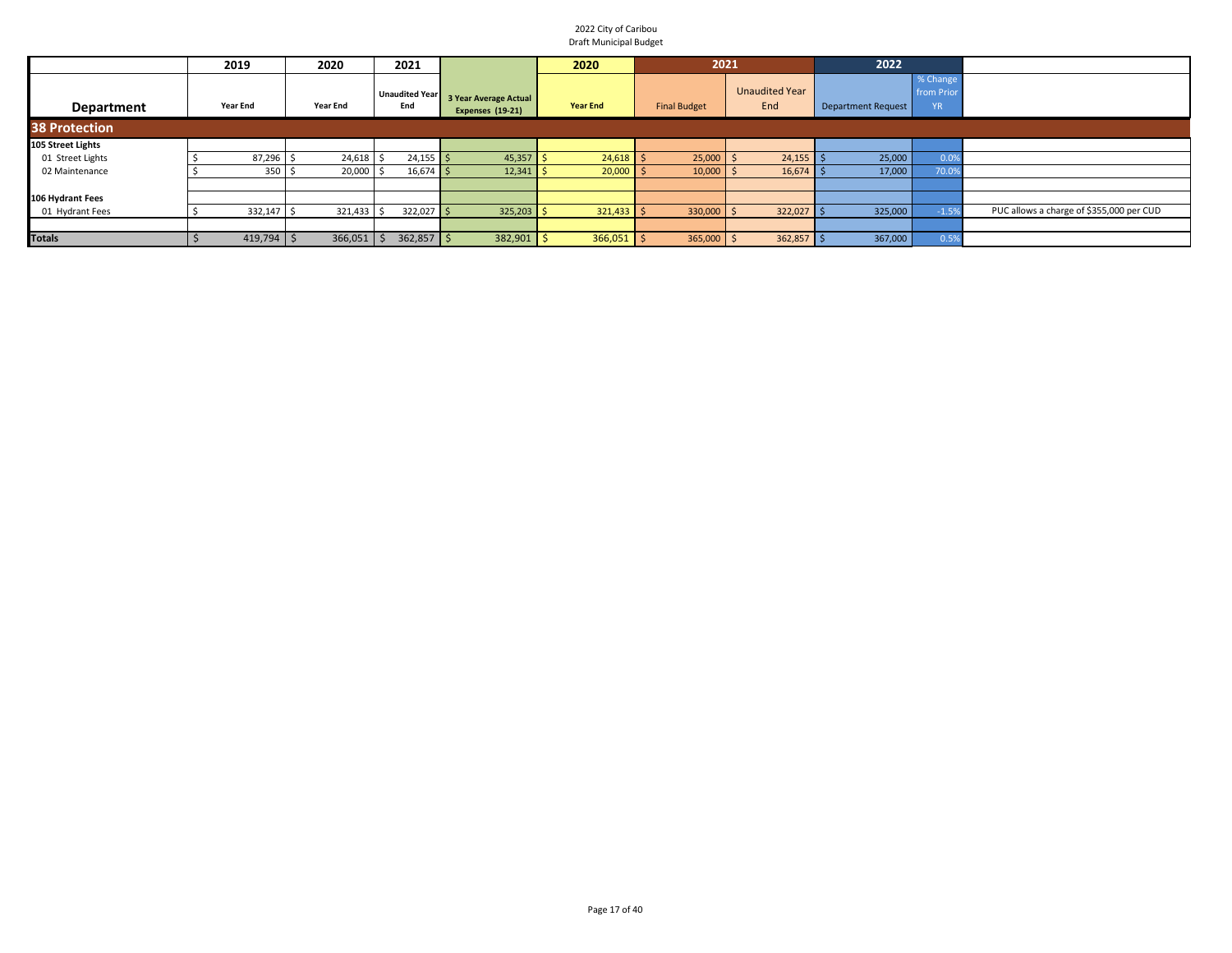2022 City of Caribou
Draft Municipal Budget

| Department | 2019 Year End | 2020 Year End | 2021 Unaudited Year End | 3 Year Average Actual Expenses (19-21) | 2020 Year End | 2021 Final Budget | 2021 Unaudited Year End | 2022 Department Request | % Change from Prior YR | |
|---|---|---|---|---|---|---|---|---|---|---|
| **38 Protection** | | | | | | | | | | |
| **105 Street Lights** | | | | | | | | | | |
| 01 Street Lights | $ 87,296 | $ 24,618 | $ 24,155 | $ 45,357 | $ 24,618 | $ 25,000 | $ 24,155 | $ 25,000 | 0.0% | |
| 02 Maintenance | $ 350 | $ 20,000 | $ 16,674 | $ 12,341 | $ 20,000 | $ 10,000 | $ 16,674 | $ 17,000 | 70.0% | |
| | | | | | | | | | | |
| **106 Hydrant Fees** | | | | | | | | | | |
| 01 Hydrant Fees | $ 332,147 | $ 321,433 | $ 322,027 | $ 325,203 | $ 321,433 | $ 330,000 | $ 322,027 | $ 325,000 | -1.5% | PUC allows a charge of $355,000 per CUD |
| | | | | | | | | | | |
| **Totals** | $ 419,794 | $ 366,051 | $ 362,857 | $ 382,901 | $ 366,051 | $ 365,000 | $ 362,857 | $ 367,000 | 0.5% | |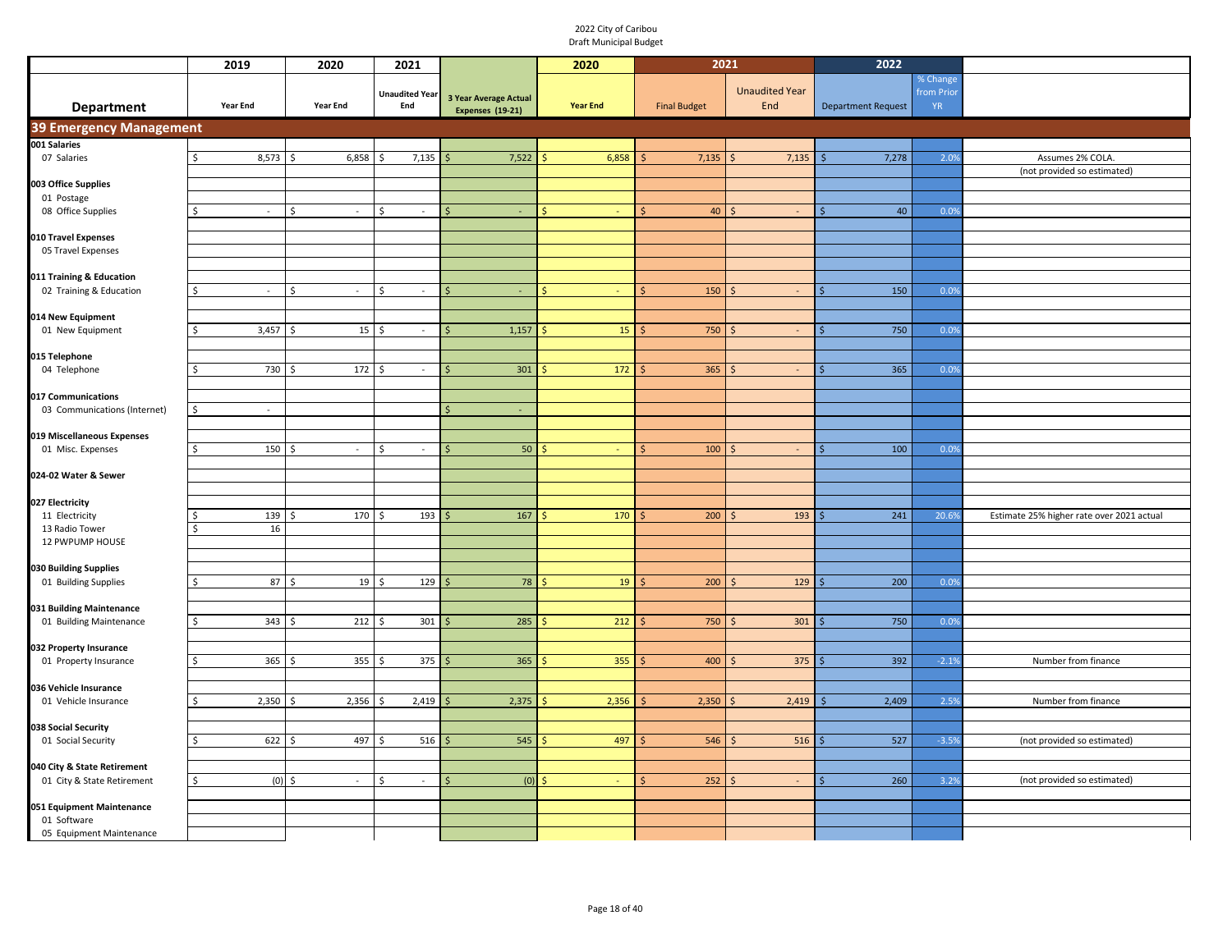2022 City of Caribou
Draft Municipal Budget

| Department | 2019 Year End | 2020 Year End | 2021 Unaudited Year End | 3 Year Average Actual Expenses (19-21) | 2020 Year End | 2021 Final Budget | 2021 Unaudited Year End | 2022 Department Request | % Change from Prior YR | |
|---|---|---|---|---|---|---|---|---|---|---|
| **39 Emergency Management** | | | | | | | | | | |
| **001 Salaries** | | | | | | | | | | |
| 07 Salaries | $ 8,573 | $ 6,858 | $ 7,135 | $ 7,522 | $ 6,858 | $ 7,135 | $ 7,135 | $ 7,278 | 2.0% | Assumes 2% COLA. |
| | | | | | | | | | | (not provided so estimated) |
| **003 Office Supplies** | | | | | | | | | | |
| 01 Postage | | | | | | | | | | |
| 08 Office Supplies | $ - | $ - | $ - | $ - | $ - | $ 40 | $ - | $ 40 | 0.0% | |
| **010 Travel Expenses** | | | | | | | | | | |
| 05 Travel Expenses | | | | | | | | | | |
| **011 Training & Education** | | | | | | | | | | |
| 02 Training & Education | $ - | $ - | $ - | $ - | $ - | $ 150 | $ - | $ 150 | 0.0% | |
| **014 New Equipment** | | | | | | | | | | |
| 01 New Equipment | $ 3,457 | $ 15 | $ - | $ 1,157 | $ 15 | $ 750 | $ - | $ 750 | 0.0% | |
| **015 Telephone** | | | | | | | | | | |
| 04 Telephone | $ 730 | $ 172 | $ - | $ 301 | $ 172 | $ 365 | $ - | $ 365 | 0.0% | |
| **017 Communications** | | | | | | | | | | |
| 03 Communications (Internet) | $ - | | | $ - | | | | | | |
| **019 Miscellaneous Expenses** | | | | | | | | | | |
| 01 Misc. Expenses | $ 150 | $ - | $ - | $ 50 | $ - | $ 100 | $ - | $ 100 | 0.0% | |
| **024-02 Water & Sewer** | | | | | | | | | | |
| **027 Electricity** | | | | | | | | | | |
| 11 Electricity | $ 139 | $ 170 | $ 193 | $ 167 | $ 170 | $ 200 | $ 193 | $ 241 | 20.6% | Estimate 25% higher rate over 2021 actual |
| 13 Radio Tower | $ 16 | | | | | | | | | |
| 12 PWPUMP HOUSE | | | | | | | | | | |
| **030 Building Supplies** | | | | | | | | | | |
| 01 Building Supplies | $ 87 | $ 19 | $ 129 | $ 78 | $ 19 | $ 200 | $ 129 | $ 200 | 0.0% | |
| **031 Building Maintenance** | | | | | | | | | | |
| 01 Building Maintenance | $ 343 | $ 212 | $ 301 | $ 285 | $ 212 | $ 750 | $ 301 | $ 750 | 0.0% | |
| **032 Property Insurance** | | | | | | | | | | |
| 01 Property Insurance | $ 365 | $ 355 | $ 375 | $ 365 | $ 355 | $ 400 | $ 375 | $ 392 | -2.1% | Number from finance |
| **036 Vehicle Insurance** | | | | | | | | | | |
| 01 Vehicle Insurance | $ 2,350 | $ 2,356 | $ 2,419 | $ 2,375 | $ 2,356 | $ 2,350 | $ 2,419 | $ 2,409 | 2.5% | Number from finance |
| **038 Social Security** | | | | | | | | | | |
| 01 Social Security | $ 622 | $ 497 | $ 516 | $ 545 | $ 497 | $ 546 | $ 516 | $ 527 | -3.5% | (not provided so estimated) |
| **040 City & State Retirement** | | | | | | | | | | |
| 01 City & State Retirement | $ (0) | $ - | $ - | $ (0) | $ - | $ 252 | $ - | $ 260 | 3.2% | (not provided so estimated) |
| **051 Equipment Maintenance** | | | | | | | | | | |
| 01 Software | | | | | | | | | | |
| 05 Equipment Maintenance | | | | | | | | | | |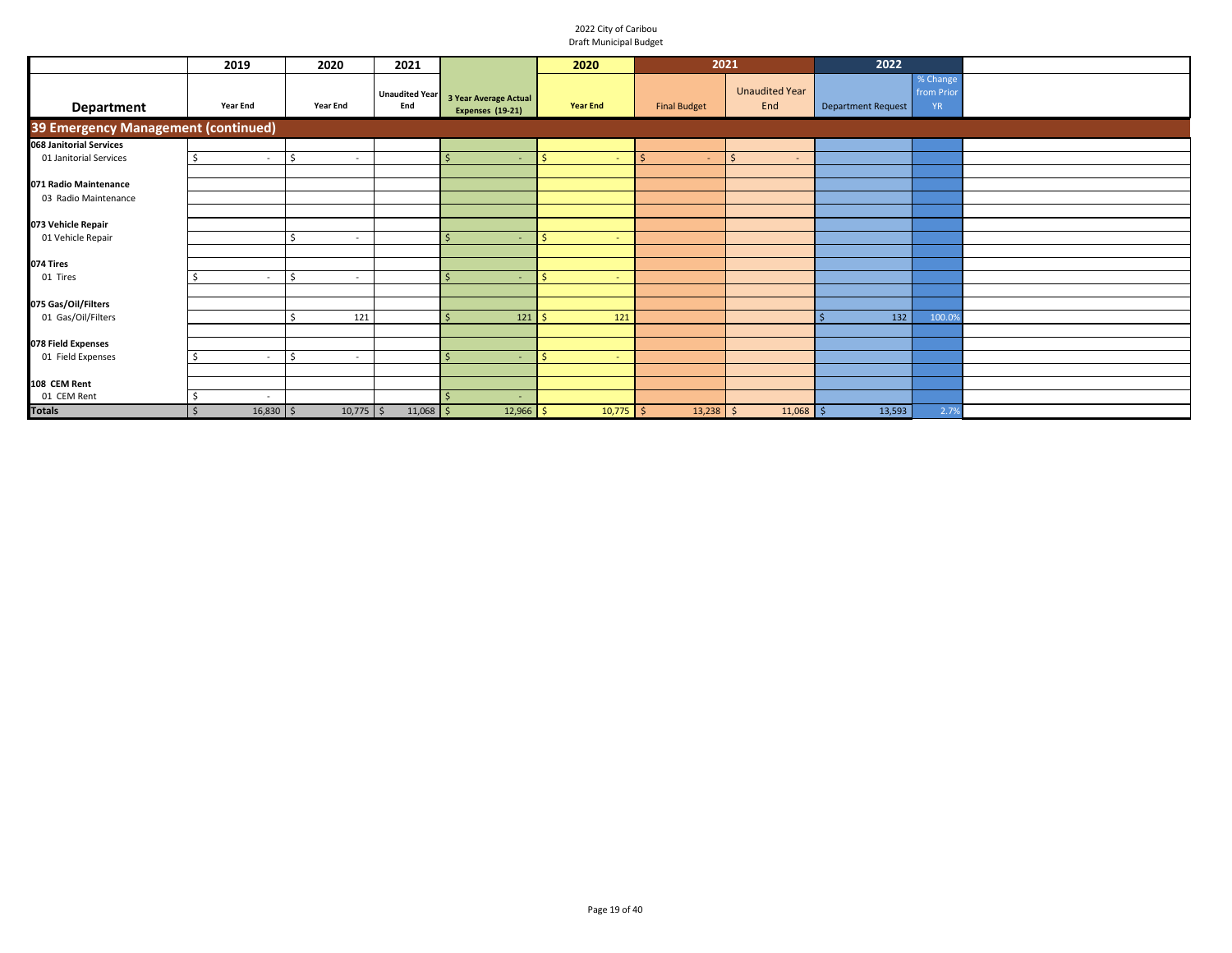2022 City of Caribou
Draft Municipal Budget

| Department | 2019 Year End | 2020 Year End | 2021 Unaudited Year End | 3 Year Average Actual Expenses (19-21) | 2020 Year End | 2021 Final Budget | 2021 Unaudited Year End | 2022 Department Request | % Change from Prior YR | |
|---|---|---|---|---|---|---|---|---|---|---|
| **39 Emergency Management (continued)** | | | | | | | | | | |
| **068 Janitorial Services** | | | | | | | | | | |
| 01 Janitorial Services | $ - | $ - | | $ - | $ - | $ - | $ - | | | |
| | | | | | | | | | | |
| **071 Radio Maintenance** | | | | | | | | | | |
| 03 Radio Maintenance | | | | | | | | | | |
| | | | | | | | | | | |
| **073 Vehicle Repair** | | | | | | | | | | |
| 01 Vehicle Repair | | $ - | | $ - | $ - | | | | | |
| | | | | | | | | | | |
| **074 Tires** | | | | | | | | | | |
| 01 Tires | $ - | $ - | | $ - | $ - | | | | | |
| | | | | | | | | | | |
| **075 Gas/Oil/Filters** | | | | | | | | | | |
| 01 Gas/Oil/Filters | | $ 121 | | $ 121 | $ 121 | | | $ 132 | 100.0% | |
| | | | | | | | | | | |
| **078 Field Expenses** | | | | | | | | | | |
| 01 Field Expenses | $ - | $ - | | $ - | $ - | | | | | |
| | | | | | | | | | | |
| **108 CEM Rent** | | | | | | | | | | |
| 01 CEM Rent | $ - | | | $ - | | | | | | |
| **Totals** | $ 16,830 | $ 10,775 | $ 11,068 | $ 12,966 | $ 10,775 | $ 13,238 | $ 11,068 | $ 13,593 | 2.7% | |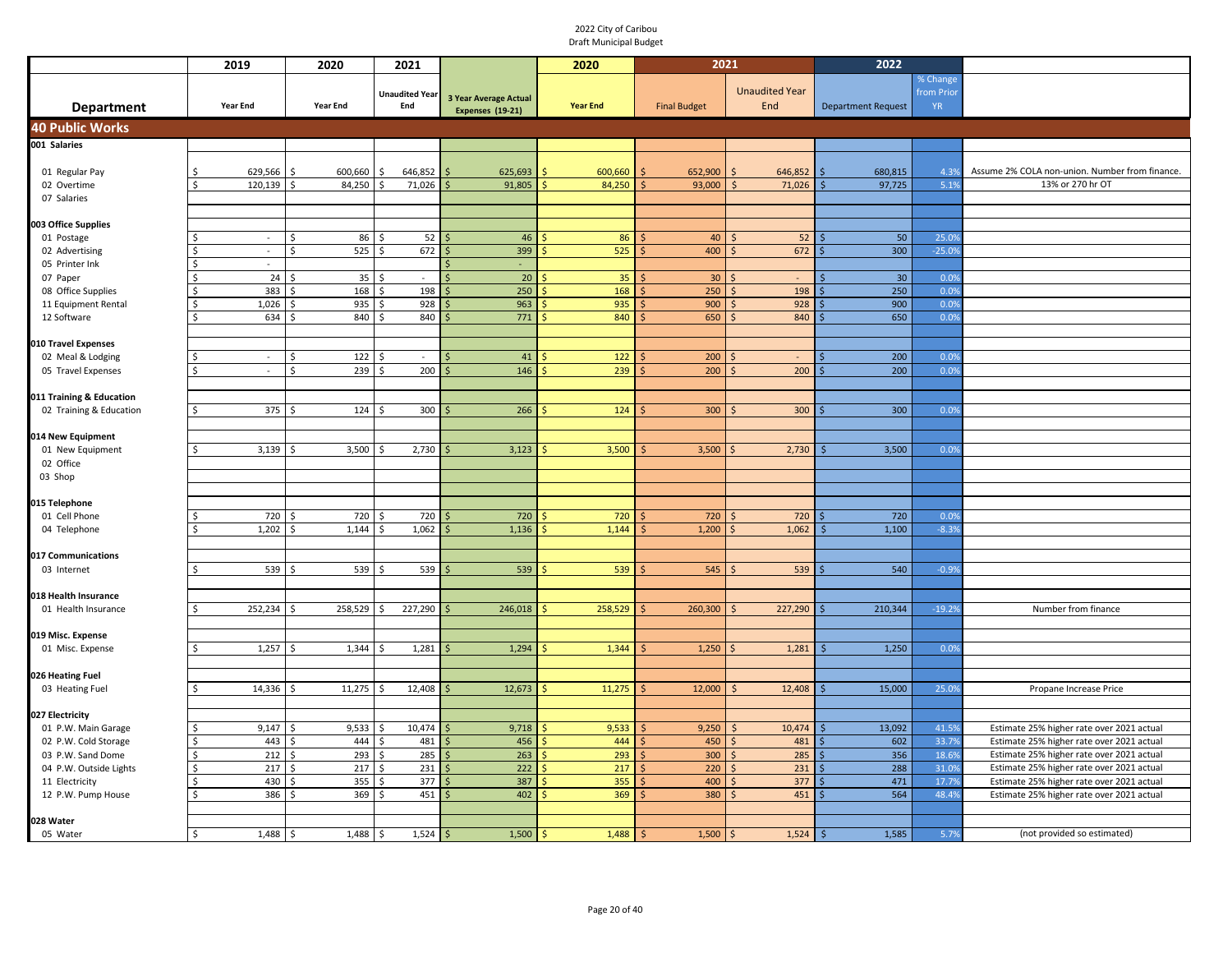2022 City of Caribou
Draft Municipal Budget

| Department | 2019 Year End | 2020 Year End | 2021 Unaudited Year End | 3 Year Average Actual Expenses (19-21) | 2020 Year End | 2021 Final Budget | 2021 Unaudited Year End | 2022 Department Request | % Change from Prior YR | |
|---|---|---|---|---|---|---|---|---|---|---|
| **40 Public Works** | | | | | | | | | | |
| **001 Salaries** | | | | | | | | | | |
| 01 Regular Pay | $ 629,566 | $ 600,660 | $ 646,852 | $ 625,693 | $ 600,660 | $ 652,900 | $ 646,852 | $ 680,815 | 4.3% | Assume 2% COLA non-union. Number from finance. |
| 02 Overtime | $ 120,139 | $ 84,250 | $ 71,026 | $ 91,805 | $ 84,250 | $ 93,000 | $ 71,026 | $ 97,725 | 5.1% | 13% or 270 hr OT |
| 07 Salaries | | | | | | | | | | |
| **003 Office Supplies** | | | | | | | | | | |
| 01 Postage | $ - | $ 86 | $ 52 | $ 46 | $ 86 | $ 40 | $ 52 | $ 50 | 25.0% | |
| 02 Advertising | $ - | $ 525 | $ 672 | $ 399 | $ 525 | $ 400 | $ 672 | $ 300 | -25.0% | |
| 05 Printer Ink | $ - | | | $ - | | | | | | |
| 07 Paper | $ 24 | $ 35 | $ - | $ 20 | $ 35 | $ 30 | $ - | $ 30 | 0.0% | |
| 08 Office Supplies | $ 383 | $ 168 | $ 198 | $ 250 | $ 168 | $ 250 | $ 198 | $ 250 | 0.0% | |
| 11 Equipment Rental | $ 1,026 | $ 935 | $ 928 | $ 963 | $ 935 | $ 900 | $ 928 | $ 900 | 0.0% | |
| 12 Software | $ 634 | $ 840 | $ 840 | $ 771 | $ 840 | $ 650 | $ 840 | $ 650 | 0.0% | |
| **010 Travel Expenses** | | | | | | | | | | |
| 02 Meal & Lodging | $ - | $ 122 | $ - | $ 41 | $ 122 | $ 200 | $ - | $ 200 | 0.0% | |
| 05 Travel Expenses | $ - | $ 239 | $ 200 | $ 146 | $ 239 | $ 200 | $ 200 | $ 200 | 0.0% | |
| **011 Training & Education** | | | | | | | | | | |
| 02 Training & Education | $ 375 | $ 124 | $ 300 | $ 266 | $ 124 | $ 300 | $ 300 | $ 300 | 0.0% | |
| **014 New Equipment** | | | | | | | | | | |
| 01 New Equipment | $ 3,139 | $ 3,500 | $ 2,730 | $ 3,123 | $ 3,500 | $ 3,500 | $ 2,730 | $ 3,500 | 0.0% | |
| 02 Office | | | | | | | | | | |
| 03 Shop | | | | | | | | | | |
| **015 Telephone** | | | | | | | | | | |
| 01 Cell Phone | $ 720 | $ 720 | $ 720 | $ 720 | $ 720 | $ 720 | $ 720 | $ 720 | 0.0% | |
| 04 Telephone | $ 1,202 | $ 1,144 | $ 1,062 | $ 1,136 | $ 1,144 | $ 1,200 | $ 1,062 | $ 1,100 | -8.3% | |
| **017 Communications** | | | | | | | | | | |
| 03 Internet | $ 539 | $ 539 | $ 539 | $ 539 | $ 539 | $ 545 | $ 539 | $ 540 | -0.9% | |
| **018 Health Insurance** | | | | | | | | | | |
| 01 Health Insurance | $ 252,234 | $ 258,529 | $ 227,290 | $ 246,018 | $ 258,529 | $ 260,300 | $ 227,290 | $ 210,344 | -19.2% | Number from finance |
| **019 Misc. Expense** | | | | | | | | | | |
| 01 Misc. Expense | $ 1,257 | $ 1,344 | $ 1,281 | $ 1,294 | $ 1,344 | $ 1,250 | $ 1,281 | $ 1,250 | 0.0% | |
| **026 Heating Fuel** | | | | | | | | | | |
| 03 Heating Fuel | $ 14,336 | $ 11,275 | $ 12,408 | $ 12,673 | $ 11,275 | $ 12,000 | $ 12,408 | $ 15,000 | 25.0% | Propane Increase Price |
| **027 Electricity** | | | | | | | | | | |
| 01 P.W. Main Garage | $ 9,147 | $ 9,533 | $ 10,474 | $ 9,718 | $ 9,533 | $ 9,250 | $ 10,474 | $ 13,092 | 41.5% | Estimate 25% higher rate over 2021 actual |
| 02 P.W. Cold Storage | $ 443 | $ 444 | $ 481 | $ 456 | $ 444 | $ 450 | $ 481 | $ 602 | 33.7% | Estimate 25% higher rate over 2021 actual |
| 03 P.W. Sand Dome | $ 212 | $ 293 | $ 285 | $ 263 | $ 293 | $ 300 | $ 285 | $ 356 | 18.6% | Estimate 25% higher rate over 2021 actual |
| 04 P.W. Outside Lights | $ 217 | $ 217 | $ 231 | $ 222 | $ 217 | $ 220 | $ 231 | $ 288 | 31.0% | Estimate 25% higher rate over 2021 actual |
| 11 Electricity | $ 430 | $ 355 | $ 377 | $ 387 | $ 355 | $ 400 | $ 377 | $ 471 | 17.7% | Estimate 25% higher rate over 2021 actual |
| 12 P.W. Pump House | $ 386 | $ 369 | $ 451 | $ 402 | $ 369 | $ 380 | $ 451 | $ 564 | 48.4% | Estimate 25% higher rate over 2021 actual |
| **028 Water** | | | | | | | | | | |
| 05 Water | $ 1,488 | $ 1,488 | $ 1,524 | $ 1,500 | $ 1,488 | $ 1,500 | $ 1,524 | $ 1,585 | 5.7% | (not provided so estimated) |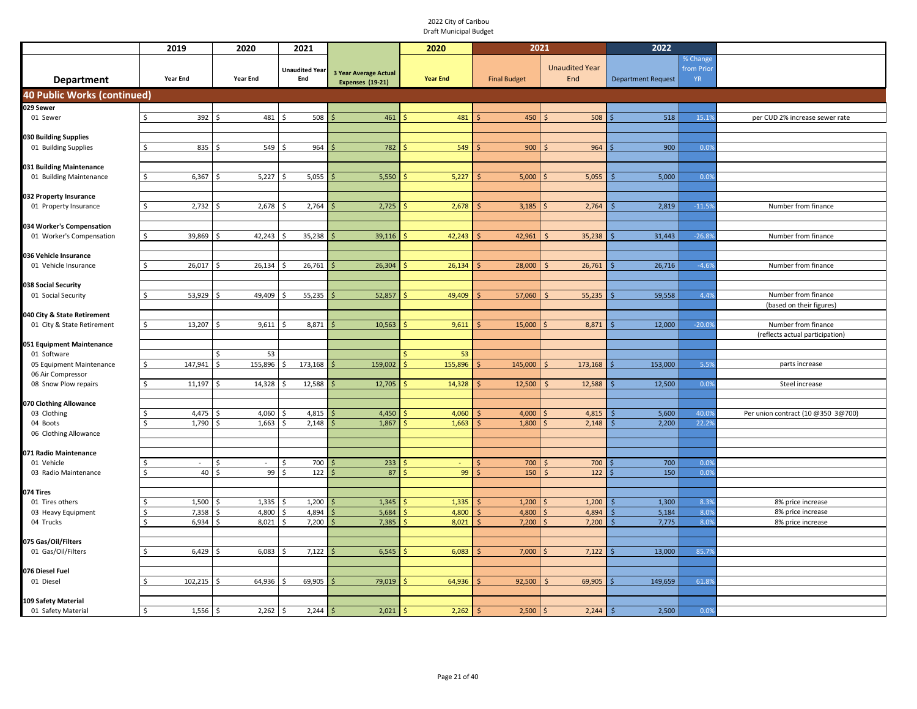2022 City of Caribou
Draft Municipal Budget

| Department | 2019 Year End | 2020 Year End | 2021 Unaudited Year End | 3 Year Average Actual Expenses (19-21) | 2020 Year End | 2021 Final Budget | 2021 Unaudited Year End | 2022 Department Request | % Change from Prior YR | |
|---|---|---|---|---|---|---|---|---|---|---|
| **40 Public Works (continued)** | | | | | | | | | | |
| **029 Sewer** | | | | | | | | | | |
| 01 Sewer | $ 392 | $ 481 | $ 508 | $ 461 | $ 481 | $ 450 | $ 508 | $ 518 | 15.1% | per CUD 2% increase sewer rate |
| **030 Building Supplies** | | | | | | | | | | |
| 01 Building Supplies | $ 835 | $ 549 | $ 964 | $ 782 | $ 549 | $ 900 | $ 964 | $ 900 | 0.0% | |
| **031 Building Maintenance** | | | | | | | | | | |
| 01 Building Maintenance | $ 6,367 | $ 5,227 | $ 5,055 | $ 5,550 | $ 5,227 | $ 5,000 | $ 5,055 | $ 5,000 | 0.0% | |
| **032 Property Insurance** | | | | | | | | | | |
| 01 Property Insurance | $ 2,732 | $ 2,678 | $ 2,764 | $ 2,725 | $ 2,678 | $ 3,185 | $ 2,764 | $ 2,819 | -11.5% | Number from finance |
| **034 Worker's Compensation** | | | | | | | | | | |
| 01 Worker's Compensation | $ 39,869 | $ 42,243 | $ 35,238 | $ 39,116 | $ 42,243 | $ 42,961 | $ 35,238 | $ 31,443 | -26.8% | Number from finance |
| **036 Vehicle Insurance** | | | | | | | | | | |
| 01 Vehicle Insurance | $ 26,017 | $ 26,134 | $ 26,761 | $ 26,304 | $ 26,134 | $ 28,000 | $ 26,761 | $ 26,716 | -4.6% | Number from finance |
| **038 Social Security** | | | | | | | | | | |
| 01 Social Security | $ 53,929 | $ 49,409 | $ 55,235 | $ 52,857 | $ 49,409 | $ 57,060 | $ 55,235 | $ 59,558 | 4.4% | Number from finance (based on their figures) |
| **040 City & State Retirement** | | | | | | | | | | |
| 01 City & State Retirement | $ 13,207 | $ 9,611 | $ 8,871 | $ 10,563 | $ 9,611 | $ 15,000 | $ 8,871 | $ 12,000 | -20.0% | Number from finance (reflects actual participation) |
| **051 Equipment Maintenance** | | | | | | | | | | |
| 01 Software | | $ 53 | | | $ 53 | | | | | |
| 05 Equipment Maintenance | $ 147,941 | $ 155,896 | $ 173,168 | $ 159,002 | $ 155,896 | $ 145,000 | $ 173,168 | $ 153,000 | 5.5% | parts increase |
| 06 Air Compressor | | | | | | | | | | |
| 08 Snow Plow repairs | $ 11,197 | $ 14,328 | $ 12,588 | $ 12,705 | $ 14,328 | $ 12,500 | $ 12,588 | $ 12,500 | 0.0% | Steel increase |
| **070 Clothing Allowance** | | | | | | | | | | |
| 03 Clothing | $ 4,475 | $ 4,060 | $ 4,815 | $ 4,450 | $ 4,060 | $ 4,000 | $ 4,815 | $ 5,600 | 40.0% | Per union contract (10 @350 3@700) |
| 04 Boots | $ 1,790 | $ 1,663 | $ 2,148 | $ 1,867 | $ 1,663 | $ 1,800 | $ 2,148 | $ 2,200 | 22.2% | |
| 06 Clothing Allowance | | | | | | | | | | |
| **071 Radio Maintenance** | | | | | | | | | | |
| 01 Vehicle | $ - | $ - | $ 700 | $ 233 | $ - | $ 700 | $ 700 | $ 700 | 0.0% | |
| 03 Radio Maintenance | $ 40 | $ 99 | $ 122 | $ 87 | $ 99 | $ 150 | $ 122 | $ 150 | 0.0% | |
| **074 Tires** | | | | | | | | | | |
| 01 Tires others | $ 1,500 | $ 1,335 | $ 1,200 | $ 1,345 | $ 1,335 | $ 1,200 | $ 1,200 | $ 1,300 | 8.3% | 8% price increase |
| 03 Heavy Equipment | $ 7,358 | $ 4,800 | $ 4,894 | $ 5,684 | $ 4,800 | $ 4,800 | $ 4,894 | $ 5,184 | 8.0% | 8% price increase |
| 04 Trucks | $ 6,934 | $ 8,021 | $ 7,200 | $ 7,385 | $ 8,021 | $ 7,200 | $ 7,200 | $ 7,775 | 8.0% | 8% price increase |
| **075 Gas/Oil/Filters** | | | | | | | | | | |
| 01 Gas/Oil/Filters | $ 6,429 | $ 6,083 | $ 7,122 | $ 6,545 | $ 6,083 | $ 7,000 | $ 7,122 | $ 13,000 | 85.7% | |
| **076 Diesel Fuel** | | | | | | | | | | |
| 01 Diesel | $ 102,215 | $ 64,936 | $ 69,905 | $ 79,019 | $ 64,936 | $ 92,500 | $ 69,905 | $ 149,659 | 61.8% | |
| **109 Safety Material** | | | | | | | | | | |
| 01 Safety Material | $ 1,556 | $ 2,262 | $ 2,244 | $ 2,021 | $ 2,262 | $ 2,500 | $ 2,244 | $ 2,500 | 0.0% | |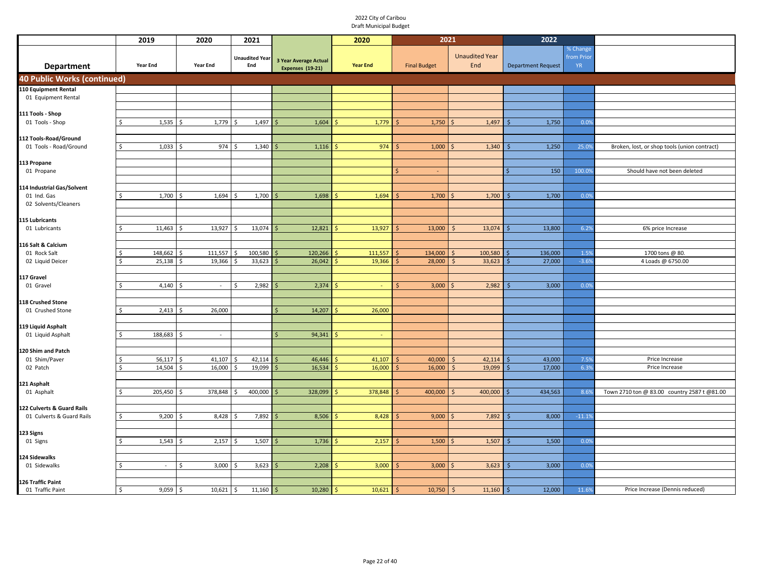2022 City of Caribou
Draft Municipal Budget

| Department | 2019 Year End | 2020 Year End | 2021 Unaudited Year End | 3 Year Average Actual Expenses (19-21) | 2020 Year End | 2021 Final Budget | 2021 Unaudited Year End | 2022 Department Request | % Change from Prior YR | |
|---|---|---|---|---|---|---|---|---|---|---|
| **40 Public Works (continued)** | | | | | | | | | | |
| **110 Equipment Rental** | | | | | | | | | | |
| 01 Equipment Rental | | | | | | | | | | |
| **111 Tools - Shop** | | | | | | | | | | |
| 01 Tools - Shop | $ 1,535 | $ 1,779 | $ 1,497 | $ 1,604 | $ 1,779 | $ 1,750 | $ 1,497 | $ 1,750 | 0.0% | |
| **112 Tools-Road/Ground** | | | | | | | | | | |
| 01 Tools - Road/Ground | $ 1,033 | $ 974 | $ 1,340 | $ 1,116 | $ 974 | $ 1,000 | $ 1,340 | $ 1,250 | 25.0% | Broken, lost, or shop tools (union contract) |
| **113 Propane** | | | | | | | | | | |
| 01 Propane | | | | | | $ - | | $ 150 | 100.0% | Should have not been deleted |
| **114 Industrial Gas/Solvent** | | | | | | | | | | |
| 01 Ind. Gas | $ 1,700 | $ 1,694 | $ 1,700 | $ 1,698 | $ 1,694 | $ 1,700 | $ 1,700 | $ 1,700 | 0.0% | |
| 02 Solvents/Cleaners | | | | | | | | | | |
| **115 Lubricants** | | | | | | | | | | |
| 01 Lubricants | $ 11,463 | $ 13,927 | $ 13,074 | $ 12,821 | $ 13,927 | $ 13,000 | $ 13,074 | $ 13,800 | 6.2% | 6% price Increase |
| **116 Salt & Calcium** | | | | | | | | | | |
| 01 Rock Salt | $ 148,662 | $ 111,557 | $ 100,580 | $ 120,266 | $ 111,557 | $ 134,000 | $ 100,580 | $ 136,000 | 1.5% | 1700 tons @ 80. |
| 02 Liquid Deicer | $ 25,138 | $ 19,366 | $ 33,623 | $ 26,042 | $ 19,366 | $ 28,000 | $ 33,623 | $ 27,000 | -3.6% | 4 Loads @ 6750.00 |
| **117 Gravel** | | | | | | | | | | |
| 01 Gravel | $ 4,140 | $ - | $ 2,982 | $ 2,374 | $ - | $ 3,000 | $ 2,982 | $ 3,000 | 0.0% | |
| **118 Crushed Stone** | | | | | | | | | | |
| 01 Crushed Stone | $ 2,413 | $ 26,000 | | $ 14,207 | $ 26,000 | | | | | |
| **119 Liquid Asphalt** | | | | | | | | | | |
| 01 Liquid Asphalt | $ 188,683 | $ - | | $ 94,341 | $ - | | | | | |
| **120 Shim and Patch** | | | | | | | | | | |
| 01 Shim/Paver | $ 56,117 | $ 41,107 | $ 42,114 | $ 46,446 | $ 41,107 | $ 40,000 | $ 42,114 | $ 43,000 | 7.5% | Price Increase |
| 02 Patch | $ 14,504 | $ 16,000 | $ 19,099 | $ 16,534 | $ 16,000 | $ 16,000 | $ 19,099 | $ 17,000 | 6.3% | Price Increase |
| **121 Asphalt** | | | | | | | | | | |
| 01 Asphalt | $ 205,450 | $ 378,848 | $ 400,000 | $ 328,099 | $ 378,848 | $ 400,000 | $ 400,000 | $ 434,563 | 8.6% | Town 2710 ton @ 83.00 country 2587 t @81.00 |
| **122 Culverts & Guard Rails** | | | | | | | | | | |
| 01 Culverts & Guard Rails | $ 9,200 | $ 8,428 | $ 7,892 | $ 8,506 | $ 8,428 | $ 9,000 | $ 7,892 | $ 8,000 | -11.1% | |
| **123 Signs** | | | | | | | | | | |
| 01 Signs | $ 1,543 | $ 2,157 | $ 1,507 | $ 1,736 | $ 2,157 | $ 1,500 | $ 1,507 | $ 1,500 | 0.0% | |
| **124 Sidewalks** | | | | | | | | | | |
| 01 Sidewalks | $ - | $ 3,000 | $ 3,623 | $ 2,208 | $ 3,000 | $ 3,000 | $ 3,623 | $ 3,000 | 0.0% | |
| **126 Traffic Paint** | | | | | | | | | | |
| 01 Traffic Paint | $ 9,059 | $ 10,621 | $ 11,160 | $ 10,280 | $ 10,621 | $ 10,750 | $ 11,160 | $ 12,000 | 11.6% | Price Increase (Dennis reduced) |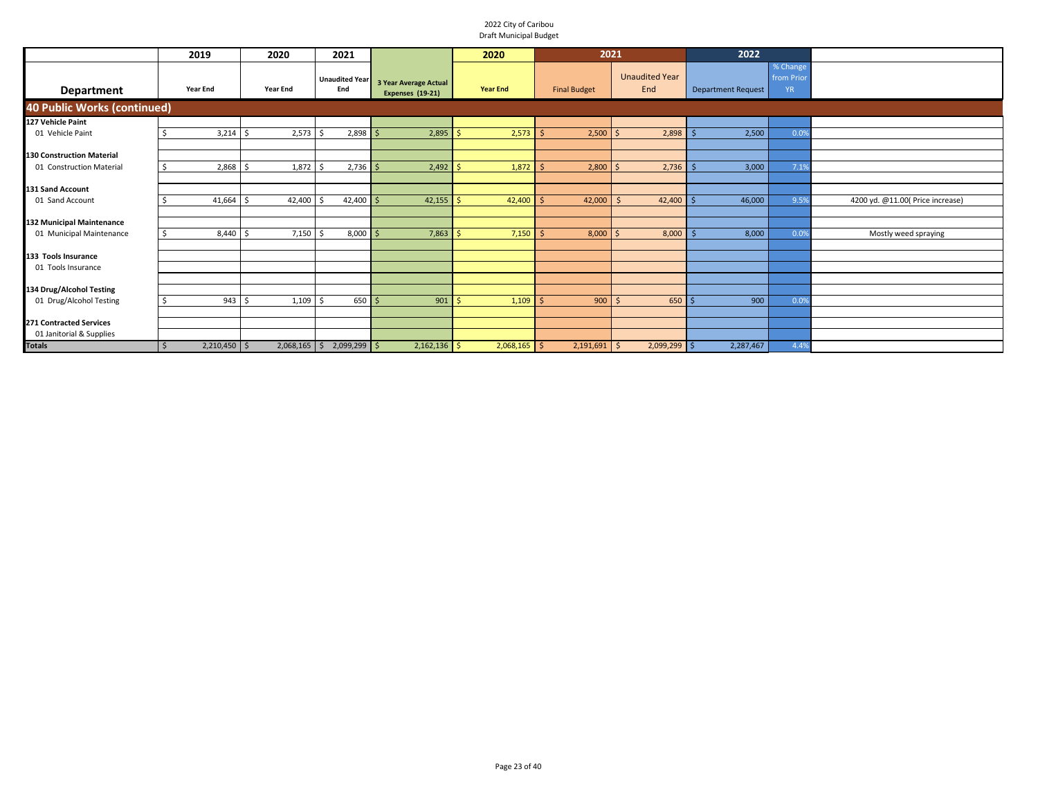2022 City of Caribou
Draft Municipal Budget

| Department | 2019 Year End | 2020 Year End | 2021 Unaudited Year End | 3 Year Average Actual Expenses (19-21) | 2020 Year End | 2021 Final Budget | 2021 Unaudited Year End | 2022 Department Request | % Change from Prior YR | |
|---|---|---|---|---|---|---|---|---|---|---|
| **40 Public Works (continued)** | | | | | | | | | | |
| **127 Vehicle Paint** | | | | | | | | | | |
| 01 Vehicle Paint | $ 3,214 | $ 2,573 | $ 2,898 | $ 2,895 | $ 2,573 | $ 2,500 | $ 2,898 | $ 2,500 | 0.0% | |
| **130 Construction Material** | | | | | | | | | | |
| 01 Construction Material | $ 2,868 | $ 1,872 | $ 2,736 | $ 2,492 | $ 1,872 | $ 2,800 | $ 2,736 | $ 3,000 | 7.1% | |
| **131 Sand Account** | | | | | | | | | | |
| 01 Sand Account | $ 41,664 | $ 42,400 | $ 42,400 | $ 42,155 | $ 42,400 | $ 42,000 | $ 42,400 | $ 46,000 | 9.5% | 4200 yd. @11.00( Price increase) |
| **132 Municipal Maintenance** | | | | | | | | | | |
| 01 Municipal Maintenance | $ 8,440 | $ 7,150 | $ 8,000 | $ 7,863 | $ 7,150 | $ 8,000 | $ 8,000 | $ 8,000 | 0.0% | Mostly weed spraying |
| **133 Tools Insurance** | | | | | | | | | | |
| 01 Tools Insurance | | | | | | | | | | |
| **134 Drug/Alcohol Testing** | | | | | | | | | | |
| 01 Drug/Alcohol Testing | $ 943 | $ 1,109 | $ 650 | $ 901 | $ 1,109 | $ 900 | $ 650 | $ 900 | 0.0% | |
| **271 Contracted Services** | | | | | | | | | | |
| 01 Janitorial & Supplies | | | | | | | | | | |
| **Totals** | $ 2,210,450 | $ 2,068,165 | $ 2,099,299 | $ 2,162,136 | $ 2,068,165 | $ 2,191,691 | $ 2,099,299 | $ 2,287,467 | 4.4% | |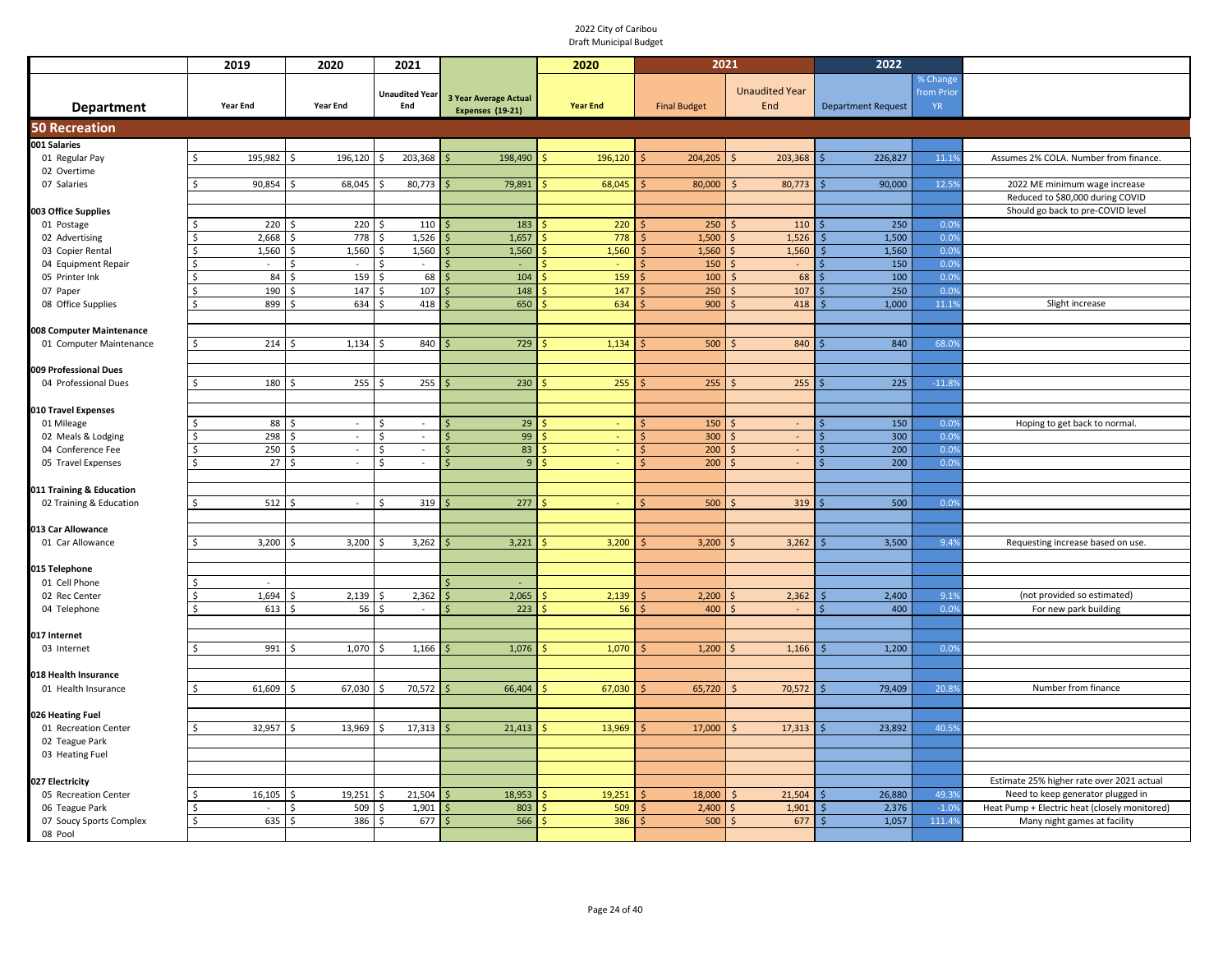2022 City of Caribou
Draft Municipal Budget

| Department | 2019 Year End | 2020 Year End | 2021 Unaudited Year End | 3 Year Average Actual Expenses (19-21) | 2020 Year End | 2021 Final Budget | 2021 Unaudited Year End | 2022 Department Request | % Change from Prior YR | |
|---|---|---|---|---|---|---|---|---|---|---|
| **50 Recreation** | | | | | | | | | | |
| **001 Salaries** | | | | | | | | | | |
| 01 Regular Pay | $ 195,982 | $ 196,120 | $ 203,368 | $ 198,490 | $ 196,120 | $ 204,205 | $ 203,368 | $ 226,827 | 11.1% | Assumes 2% COLA. Number from finance. |
| 02 Overtime | | | | | | | | | | |
| 07 Salaries | $ 90,854 | $ 68,045 | $ 80,773 | $ 79,891 | $ 68,045 | $ 80,000 | $ 80,773 | $ 90,000 | 12.5% | 2022 ME minimum wage increase |
| | | | | | | | | | | Reduced to $80,000 during COVID |
| **003 Office Supplies** | | | | | | | | | | Should go back to pre-COVID level |
| 01 Postage | $ 220 | $ 220 | $ 110 | $ 183 | $ 220 | $ 250 | $ 110 | $ 250 | 0.0% | |
| 02 Advertising | $ 2,668 | $ 778 | $ 1,526 | $ 1,657 | $ 778 | $ 1,500 | $ 1,526 | $ 1,500 | 0.0% | |
| 03 Copier Rental | $ 1,560 | $ 1,560 | $ 1,560 | $ 1,560 | $ 1,560 | $ 1,560 | $ 1,560 | $ 1,560 | 0.0% | |
| 04 Equipment Repair | $ - | $ - | $ - | $ - | $ - | $ 150 | $ - | $ 150 | 0.0% | |
| 05 Printer Ink | $ 84 | $ 159 | $ 68 | $ 104 | $ 159 | $ 100 | $ 68 | $ 100 | 0.0% | |
| 07 Paper | $ 190 | $ 147 | $ 107 | $ 148 | $ 147 | $ 250 | $ 107 | $ 250 | 0.0% | |
| 08 Office Supplies | $ 899 | $ 634 | $ 418 | $ 650 | $ 634 | $ 900 | $ 418 | $ 1,000 | 11.1% | Slight increase |
| **008 Computer Maintenance** | | | | | | | | | | |
| 01 Computer Maintenance | $ 214 | $ 1,134 | $ 840 | $ 729 | $ 1,134 | $ 500 | $ 840 | $ 840 | 68.0% | |
| **009 Professional Dues** | | | | | | | | | | |
| 04 Professional Dues | $ 180 | $ 255 | $ 255 | $ 230 | $ 255 | $ 255 | $ 255 | $ 225 | -11.8% | |
| **010 Travel Expenses** | | | | | | | | | | |
| 01 Mileage | $ 88 | $ - | $ - | $ 29 | $ - | $ 150 | $ - | $ 150 | 0.0% | Hoping to get back to normal. |
| 02 Meals & Lodging | $ 298 | $ - | $ - | $ 99 | $ - | $ 300 | $ - | $ 300 | 0.0% | |
| 04 Conference Fee | $ 250 | $ - | $ - | $ 83 | $ - | $ 200 | $ - | $ 200 | 0.0% | |
| 05 Travel Expenses | $ 27 | $ - | $ - | $ 9 | $ - | $ 200 | $ - | $ 200 | 0.0% | |
| **011 Training & Education** | | | | | | | | | | |
| 02 Training & Education | $ 512 | $ - | $ 319 | $ 277 | $ - | $ 500 | $ 319 | $ 500 | 0.0% | |
| **013 Car Allowance** | | | | | | | | | | |
| 01 Car Allowance | $ 3,200 | $ 3,200 | $ 3,262 | $ 3,221 | $ 3,200 | $ 3,200 | $ 3,262 | $ 3,500 | 9.4% | Requesting increase based on use. |
| **015 Telephone** | | | | | | | | | | |
| 01 Cell Phone | $ - | | | $ - | | | | | | |
| 02 Rec Center | $ 1,694 | $ 2,139 | $ 2,362 | $ 2,065 | $ 2,139 | $ 2,200 | $ 2,362 | $ 2,400 | 9.1% | (not provided so estimated) |
| 04 Telephone | $ 613 | $ 56 | $ - | $ 223 | $ 56 | $ 400 | $ - | $ 400 | 0.0% | For new park building |
| **017 Internet** | | | | | | | | | | |
| 03 Internet | $ 991 | $ 1,070 | $ 1,166 | $ 1,076 | $ 1,070 | $ 1,200 | $ 1,166 | $ 1,200 | 0.0% | |
| **018 Health Insurance** | | | | | | | | | | |
| 01 Health Insurance | $ 61,609 | $ 67,030 | $ 70,572 | $ 66,404 | $ 67,030 | $ 65,720 | $ 70,572 | $ 79,409 | 20.8% | Number from finance |
| **026 Heating Fuel** | | | | | | | | | | |
| 01 Recreation Center | $ 32,957 | $ 13,969 | $ 17,313 | $ 21,413 | $ 13,969 | $ 17,000 | $ 17,313 | $ 23,892 | 40.5% | |
| 02 Teague Park | | | | | | | | | | |
| 03 Heating Fuel | | | | | | | | | | |
| **027 Electricity** | | | | | | | | | | Estimate 25% higher rate over 2021 actual |
| 05 Recreation Center | $ 16,105 | $ 19,251 | $ 21,504 | $ 18,953 | $ 19,251 | $ 18,000 | $ 21,504 | $ 26,880 | 49.3% | Need to keep generator plugged in |
| 06 Teague Park | $ - | $ 509 | $ 1,901 | $ 803 | $ 509 | $ 2,400 | $ 1,901 | $ 2,376 | -1.0% | Heat Pump + Electric heat (closely monitored) |
| 07 Soucy Sports Complex | $ 635 | $ 386 | $ 677 | $ 566 | $ 386 | $ 500 | $ 677 | $ 1,057 | 111.4% | Many night games at facility |
| 08 Pool | | | | | | | | | | |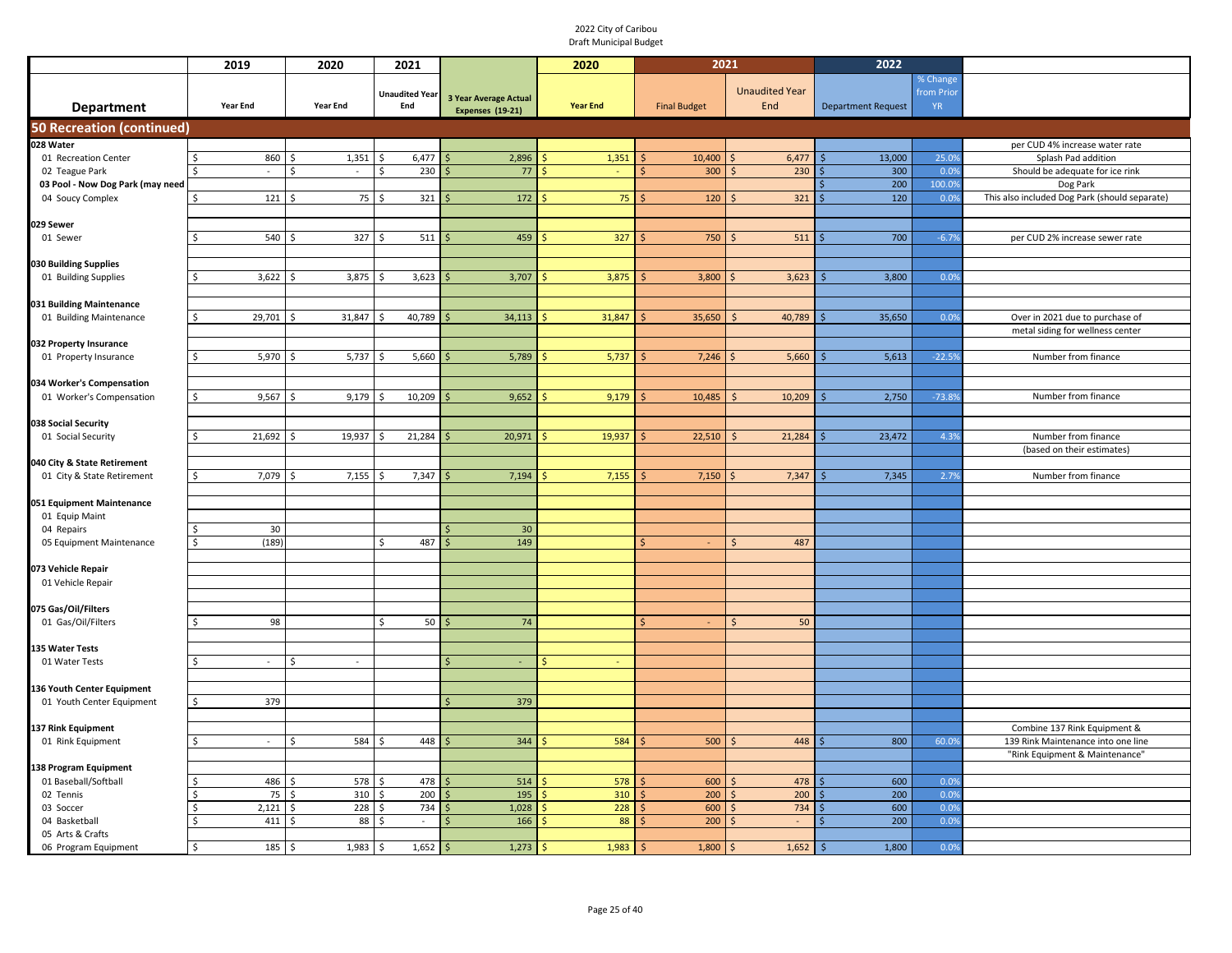2022 City of Caribou
Draft Municipal Budget

| Department | 2019 Year End | 2020 Year End | 2021 Unaudited Year End | 3 Year Average Actual Expenses (19-21) | 2020 Year End | 2021 Final Budget | 2021 Unaudited Year End | 2022 Department Request | % Change from Prior YR | |
|---|---|---|---|---|---|---|---|---|---|---|
| **50 Recreation (continued)** | | | | | | | | | | |
| **028 Water** | | | | | | | | | | per CUD 4% increase water rate |
| 01 Recreation Center | $ 860 | $ 1,351 | $ 6,477 | $ 2,896 | $ 1,351 | $ 10,400 | $ 6,477 | $ 13,000 | 25.0% | Splash Pad addition |
| 02 Teague Park | $ - | $ - | $ 230 | $ 77 | $ - | $ 300 | $ 230 | $ 300 | 0.0% | Should be adequate for ice rink |
| **03 Pool - Now Dog Park (may need** | | | | | | | | $ 200 | 100.0% | Dog Park |
| 04 Soucy Complex | $ 121 | $ 75 | $ 321 | $ 172 | $ 75 | $ 120 | $ 321 | $ 120 | 0.0% | This also included Dog Park (should separate) |
| **029 Sewer** | | | | | | | | | | |
| 01 Sewer | $ 540 | $ 327 | $ 511 | $ 459 | $ 327 | $ 750 | $ 511 | $ 700 | -6.7% | per CUD 2% increase sewer rate |
| **030 Building Supplies** | | | | | | | | | | |
| 01 Building Supplies | $ 3,622 | $ 3,875 | $ 3,623 | $ 3,707 | $ 3,875 | $ 3,800 | $ 3,623 | $ 3,800 | 0.0% | |
| **031 Building Maintenance** | | | | | | | | | | |
| 01 Building Maintenance | $ 29,701 | $ 31,847 | $ 40,789 | $ 34,113 | $ 31,847 | $ 35,650 | $ 40,789 | $ 35,650 | 0.0% | Over in 2021 due to purchase of metal siding for wellness center |
| **032 Property Insurance** | | | | | | | | | | |
| 01 Property Insurance | $ 5,970 | $ 5,737 | $ 5,660 | $ 5,789 | $ 5,737 | $ 7,246 | $ 5,660 | $ 5,613 | -22.5% | Number from finance |
| **034 Worker's Compensation** | | | | | | | | | | |
| 01 Worker's Compensation | $ 9,567 | $ 9,179 | $ 10,209 | $ 9,652 | $ 9,179 | $ 10,485 | $ 10,209 | $ 2,750 | -73.8% | Number from finance |
| **038 Social Security** | | | | | | | | | | |
| 01 Social Security | $ 21,692 | $ 19,937 | $ 21,284 | $ 20,971 | $ 19,937 | $ 22,510 | $ 21,284 | $ 23,472 | 4.3% | Number from finance (based on their estimates) |
| **040 City & State Retirement** | | | | | | | | | | |
| 01 City & State Retirement | $ 7,079 | $ 7,155 | $ 7,347 | $ 7,194 | $ 7,155 | $ 7,150 | $ 7,347 | $ 7,345 | 2.7% | Number from finance |
| **051 Equipment Maintenance** | | | | | | | | | | |
| 01 Equip Maint | | | | | | | | | | |
| 04 Repairs | $ 30 | | | $ 30 | | | | | | |
| 05 Equipment Maintenance | $ (189) | | $ 487 | $ 149 | | $ - | $ 487 | | | |
| **073 Vehicle Repair** | | | | | | | | | | |
| 01 Vehicle Repair | | | | | | | | | | |
| **075 Gas/Oil/Filters** | | | | | | | | | | |
| 01 Gas/Oil/Filters | $ 98 | | $ 50 | $ 74 | | $ - | $ 50 | | | |
| **135 Water Tests** | | | | | | | | | | |
| 01 Water Tests | $ - | $ - | | $ - | $ - | | | | | |
| **136 Youth Center Equipment** | | | | | | | | | | |
| 01 Youth Center Equipment | $ 379 | | | $ 379 | | | | | | |
| **137 Rink Equipment** | | | | | | | | | | Combine 137 Rink Equipment & 139 Rink Maintenance into one line "Rink Equipment & Maintenance" |
| 01 Rink Equipment | $ - | $ 584 | $ 448 | $ 344 | $ 584 | $ 500 | $ 448 | $ 800 | 60.0% | |
| **138 Program Equipment** | | | | | | | | | | |
| 01 Baseball/Softball | $ 486 | $ 578 | $ 478 | $ 514 | $ 578 | $ 600 | $ 478 | $ 600 | 0.0% | |
| 02 Tennis | $ 75 | $ 310 | $ 200 | $ 195 | $ 310 | $ 200 | $ 200 | $ 200 | 0.0% | |
| 03 Soccer | $ 2,121 | $ 228 | $ 734 | $ 1,028 | $ 228 | $ 600 | $ 734 | $ 600 | 0.0% | |
| 04 Basketball | $ 411 | $ 88 | $ - | $ 166 | $ 88 | $ 200 | $ - | $ 200 | 0.0% | |
| 05 Arts & Crafts | | | | | | | | | | |
| 06 Program Equipment | $ 185 | $ 1,983 | $ 1,652 | $ 1,273 | $ 1,983 | $ 1,800 | $ 1,652 | $ 1,800 | 0.0% | |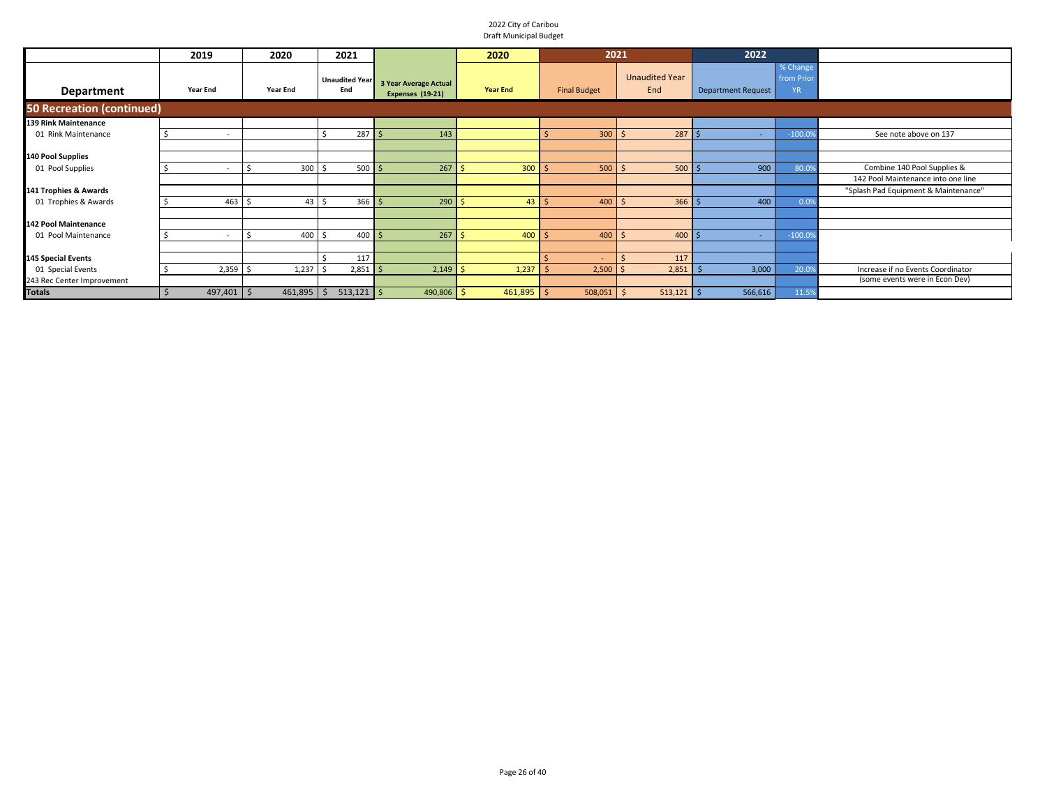2022 City of Caribou
Draft Municipal Budget

| Department | 2019 Year End | 2020 Year End | 2021 Unaudited Year End | 3 Year Average Actual Expenses (19-21) | 2020 Year End | 2021 Final Budget | 2021 Unaudited Year End | 2022 Department Request | % Change from Prior YR | |
|---|---|---|---|---|---|---|---|---|---|---|
| **50 Recreation (continued)** | | | | | | | | | | |
| **139 Rink Maintenance** | | | | | | | | | | |
| 01 Rink Maintenance | $ - | | $ 287 | $ 143 | | $ 300 | $ 287 | $ - | -100.0% | See note above on 137 |
| **140 Pool Supplies** | | | | | | | | | | |
| 01 Pool Supplies | $ - | $ 300 | $ 500 | $ 267 | $ 300 | $ 500 | $ 500 | $ 900 | 80.0% | Combine 140 Pool Supplies & 142 Pool Maintenance into one line |
| **141 Trophies & Awards** | | | | | | | | | | "Splash Pad Equipment & Maintenance" |
| 01 Trophies & Awards | $ 463 | $ 43 | $ 366 | $ 290 | $ 43 | $ 400 | $ 366 | $ 400 | 0.0% | |
| **142 Pool Maintenance** | | | | | | | | | | |
| 01 Pool Maintenance | $ - | $ 400 | $ 400 | $ 267 | $ 400 | $ 400 | $ 400 | $ - | -100.0% | |
| **145 Special Events** | | | $ 117 | | | $ - | $ 117 | | | |
| 01 Special Events | $ 2,359 | $ 1,237 | $ 2,851 | $ 2,149 | $ 1,237 | $ 2,500 | $ 2,851 | $ 3,000 | 20.0% | Increase if no Events Coordinator (some events were in Econ Dev) |
| 243 Rec Center Improvement | | | | | | | | | | |
| **Totals** | $ 497,401 | $ 461,895 | $ 513,121 | $ 490,806 | $ 461,895 | $ 508,051 | $ 513,121 | $ 566,616 | 11.5% | |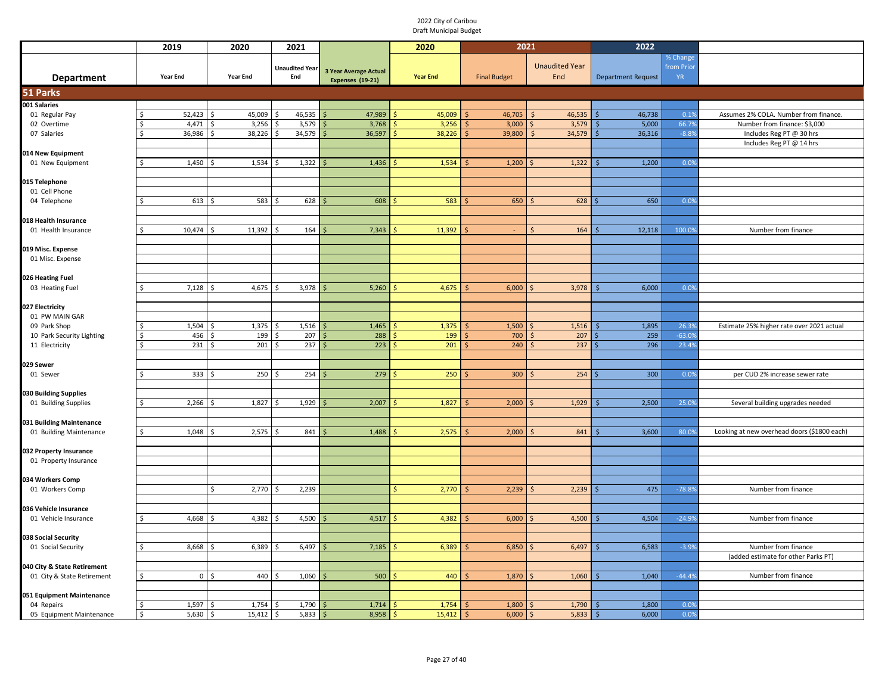2022 City of Caribou
Draft Municipal Budget

| Department | 2019 Year End | 2020 Year End | 2021 Unaudited Year End | 3 Year Average Actual Expenses (19-21) | 2020 Year End | 2021 Final Budget | 2021 Unaudited Year End | 2022 Department Request | % Change from Prior YR | |
|---|---|---|---|---|---|---|---|---|---|---|
| **51 Parks** | | | | | | | | | | |
| **001 Salaries** | | | | | | | | | | |
| 01 Regular Pay | $ 52,423 | $ 45,009 | $ 46,535 | $ 47,989 | $ 45,009 | $ 46,705 | $ 46,535 | $ 46,738 | 0.1% | Assumes 2% COLA. Number from finance. |
| 02 Overtime | $ 4,471 | $ 3,256 | $ 3,579 | $ 3,768 | $ 3,256 | $ 3,000 | $ 3,579 | $ 5,000 | 66.7% | Number from finance: $3,000 |
| 07 Salaries | $ 36,986 | $ 38,226 | $ 34,579 | $ 36,597 | $ 38,226 | $ 39,800 | $ 34,579 | $ 36,316 | -8.8% | Includes Reg PT @ 30 hrs |
| | | | | | | | | | | Includes Reg PT @ 14 hrs |
| **014 New Equipment** | | | | | | | | | | |
| 01 New Equipment | $ 1,450 | $ 1,534 | $ 1,322 | $ 1,436 | $ 1,534 | $ 1,200 | $ 1,322 | $ 1,200 | 0.0% | |
| **015 Telephone** | | | | | | | | | | |
| 01 Cell Phone | | | | | | | | | | |
| 04 Telephone | $ 613 | $ 583 | $ 628 | $ 608 | $ 583 | $ 650 | $ 628 | $ 650 | 0.0% | |
| **018 Health Insurance** | | | | | | | | | | |
| 01 Health Insurance | $ 10,474 | $ 11,392 | $ 164 | $ 7,343 | $ 11,392 | $ - | $ 164 | $ 12,118 | 100.0% | Number from finance |
| **019 Misc. Expense** | | | | | | | | | | |
| 01 Misc. Expense | | | | | | | | | | |
| **026 Heating Fuel** | | | | | | | | | | |
| 03 Heating Fuel | $ 7,128 | $ 4,675 | $ 3,978 | $ 5,260 | $ 4,675 | $ 6,000 | $ 3,978 | $ 6,000 | 0.0% | |
| **027 Electricity** | | | | | | | | | | |
| 01 PW MAIN GAR | | | | | | | | | | |
| 09 Park Shop | $ 1,504 | $ 1,375 | $ 1,516 | $ 1,465 | $ 1,375 | $ 1,500 | $ 1,516 | $ 1,895 | 26.3% | Estimate 25% higher rate over 2021 actual |
| 10 Park Security Lighting | $ 456 | $ 199 | $ 207 | $ 288 | $ 199 | $ 700 | $ 207 | $ 259 | -63.0% | |
| 11 Electricity | $ 231 | $ 201 | $ 237 | $ 223 | $ 201 | $ 240 | $ 237 | $ 296 | 23.4% | |
| **029 Sewer** | | | | | | | | | | |
| 01 Sewer | $ 333 | $ 250 | $ 254 | $ 279 | $ 250 | $ 300 | $ 254 | $ 300 | 0.0% | per CUD 2% increase sewer rate |
| **030 Building Supplies** | | | | | | | | | | |
| 01 Building Supplies | $ 2,266 | $ 1,827 | $ 1,929 | $ 2,007 | $ 1,827 | $ 2,000 | $ 1,929 | $ 2,500 | 25.0% | Several building upgrades needed |
| **031 Building Maintenance** | | | | | | | | | | |
| 01 Building Maintenance | $ 1,048 | $ 2,575 | $ 841 | $ 1,488 | $ 2,575 | $ 2,000 | $ 841 | $ 3,600 | 80.0% | Looking at new overhead doors ($1800 each) |
| **032 Property Insurance** | | | | | | | | | | |
| 01 Property Insurance | | | | | | | | | | |
| **034 Workers Comp** | | | | | | | | | | |
| 01 Workers Comp | | $ 2,770 | $ 2,239 | | $ 2,770 | $ 2,239 | $ 2,239 | $ 475 | -78.8% | Number from finance |
| **036 Vehicle Insurance** | | | | | | | | | | |
| 01 Vehicle Insurance | $ 4,668 | $ 4,382 | $ 4,500 | $ 4,517 | $ 4,382 | $ 6,000 | $ 4,500 | $ 4,504 | -24.9% | Number from finance |
| **038 Social Security** | | | | | | | | | | |
| 01 Social Security | $ 8,668 | $ 6,389 | $ 6,497 | $ 7,185 | $ 6,389 | $ 6,850 | $ 6,497 | $ 6,583 | -3.9% | Number from finance |
| | | | | | | | | | | (added estimate for other Parks PT) |
| **040 City & State Retirement** | | | | | | | | | | |
| 01 City & State Retirement | $ 0 | $ 440 | $ 1,060 | $ 500 | $ 440 | $ 1,870 | $ 1,060 | $ 1,040 | -44.4% | Number from finance |
| **051 Equipment Maintenance** | | | | | | | | | | |
| 04 Repairs | $ 1,597 | $ 1,754 | $ 1,790 | $ 1,714 | $ 1,754 | $ 1,800 | $ 1,790 | $ 1,800 | 0.0% | |
| 05 Equipment Maintenance | $ 5,630 | $ 15,412 | $ 5,833 | $ 8,958 | $ 15,412 | $ 6,000 | $ 5,833 | $ 6,000 | 0.0% | |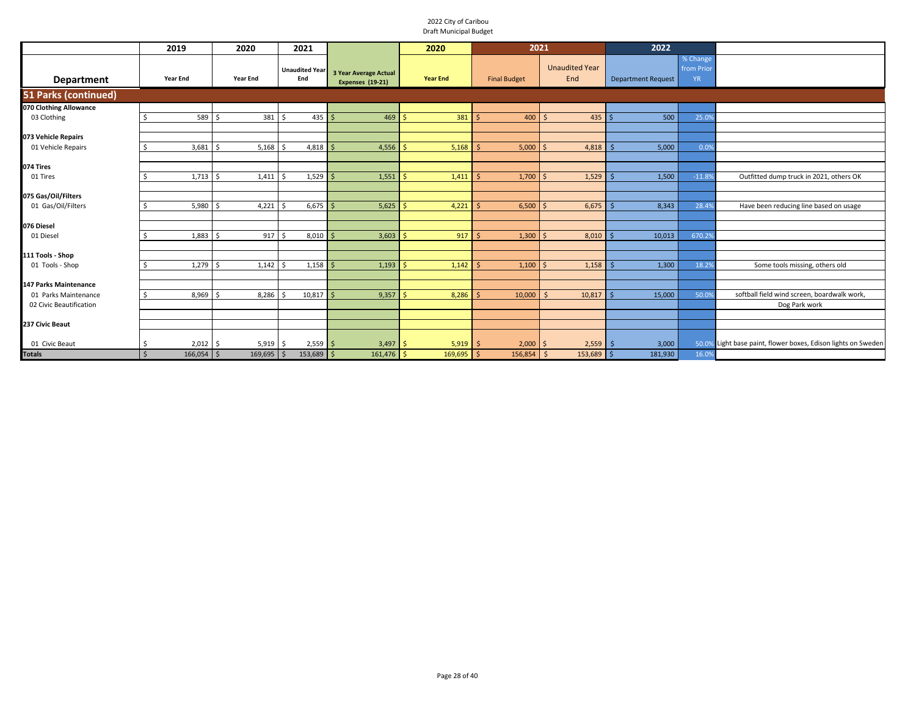2022 City of Caribou
Draft Municipal Budget

| | 2019 | 2020 | 2021 | | 2020 | 2021 | | 2022 | | |
|---|---|---|---|---|---|---|---|---|---|---|
| **Department** | Year End | Year End | Unaudited Year End | 3 Year Average Actual Expenses (19-21) | Year End | Final Budget | Unaudited Year End | Department Request | % Change from Prior YR | |
| **51 Parks (continued)** | | | | | | | | | | |
| **070 Clothing Allowance** | | | | | | | | | | |
| 03 Clothing | $ 589 | $ 381 | $ 435 | $ 469 | $ 381 | $ 400 | $ 435 | $ 500 | 25.0% | |
| **073 Vehicle Repairs** | | | | | | | | | | |
| 01 Vehicle Repairs | $ 3,681 | $ 5,168 | $ 4,818 | $ 4,556 | $ 5,168 | $ 5,000 | $ 4,818 | $ 5,000 | 0.0% | |
| **074 Tires** | | | | | | | | | | |
| 01 Tires | $ 1,713 | $ 1,411 | $ 1,529 | $ 1,551 | $ 1,411 | $ 1,700 | $ 1,529 | $ 1,500 | -11.8% | Outfitted dump truck in 2021, others OK |
| **075 Gas/Oil/Filters** | | | | | | | | | | |
| 01 Gas/Oil/Filters | $ 5,980 | $ 4,221 | $ 6,675 | $ 5,625 | $ 4,221 | $ 6,500 | $ 6,675 | $ 8,343 | 28.4% | Have been reducing line based on usage |
| **076 Diesel** | | | | | | | | | | |
| 01 Diesel | $ 1,883 | $ 917 | $ 8,010 | $ 3,603 | $ 917 | $ 1,300 | $ 8,010 | $ 10,013 | 670.2% | |
| **111 Tools - Shop** | | | | | | | | | | |
| 01 Tools - Shop | $ 1,279 | $ 1,142 | $ 1,158 | $ 1,193 | $ 1,142 | $ 1,100 | $ 1,158 | $ 1,300 | 18.2% | Some tools missing, others old |
| **147 Parks Maintenance** | | | | | | | | | | |
| 01 Parks Maintenance | $ 8,969 | $ 8,286 | $ 10,817 | $ 9,357 | $ 8,286 | $ 10,000 | $ 10,817 | $ 15,000 | 50.0% | softball field wind screen, boardwalk work, |
| 02 Civic Beautification | | | | | | | | | | Dog Park work |
| **237 Civic Beaut** | | | | | | | | | | |
| 01 Civic Beaut | $ 2,012 | $ 5,919 | $ 2,559 | $ 3,497 | $ 5,919 | $ 2,000 | $ 2,559 | $ 3,000 | 50.0% | Light base paint, flower boxes, Edison lights on Sweden |
| **Totals** | $ 166,054 | $ 169,695 | $ 153,689 | $ 161,476 | $ 169,695 | $ 156,854 | $ 153,689 | $ 181,930 | 16.0% | |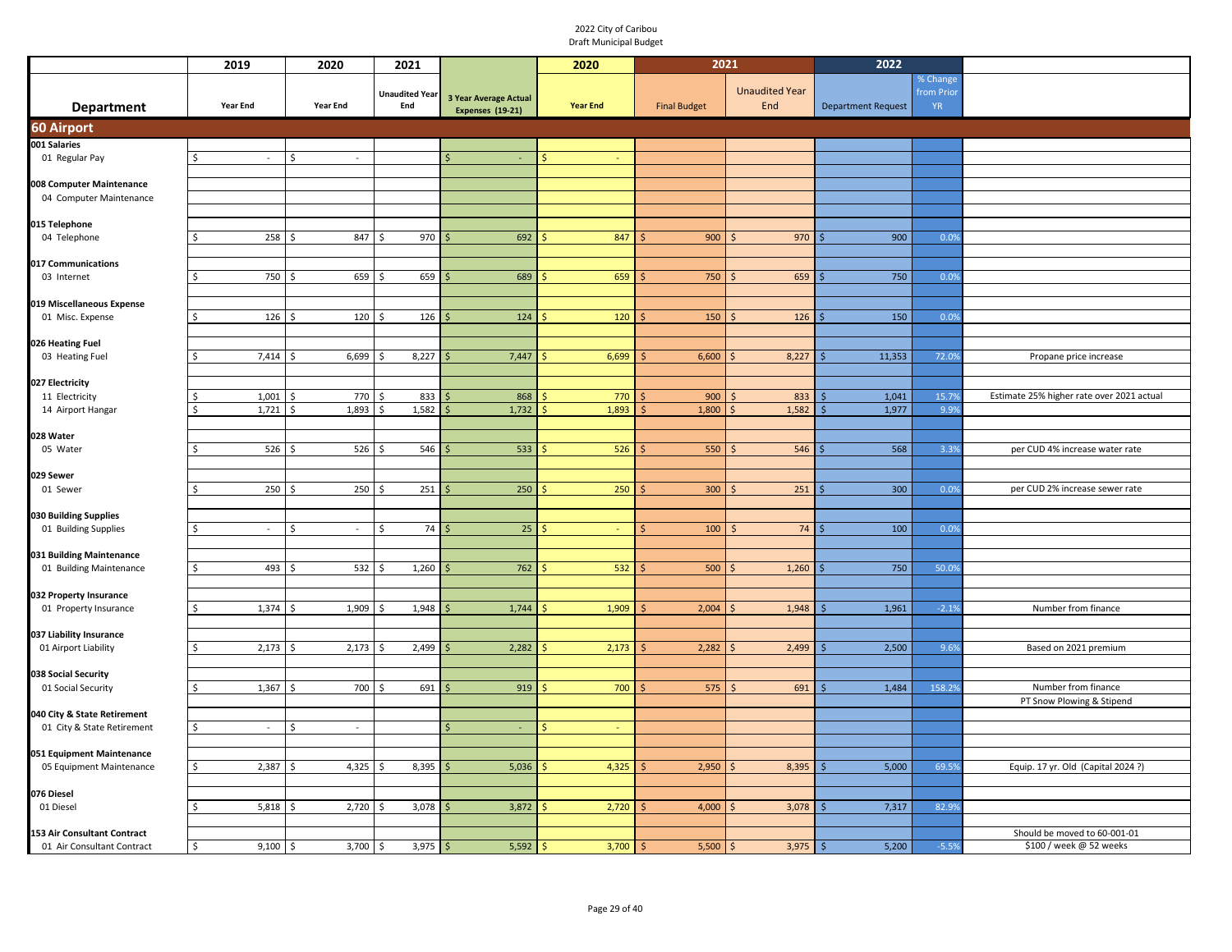2022 City of Caribou
Draft Municipal Budget

| Department | 2019 Year End | 2020 Year End | 2021 Unaudited Year End | 3 Year Average Actual Expenses (19-21) | 2020 Year End | 2021 Final Budget | 2021 Unaudited Year End | 2022 Department Request | % Change from Prior YR | |
|---|---|---|---|---|---|---|---|---|---|---|
| **60 Airport** | | | | | | | | | | |
| **001 Salaries** | | | | | | | | | | |
| 01 Regular Pay | $ - | $ - | | $ - | $ - | | | | | |
| **008 Computer Maintenance** | | | | | | | | | | |
| 04 Computer Maintenance | | | | | | | | | | |
| **015 Telephone** | | | | | | | | | | |
| 04 Telephone | $ 258 | $ 847 | $ 970 | $ 692 | $ 847 | $ 900 | $ 970 | $ 900 | 0.0% | |
| **017 Communications** | | | | | | | | | | |
| 03 Internet | $ 750 | $ 659 | $ 659 | $ 689 | $ 659 | $ 750 | $ 659 | $ 750 | 0.0% | |
| **019 Miscellaneous Expense** | | | | | | | | | | |
| 01 Misc. Expense | $ 126 | $ 120 | $ 126 | $ 124 | $ 120 | $ 150 | $ 126 | $ 150 | 0.0% | |
| **026 Heating Fuel** | | | | | | | | | | |
| 03 Heating Fuel | $ 7,414 | $ 6,699 | $ 8,227 | $ 7,447 | $ 6,699 | $ 6,600 | $ 8,227 | $ 11,353 | 72.0% | Propane price increase |
| **027 Electricity** | | | | | | | | | | |
| 11 Electricity | $ 1,001 | $ 770 | $ 833 | $ 868 | $ 770 | $ 900 | $ 833 | $ 1,041 | 15.7% | Estimate 25% higher rate over 2021 actual |
| 14 Airport Hangar | $ 1,721 | $ 1,893 | $ 1,582 | $ 1,732 | $ 1,893 | $ 1,800 | $ 1,582 | $ 1,977 | 9.9% | |
| **028 Water** | | | | | | | | | | |
| 05 Water | $ 526 | $ 526 | $ 546 | $ 533 | $ 526 | $ 550 | $ 546 | $ 568 | 3.3% | per CUD 4% increase water rate |
| **029 Sewer** | | | | | | | | | | |
| 01 Sewer | $ 250 | $ 250 | $ 251 | $ 250 | $ 250 | $ 300 | $ 251 | $ 300 | 0.0% | per CUD 2% increase sewer rate |
| **030 Building Supplies** | | | | | | | | | | |
| 01 Building Supplies | $ - | $ - | $ 74 | $ 25 | $ - | $ 100 | $ 74 | $ 100 | 0.0% | |
| **031 Building Maintenance** | | | | | | | | | | |
| 01 Building Maintenance | $ 493 | $ 532 | $ 1,260 | $ 762 | $ 532 | $ 500 | $ 1,260 | $ 750 | 50.0% | |
| **032 Property Insurance** | | | | | | | | | | |
| 01 Property Insurance | $ 1,374 | $ 1,909 | $ 1,948 | $ 1,744 | $ 1,909 | $ 2,004 | $ 1,948 | $ 1,961 | -2.1% | Number from finance |
| **037 Liability Insurance** | | | | | | | | | | |
| 01 Airport Liability | $ 2,173 | $ 2,173 | $ 2,499 | $ 2,282 | $ 2,173 | $ 2,282 | $ 2,499 | $ 2,500 | 9.6% | Based on 2021 premium |
| **038 Social Security** | | | | | | | | | | |
| 01 Social Security | $ 1,367 | $ 700 | $ 691 | $ 919 | $ 700 | $ 575 | $ 691 | $ 1,484 | 158.2% | Number from finance |
| | | | | | | | | | | PT Snow Plowing & Stipend |
| **040 City & State Retirement** | | | | | | | | | | |
| 01 City & State Retirement | $ - | $ - | | $ - | $ - | | | | | |
| **051 Equipment Maintenance** | | | | | | | | | | |
| 05 Equipment Maintenance | $ 2,387 | $ 4,325 | $ 8,395 | $ 5,036 | $ 4,325 | $ 2,950 | $ 8,395 | $ 5,000 | 69.5% | Equip. 17 yr. Old (Capital 2024 ?) |
| **076 Diesel** | | | | | | | | | | |
| 01 Diesel | $ 5,818 | $ 2,720 | $ 3,078 | $ 3,872 | $ 2,720 | $ 4,000 | $ 3,078 | $ 7,317 | 82.9% | |
| **153 Air Consultant Contract** | | | | | | | | | | Should be moved to 60-001-01 |
| 01 Air Consultant Contract | $ 9,100 | $ 3,700 | $ 3,975 | $ 5,592 | $ 3,700 | $ 5,500 | $ 3,975 | $ 5,200 | -5.5% | $100 / week @ 52 weeks |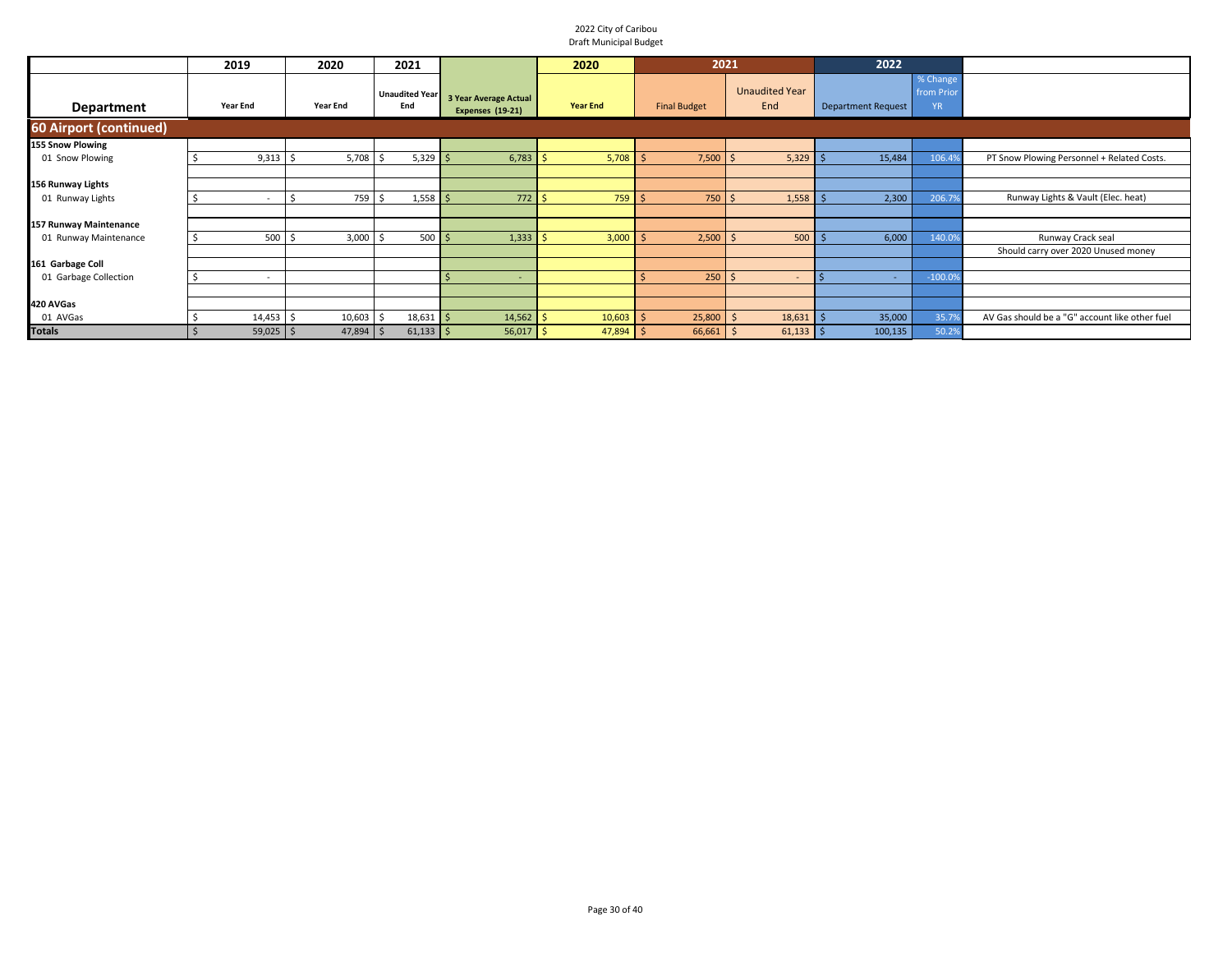2022 City of Caribou
Draft Municipal Budget

| Department | 2019 Year End | 2020 Year End | 2021 Unaudited Year End | 3 Year Average Actual Expenses (19-21) | 2020 Year End | 2021 Final Budget | 2021 Unaudited Year End | 2022 Department Request | % Change from Prior YR | |
|---|---|---|---|---|---|---|---|---|---|---|
| **60 Airport (continued)** | | | | | | | | | | |
| **155 Snow Plowing** | | | | | | | | | | |
| 01 Snow Plowing | $ 9,313 | $ 5,708 | $ 5,329 | $ 6,783 | $ 5,708 | $ 7,500 | $ 5,329 | $ 15,484 | 106.4% | PT Snow Plowing Personnel + Related Costs. |
| **156 Runway Lights** | | | | | | | | | | |
| 01 Runway Lights | $ - | $ 759 | $ 1,558 | $ 772 | $ 759 | $ 750 | $ 1,558 | $ 2,300 | 206.7% | Runway Lights & Vault (Elec. heat) |
| **157 Runway Maintenance** | | | | | | | | | | |
| 01 Runway Maintenance | $ 500 | $ 3,000 | $ 500 | $ 1,333 | $ 3,000 | $ 2,500 | $ 500 | $ 6,000 | 140.0% | Runway Crack seal |
| | | | | | | | | | | Should carry over 2020 Unused money |
| **161 Garbage Coll** | | | | | | | | | | |
| 01 Garbage Collection | $ - | | | $ - | | $ 250 | $ - | $ - | -100.0% | |
| **420 AVGas** | | | | | | | | | | |
| 01 AVGas | $ 14,453 | $ 10,603 | $ 18,631 | $ 14,562 | $ 10,603 | $ 25,800 | $ 18,631 | $ 35,000 | 35.7% | AV Gas should be a "G" account like other fuel |
| **Totals** | $ 59,025 | $ 47,894 | $ 61,133 | $ 56,017 | $ 47,894 | $ 66,661 | $ 61,133 | $ 100,135 | 50.2% | |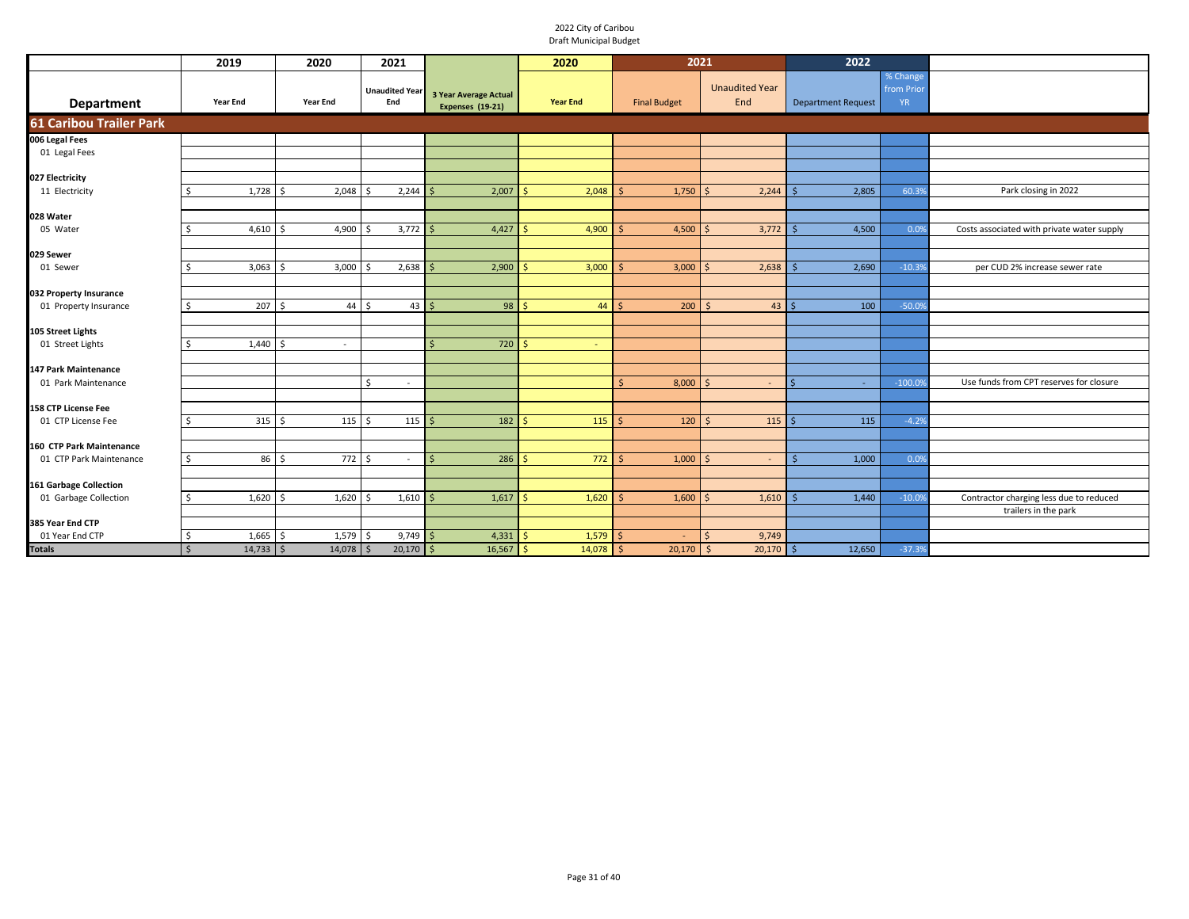2022 City of Caribou
Draft Municipal Budget

| Department | 2019 Year End | 2020 Year End | 2021 Unaudited Year End | 3 Year Average Actual Expenses (19-21) | 2020 Year End | 2021 Final Budget | 2021 Unaudited Year End | 2022 Department Request | % Change from Prior YR | |
|---|---|---|---|---|---|---|---|---|---|---|
| **61 Caribou Trailer Park** | | | | | | | | | | |
| **006 Legal Fees** | | | | | | | | | | |
| 01 Legal Fees | | | | | | | | | | |
| **027 Electricity** | | | | | | | | | | |
| 11 Electricity | $ 1,728 | $ 2,048 | $ 2,244 | $ 2,007 | $ 2,048 | $ 1,750 | $ 2,244 | $ 2,805 | 60.3% | Park closing in 2022 |
| **028 Water** | | | | | | | | | | |
| 05 Water | $ 4,610 | $ 4,900 | $ 3,772 | $ 4,427 | $ 4,900 | $ 4,500 | $ 3,772 | $ 4,500 | 0.0% | Costs associated with private water supply |
| **029 Sewer** | | | | | | | | | | |
| 01 Sewer | $ 3,063 | $ 3,000 | $ 2,638 | $ 2,900 | $ 3,000 | $ 3,000 | $ 2,638 | $ 2,690 | -10.3% | per CUD 2% increase sewer rate |
| **032 Property Insurance** | | | | | | | | | | |
| 01 Property Insurance | $ 207 | $ 44 | $ 43 | $ 98 | $ 44 | $ 200 | $ 43 | $ 100 | -50.0% | |
| **105 Street Lights** | | | | | | | | | | |
| 01 Street Lights | $ 1,440 | $ - | | $ 720 | $ - | | | | | |
| **147 Park Maintenance** | | | | | | | | | | |
| 01 Park Maintenance | | | $ - | | | $ 8,000 | $ - | $ - | -100.0% | Use funds from CPT reserves for closure |
| **158 CTP License Fee** | | | | | | | | | | |
| 01 CTP License Fee | $ 315 | $ 115 | $ 115 | $ 182 | $ 115 | $ 120 | $ 115 | $ 115 | -4.2% | |
| **160 CTP Park Maintenance** | | | | | | | | | | |
| 01 CTP Park Maintenance | $ 86 | $ 772 | $ - | $ 286 | $ 772 | $ 1,000 | $ - | $ 1,000 | 0.0% | |
| **161 Garbage Collection** | | | | | | | | | | |
| 01 Garbage Collection | $ 1,620 | $ 1,620 | $ 1,610 | $ 1,617 | $ 1,620 | $ 1,600 | $ 1,610 | $ 1,440 | -10.0% | Contractor charging less due to reduced trailers in the park |
| **385 Year End CTP** | | | | | | | | | | |
| 01 Year End CTP | $ 1,665 | $ 1,579 | $ 9,749 | $ 4,331 | $ 1,579 | $ - | $ 9,749 | | | |
| **Totals** | $ 14,733 | $ 14,078 | $ 20,170 | $ 16,567 | $ 14,078 | $ 20,170 | $ 20,170 | $ 12,650 | -37.3% | |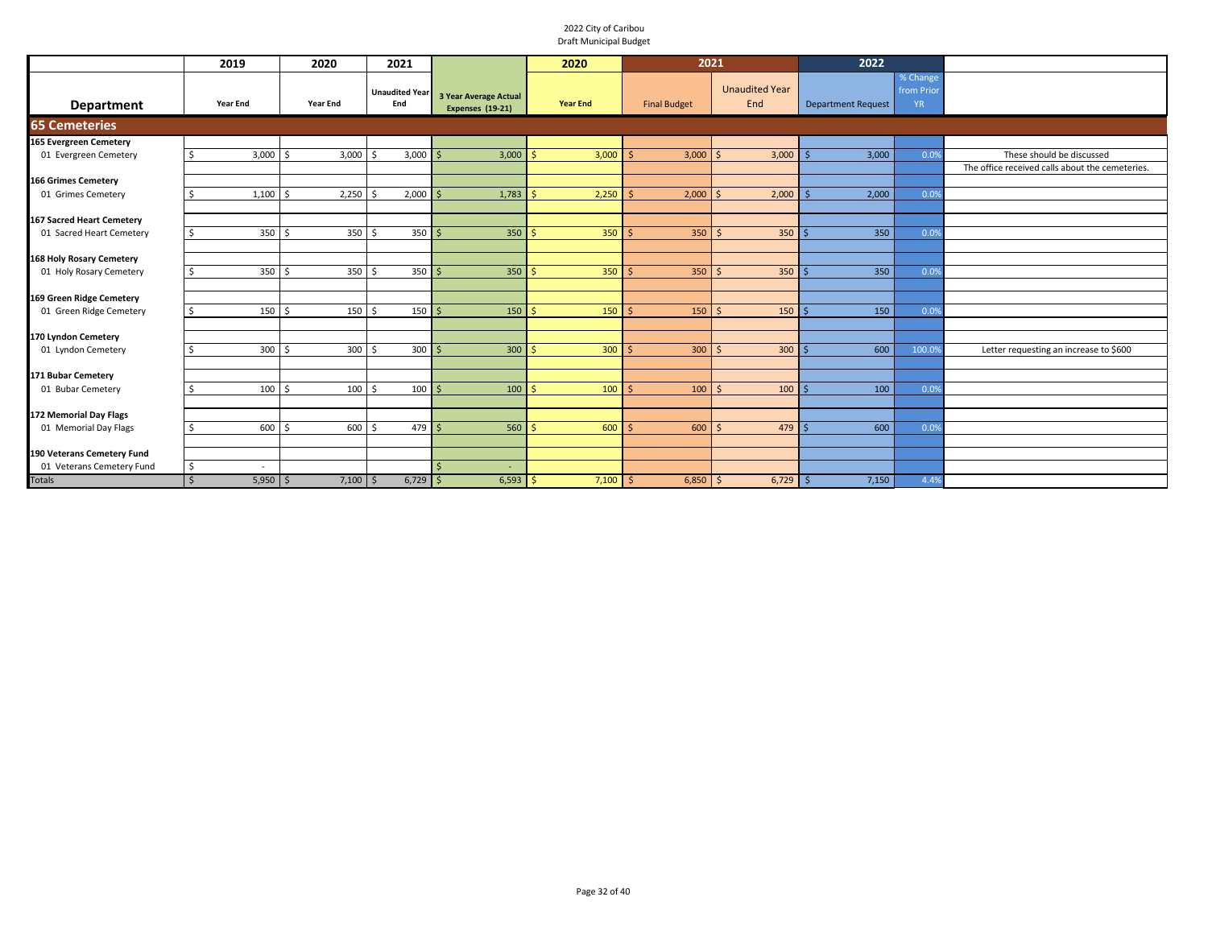2022 City of Caribou
Draft Municipal Budget

| Department | 2019 Year End | 2020 Year End | 2021 Unaudited Year End | 3 Year Average Actual Expenses (19-21) | 2020 Year End | 2021 Final Budget | 2021 Unaudited Year End | 2022 Department Request | % Change from Prior YR | |
|---|---|---|---|---|---|---|---|---|---|---|
| **65 Cemeteries** | | | | | | | | | | |
| **165 Evergreen Cemetery** | | | | | | | | | | |
| 01 Evergreen Cemetery | $ 3,000 | $ 3,000 | $ 3,000 | $ 3,000 | $ 3,000 | $ 3,000 | $ 3,000 | $ 3,000 | 0.0% | These should be discussed |
| | | | | | | | | | | The office received calls about the cemeteries. |
| **166 Grimes Cemetery** | | | | | | | | | | |
| 01 Grimes Cemetery | $ 1,100 | $ 2,250 | $ 2,000 | $ 1,783 | $ 2,250 | $ 2,000 | $ 2,000 | $ 2,000 | 0.0% | |
| **167 Sacred Heart Cemetery** | | | | | | | | | | |
| 01 Sacred Heart Cemetery | $ 350 | $ 350 | $ 350 | $ 350 | $ 350 | $ 350 | $ 350 | $ 350 | 0.0% | |
| **168 Holy Rosary Cemetery** | | | | | | | | | | |
| 01 Holy Rosary Cemetery | $ 350 | $ 350 | $ 350 | $ 350 | $ 350 | $ 350 | $ 350 | $ 350 | 0.0% | |
| **169 Green Ridge Cemetery** | | | | | | | | | | |
| 01 Green Ridge Cemetery | $ 150 | $ 150 | $ 150 | $ 150 | $ 150 | $ 150 | $ 150 | $ 150 | 0.0% | |
| **170 Lyndon Cemetery** | | | | | | | | | | |
| 01 Lyndon Cemetery | $ 300 | $ 300 | $ 300 | $ 300 | $ 300 | $ 300 | $ 300 | $ 600 | 100.0% | Letter requesting an increase to $600 |
| **171 Bubar Cemetery** | | | | | | | | | | |
| 01 Bubar Cemetery | $ 100 | $ 100 | $ 100 | $ 100 | $ 100 | $ 100 | $ 100 | $ 100 | 0.0% | |
| **172 Memorial Day Flags** | | | | | | | | | | |
| 01 Memorial Day Flags | $ 600 | $ 600 | $ 479 | $ 560 | $ 600 | $ 600 | $ 479 | $ 600 | 0.0% | |
| **190 Veterans Cemetery Fund** | | | | | | | | | | |
| 01 Veterans Cemetery Fund | $ - | | | $ - | | | | | | |
| Totals | $ 5,950 | $ 7,100 | $ 6,729 | $ 6,593 | $ 7,100 | $ 6,850 | $ 6,729 | $ 7,150 | 4.4% | |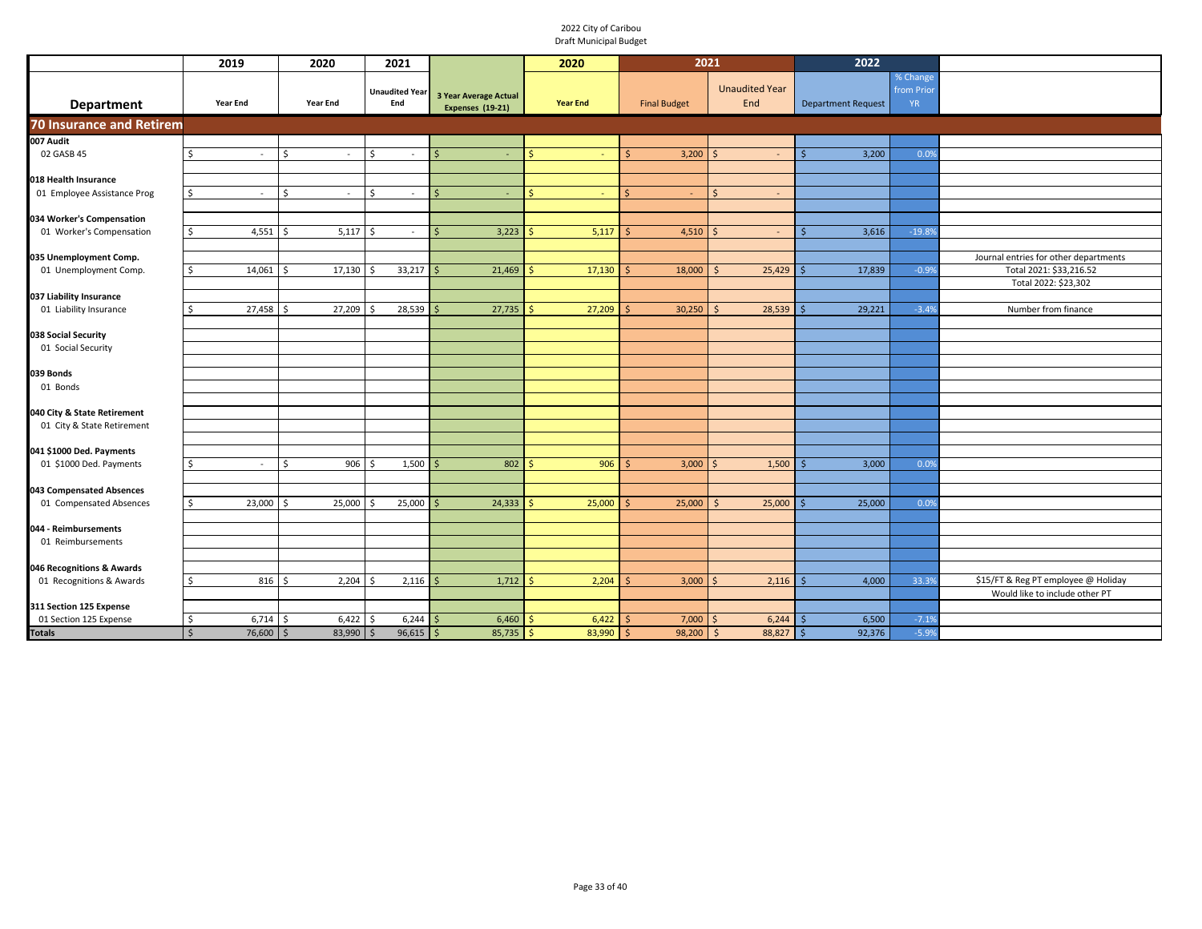2022 City of Caribou
Draft Municipal Budget

| Department | 2019 Year End | 2020 Year End | 2021 Unaudited Year End | 3 Year Average Actual Expenses (19-21) | 2020 Year End | 2021 Final Budget | 2021 Unaudited Year End | 2022 Department Request | % Change from Prior YR | |
|---|---|---|---|---|---|---|---|---|---|---|
| **70 Insurance and Retirem** | | | | | | | | | | |
| **007 Audit** | | | | | | | | | | |
| 02 GASB 45 | $ - | $ - | $ - | $ - | $ - | $ 3,200 | $ - | $ 3,200 | 0.0% | |
| **018 Health Insurance** | | | | | | | | | | |
| 01 Employee Assistance Prog | $ - | $ - | $ - | $ - | $ - | $ - | $ - | | | |
| **034 Worker's Compensation** | | | | | | | | | | |
| 01 Worker's Compensation | $ 4,551 | $ 5,117 | $ - | $ 3,223 | $ 5,117 | $ 4,510 | $ - | $ 3,616 | -19.8% | |
| **035 Unemployment Comp.** | | | | | | | | | | Journal entries for other departments |
| 01 Unemployment Comp. | $ 14,061 | $ 17,130 | $ 33,217 | $ 21,469 | $ 17,130 | $ 18,000 | $ 25,429 | $ 17,839 | -0.9% | Total 2021: $33,216.52 |
| | | | | | | | | | | Total 2022: $23,302 |
| **037 Liability Insurance** | | | | | | | | | | |
| 01 Liability Insurance | $ 27,458 | $ 27,209 | $ 28,539 | $ 27,735 | $ 27,209 | $ 30,250 | $ 28,539 | $ 29,221 | -3.4% | Number from finance |
| **038 Social Security** | | | | | | | | | | |
| 01 Social Security | | | | | | | | | | |
| **039 Bonds** | | | | | | | | | | |
| 01 Bonds | | | | | | | | | | |
| **040 City & State Retirement** | | | | | | | | | | |
| 01 City & State Retirement | | | | | | | | | | |
| **041 $1000 Ded. Payments** | | | | | | | | | | |
| 01 $1000 Ded. Payments | $ - | $ 906 | $ 1,500 | $ 802 | $ 906 | $ 3,000 | $ 1,500 | $ 3,000 | 0.0% | |
| **043 Compensated Absences** | | | | | | | | | | |
| 01 Compensated Absences | $ 23,000 | $ 25,000 | $ 25,000 | $ 24,333 | $ 25,000 | $ 25,000 | $ 25,000 | $ 25,000 | 0.0% | |
| **044 - Reimbursements** | | | | | | | | | | |
| 01 Reimbursements | | | | | | | | | | |
| **046 Recognitions & Awards** | | | | | | | | | | |
| 01 Recognitions & Awards | $ 816 | $ 2,204 | $ 2,116 | $ 1,712 | $ 2,204 | $ 3,000 | $ 2,116 | $ 4,000 | 33.3% | $15/FT & Reg PT employee @ Holiday |
| | | | | | | | | | | Would like to include other PT |
| **311 Section 125 Expense** | | | | | | | | | | |
| 01 Section 125 Expense | $ 6,714 | $ 6,422 | $ 6,244 | $ 6,460 | $ 6,422 | $ 7,000 | $ 6,244 | $ 6,500 | -7.1% | |
| **Totals** | $ 76,600 | $ 83,990 | $ 96,615 | $ 85,735 | $ 83,990 | $ 98,200 | $ 88,827 | $ 92,376 | -5.9% | |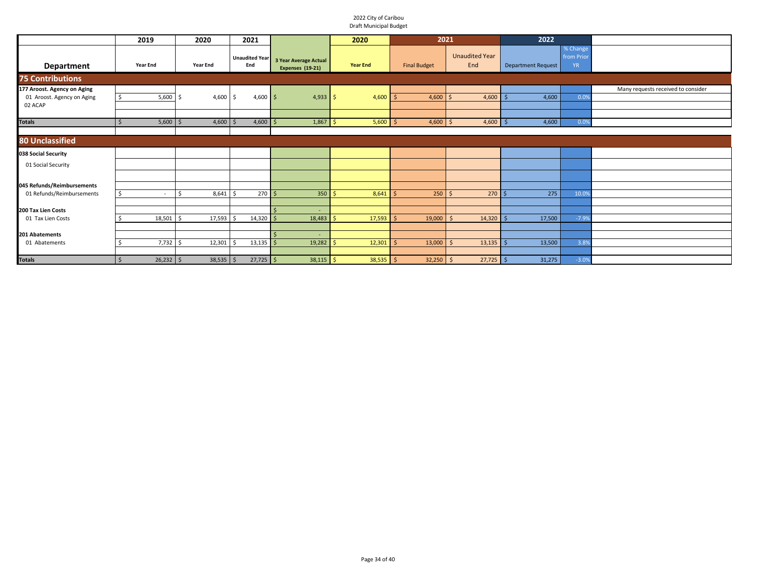2022 City of Caribou
Draft Municipal Budget

| | 2019 | 2020 | 2021 | | 2020 | 2021 | | 2022 | | |
|---|---|---|---|---|---|---|---|---|---|---|
| **Department** | **Year End** | **Year End** | **Unaudited Year End** | **3 Year Average Actual Expenses (19-21)** | **Year End** | Final Budget | Unaudited Year End | Department Request | % Change from Prior YR | |
| **75 Contributions** | | | | | | | | | | |
| **177 Aroost. Agency on Aging** | | | | | | | | | | Many requests received to consider |
| 01 Aroost. Agency on Aging | $ 5,600 | $ 4,600 | $ 4,600 | $ 4,933 | $ 4,600 | $ 4,600 | $ 4,600 | $ 4,600 | 0.0% | |
| 02 ACAP | | | | | | | | | | |
| **Totals** | $ 5,600 | $ 4,600 | $ 4,600 | $ 1,867 | $ 5,600 | $ 4,600 | $ 4,600 | $ 4,600 | 0.0% | |
| **80 Unclassified** | | | | | | | | | | |
| **038 Social Security** | | | | | | | | | | |
| 01 Social Security | | | | | | | | | | |
| **045 Refunds/Reimbursements** | | | | | | | | | | |
| 01 Refunds/Reimbursements | $ - | $ 8,641 | $ 270 | $ 350 | $ 8,641 | $ 250 | $ 270 | $ 275 | 10.0% | |
| **200 Tax Lien Costs** | | | | $ - | | | | | | |
| 01 Tax Lien Costs | $ 18,501 | $ 17,593 | $ 14,320 | $ 18,483 | $ 17,593 | $ 19,000 | $ 14,320 | $ 17,500 | -7.9% | |
| **201 Abatements** | | | | $ - | | | | | | |
| 01 Abatements | $ 7,732 | $ 12,301 | $ 13,135 | $ 19,282 | $ 12,301 | $ 13,000 | $ 13,135 | $ 13,500 | 3.8% | |
| **Totals** | $ 26,232 | $ 38,535 | $ 27,725 | $ 38,115 | $ 38,535 | $ 32,250 | $ 27,725 | $ 31,275 | -3.0% | |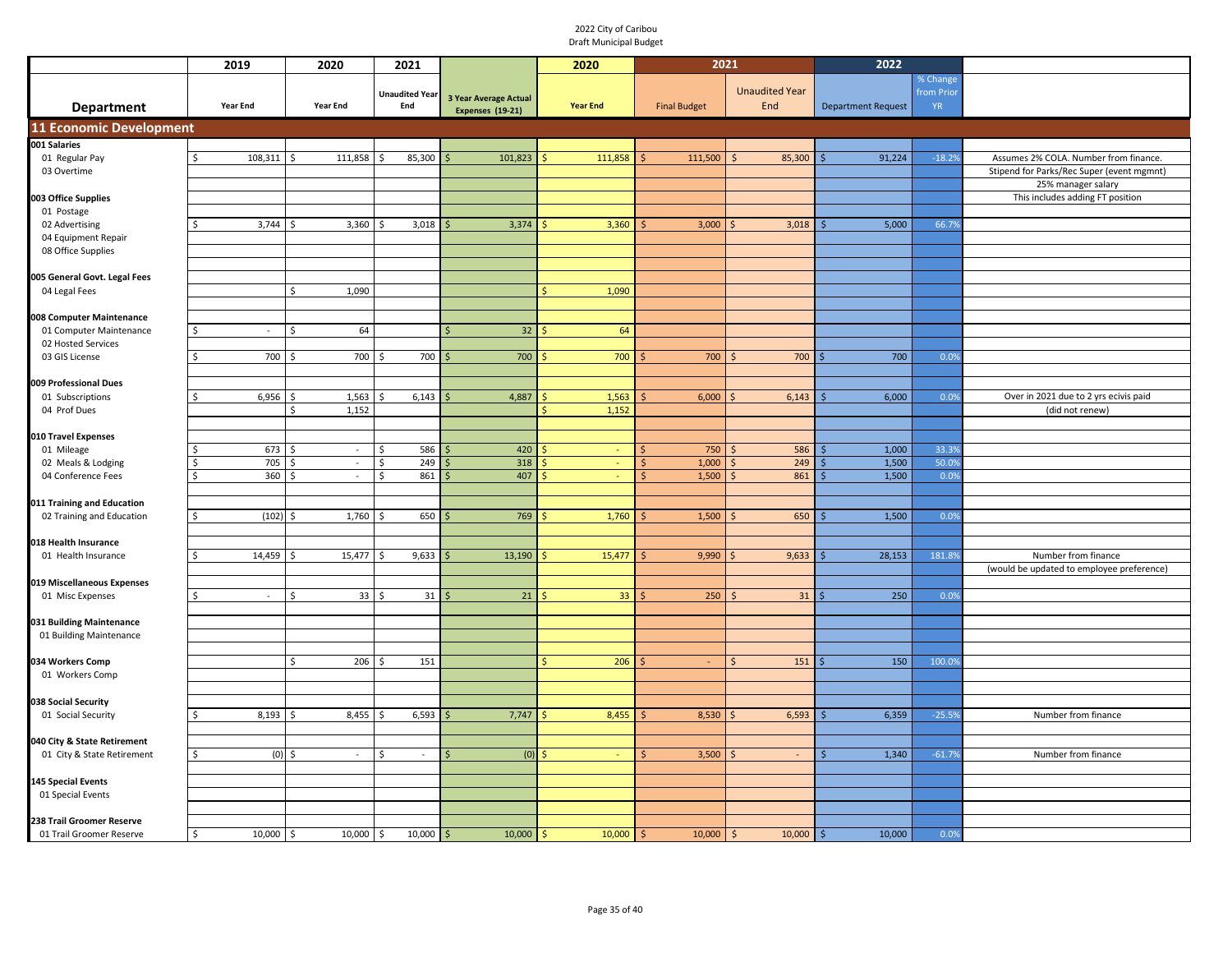2022 City of Caribou
Draft Municipal Budget

| Department | 2019 Year End | 2020 Year End | 2021 Unaudited Year End | 3 Year Average Actual Expenses (19-21) | 2020 Year End | 2021 Final Budget | 2021 Unaudited Year End | 2022 Department Request | % Change from Prior YR | |
|---|---|---|---|---|---|---|---|---|---|---|
| **11 Economic Development** | | | | | | | | | | |
| **001 Salaries** | | | | | | | | | | |
| 01 Regular Pay | $ 108,311 | $ 111,858 | $ 85,300 | $ 101,823 | $ 111,858 | $ 111,500 | $ 85,300 | $ 91,224 | -18.2% | Assumes 2% COLA. Number from finance. |
| 03 Overtime | | | | | | | | | | Stipend for Parks/Rec Super (event mgmnt) |
| | | | | | | | | | | 25% manager salary |
| **003 Office Supplies** | | | | | | | | | | This includes adding FT position |
| 01 Postage | | | | | | | | | | |
| 02 Advertising | $ 3,744 | $ 3,360 | $ 3,018 | $ 3,374 | $ 3,360 | $ 3,000 | $ 3,018 | $ 5,000 | 66.7% | |
| 04 Equipment Repair | | | | | | | | | | |
| 08 Office Supplies | | | | | | | | | | |
| **005 General Govt. Legal Fees** | | | | | | | | | | |
| 04 Legal Fees | | $ 1,090 | | | $ 1,090 | | | | | |
| **008 Computer Maintenance** | | | | | | | | | | |
| 01 Computer Maintenance | $ - | $ 64 | | $ 32 | $ 64 | | | | | |
| 02 Hosted Services | | | | | | | | | | |
| 03 GIS License | $ 700 | $ 700 | $ 700 | $ 700 | $ 700 | $ 700 | $ 700 | $ 700 | 0.0% | |
| **009 Professional Dues** | | | | | | | | | | |
| 01 Subscriptions | $ 6,956 | $ 1,563 | $ 6,143 | $ 4,887 | $ 1,563 | $ 6,000 | $ 6,143 | $ 6,000 | 0.0% | Over in 2021 due to 2 yrs ecivis paid |
| 04 Prof Dues | | $ 1,152 | | | $ 1,152 | | | | | (did not renew) |
| **010 Travel Expenses** | | | | | | | | | | |
| 01 Mileage | $ 673 | $ - | $ 586 | $ 420 | $ - | $ 750 | $ 586 | $ 1,000 | 33.3% | |
| 02 Meals & Lodging | $ 705 | $ - | $ 249 | $ 318 | $ - | $ 1,000 | $ 249 | $ 1,500 | 50.0% | |
| 04 Conference Fees | $ 360 | $ - | $ 861 | $ 407 | $ - | $ 1,500 | $ 861 | $ 1,500 | 0.0% | |
| **011 Training and Education** | | | | | | | | | | |
| 02 Training and Education | $ (102) | $ 1,760 | $ 650 | $ 769 | $ 1,760 | $ 1,500 | $ 650 | $ 1,500 | 0.0% | |
| **018 Health Insurance** | | | | | | | | | | |
| 01 Health Insurance | $ 14,459 | $ 15,477 | $ 9,633 | $ 13,190 | $ 15,477 | $ 9,990 | $ 9,633 | $ 28,153 | 181.8% | Number from finance |
| | | | | | | | | | | (would be updated to employee preference) |
| **019 Miscellaneous Expenses** | | | | | | | | | | |
| 01 Misc Expenses | $ - | $ 33 | $ 31 | $ 21 | $ 33 | $ 250 | $ 31 | $ 250 | 0.0% | |
| **031 Building Maintenance** | | | | | | | | | | |
| 01 Building Maintenance | | | | | | | | | | |
| **034 Workers Comp** | | $ 206 | $ 151 | | $ 206 | $ - | $ 151 | $ 150 | 100.0% | |
| 01 Workers Comp | | | | | | | | | | |
| **038 Social Security** | | | | | | | | | | |
| 01 Social Security | $ 8,193 | $ 8,455 | $ 6,593 | $ 7,747 | $ 8,455 | $ 8,530 | $ 6,593 | $ 6,359 | -25.5% | Number from finance |
| **040 City & State Retirement** | | | | | | | | | | |
| 01 City & State Retirement | $ (0) | $ - | $ - | $ (0) | $ - | $ 3,500 | $ - | $ 1,340 | -61.7% | Number from finance |
| **145 Special Events** | | | | | | | | | | |
| 01 Special Events | | | | | | | | | | |
| **238 Trail Groomer Reserve** | | | | | | | | | | |
| 01 Trail Groomer Reserve | $ 10,000 | $ 10,000 | $ 10,000 | $ 10,000 | $ 10,000 | $ 10,000 | $ 10,000 | $ 10,000 | 0.0% | |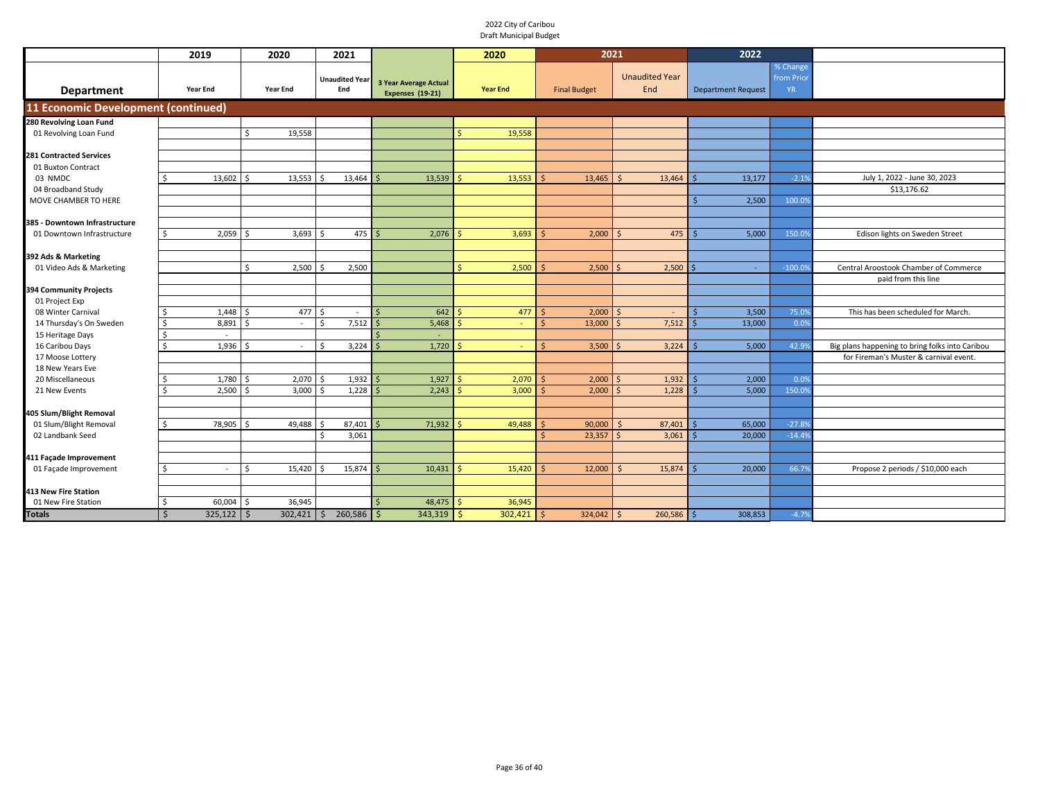2022 City of Caribou
Draft Municipal Budget

| Department | 2019 Year End | 2020 Year End | 2021 Unaudited Year End | 3 Year Average Actual Expenses (19-21) | 2020 Year End | 2021 Final Budget | 2021 Unaudited Year End | 2022 Department Request | % Change from Prior YR | |
|---|---|---|---|---|---|---|---|---|---|---|
| **11 Economic Development (continued)** | | | | | | | | | | |
| **280 Revolving Loan Fund** | | | | | | | | | | |
| 01 Revolving Loan Fund | | $ 19,558 | | | $ 19,558 | | | | | |
| | | | | | | | | | | |
| **281 Contracted Services** | | | | | | | | | | |
| 01 Buxton Contract | | | | | | | | | | |
| 03 NMDC | $ 13,602 | $ 13,553 | $ 13,464 | $ 13,539 | $ 13,553 | $ 13,465 | $ 13,464 | $ 13,177 | -2.1% | July 1, 2022 - June 30, 2023 |
| 04 Broadband Study | | | | | | | | | | $13,176.62 |
| MOVE CHAMBER TO HERE | | | | | | | | $ 2,500 | 100.0% | |
| | | | | | | | | | | |
| **385 - Downtown Infrastructure** | | | | | | | | | | |
| 01 Downtown Infrastructure | $ 2,059 | $ 3,693 | $ 475 | $ 2,076 | $ 3,693 | $ 2,000 | $ 475 | $ 5,000 | 150.0% | Edison lights on Sweden Street |
| | | | | | | | | | | |
| **392 Ads & Marketing** | | | | | | | | | | |
| 01 Video Ads & Marketing | | $ 2,500 | $ 2,500 | | $ 2,500 | $ 2,500 | $ 2,500 | $ - | -100.0% | Central Aroostook Chamber of Commerce |
| | | | | | | | | | | paid from this line |
| **394 Community Projects** | | | | | | | | | | |
| 01 Project Exp | | | | | | | | | | |
| 08 Winter Carnival | $ 1,448 | $ 477 | $ - | $ 642 | $ 477 | $ 2,000 | $ - | $ 3,500 | 75.0% | This has been scheduled for March. |
| 14 Thursday's On Sweden | $ 8,891 | $ - | $ 7,512 | $ 5,468 | $ - | $ 13,000 | $ 7,512 | $ 13,000 | 0.0% | |
| 15 Heritage Days | $ - | | | $ - | | | | | | |
| 16 Caribou Days | $ 1,936 | $ - | $ 3,224 | $ 1,720 | $ - | $ 3,500 | $ 3,224 | $ 5,000 | 42.9% | Big plans happening to bring folks into Caribou |
| 17 Moose Lottery | | | | | | | | | | for Fireman's Muster & carnival event. |
| 18 New Years Eve | | | | | | | | | | |
| 20 Miscellaneous | $ 1,780 | $ 2,070 | $ 1,932 | $ 1,927 | $ 2,070 | $ 2,000 | $ 1,932 | $ 2,000 | 0.0% | |
| 21 New Events | $ 2,500 | $ 3,000 | $ 1,228 | $ 2,243 | $ 3,000 | $ 2,000 | $ 1,228 | $ 5,000 | 150.0% | |
| | | | | | | | | | | |
| **405 Slum/Blight Removal** | | | | | | | | | | |
| 01 Slum/Blight Removal | $ 78,905 | $ 49,488 | $ 87,401 | $ 71,932 | $ 49,488 | $ 90,000 | $ 87,401 | $ 65,000 | -27.8% | |
| 02 Landbank Seed | | | $ 3,061 | | | $ 23,357 | $ 3,061 | $ 20,000 | -14.4% | |
| | | | | | | | | | | |
| **411 Façade Improvement** | | | | | | | | | | |
| 01 Façade Improvement | $ - | $ 15,420 | $ 15,874 | $ 10,431 | $ 15,420 | $ 12,000 | $ 15,874 | $ 20,000 | 66.7% | Propose 2 periods / $10,000 each |
| | | | | | | | | | | |
| **413 New Fire Station** | | | | | | | | | | |
| 01 New Fire Station | $ 60,004 | $ 36,945 | | $ 48,475 | $ 36,945 | | | | | |
| **Totals** | $ 325,122 | $ 302,421 | $ 260,586 | $ 343,319 | $ 302,421 | $ 324,042 | $ 260,586 | $ 308,853 | -4.7% | |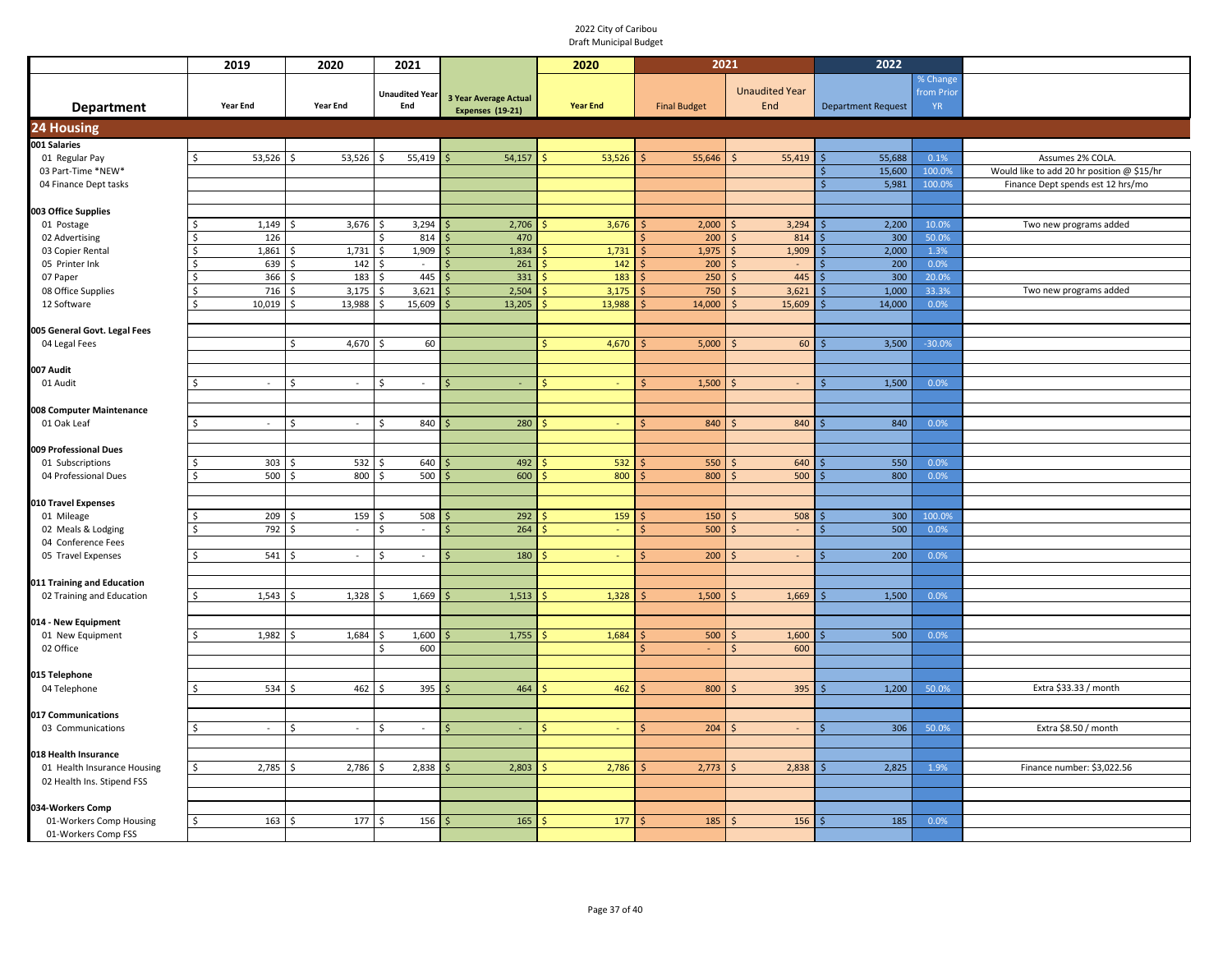2022 City of Caribou
Draft Municipal Budget

| Department | 2019 Year End | 2020 Year End | 2021 Unaudited Year End | 3 Year Average Actual Expenses (19-21) | 2020 Year End | 2021 Final Budget | 2021 Unaudited Year End | 2022 Department Request | % Change from Prior YR | |
|---|---|---|---|---|---|---|---|---|---|---|
| **24 Housing** | | | | | | | | | | |
| **001 Salaries** | | | | | | | | | | |
| 01 Regular Pay | $ 53,526 | $ 53,526 | $ 55,419 | $ 54,157 | $ 53,526 | $ 55,646 | $ 55,419 | $ 55,688 | 0.1% | Assumes 2% COLA. |
| 03 Part-Time *NEW* | | | | | | | | $ 15,600 | 100.0% | Would like to add 20 hr position @ $15/hr |
| 04 Finance Dept tasks | | | | | | | | $ 5,981 | 100.0% | Finance Dept spends est 12 hrs/mo |
| **003 Office Supplies** | | | | | | | | | | |
| 01 Postage | $ 1,149 | $ 3,676 | $ 3,294 | $ 2,706 | $ 3,676 | $ 2,000 | $ 3,294 | $ 2,200 | 10.0% | Two new programs added |
| 02 Advertising | $ 126 | | $ 814 | $ 470 | | $ 200 | $ 814 | $ 300 | 50.0% | |
| 03 Copier Rental | $ 1,861 | $ 1,731 | $ 1,909 | $ 1,834 | $ 1,731 | $ 1,975 | $ 1,909 | $ 2,000 | 1.3% | |
| 05 Printer Ink | $ 639 | $ 142 | $ - | $ 261 | $ 142 | $ 200 | $ - | $ 200 | 0.0% | |
| 07 Paper | $ 366 | $ 183 | $ 445 | $ 331 | $ 183 | $ 250 | $ 445 | $ 300 | 20.0% | |
| 08 Office Supplies | $ 716 | $ 3,175 | $ 3,621 | $ 2,504 | $ 3,175 | $ 750 | $ 3,621 | $ 1,000 | 33.3% | Two new programs added |
| 12 Software | $ 10,019 | $ 13,988 | $ 15,609 | $ 13,205 | $ 13,988 | $ 14,000 | $ 15,609 | $ 14,000 | 0.0% | |
| **005 General Govt. Legal Fees** | | | | | | | | | | |
| 04 Legal Fees | | $ 4,670 | $ 60 | | $ 4,670 | $ 5,000 | $ 60 | $ 3,500 | -30.0% | |
| **007 Audit** | | | | | | | | | | |
| 01 Audit | $ - | $ - | $ - | $ - | $ - | $ 1,500 | $ - | $ 1,500 | 0.0% | |
| **008 Computer Maintenance** | | | | | | | | | | |
| 01 Oak Leaf | $ - | $ - | $ 840 | $ 280 | $ - | $ 840 | $ 840 | $ 840 | 0.0% | |
| **009 Professional Dues** | | | | | | | | | | |
| 01 Subscriptions | $ 303 | $ 532 | $ 640 | $ 492 | $ 532 | $ 550 | $ 640 | $ 550 | 0.0% | |
| 04 Professional Dues | $ 500 | $ 800 | $ 500 | $ 600 | $ 800 | $ 800 | $ 500 | $ 800 | 0.0% | |
| **010 Travel Expenses** | | | | | | | | | | |
| 01 Mileage | $ 209 | $ 159 | $ 508 | $ 292 | $ 159 | $ 150 | $ 508 | $ 300 | 100.0% | |
| 02 Meals & Lodging | $ 792 | $ - | $ - | $ 264 | $ - | $ 500 | $ - | $ 500 | 0.0% | |
| 04 Conference Fees | | | | | | | | | | |
| 05 Travel Expenses | $ 541 | $ - | $ - | $ 180 | $ - | $ 200 | $ - | $ 200 | 0.0% | |
| **011 Training and Education** | | | | | | | | | | |
| 02 Training and Education | $ 1,543 | $ 1,328 | $ 1,669 | $ 1,513 | $ 1,328 | $ 1,500 | $ 1,669 | $ 1,500 | 0.0% | |
| **014 - New Equipment** | | | | | | | | | | |
| 01 New Equipment | $ 1,982 | $ 1,684 | $ 1,600 | $ 1,755 | $ 1,684 | $ 500 | $ 1,600 | $ 500 | 0.0% | |
| 02 Office | | | $ 600 | | | $ - | $ 600 | | | |
| **015 Telephone** | | | | | | | | | | |
| 04 Telephone | $ 534 | $ 462 | $ 395 | $ 464 | $ 462 | $ 800 | $ 395 | $ 1,200 | 50.0% | Extra $33.33 / month |
| **017 Communications** | | | | | | | | | | |
| 03 Communications | $ - | $ - | $ - | $ - | $ - | $ 204 | $ - | $ 306 | 50.0% | Extra $8.50 / month |
| **018 Health Insurance** | | | | | | | | | | |
| 01 Health Insurance Housing | $ 2,785 | $ 2,786 | $ 2,838 | $ 2,803 | $ 2,786 | $ 2,773 | $ 2,838 | $ 2,825 | 1.9% | Finance number: $3,022.56 |
| 02 Health Ins. Stipend FSS | | | | | | | | | | |
| **034-Workers Comp** | | | | | | | | | | |
| 01-Workers Comp Housing | $ 163 | $ 177 | $ 156 | $ 165 | $ 177 | $ 185 | $ 156 | $ 185 | 0.0% | |
| 01-Workers Comp FSS | | | | | | | | | | |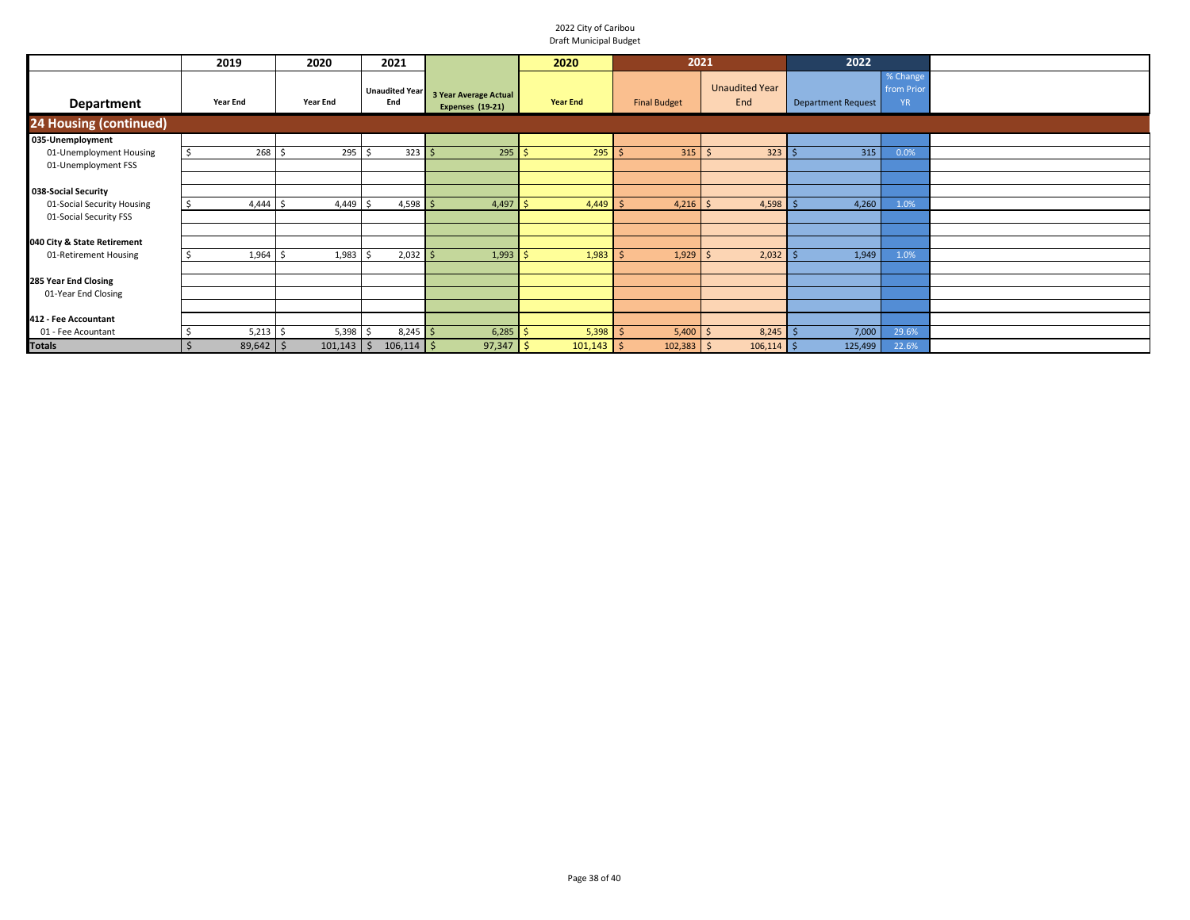2022 City of Caribou
Draft Municipal Budget

| Department | 2019 Year End | 2020 Year End | 2021 Unaudited Year End | 3 Year Average Actual Expenses (19-21) | 2020 Year End | 2021 Final Budget | 2021 Unaudited Year End | 2022 Department Request | % Change from Prior YR | |
|---|---|---|---|---|---|---|---|---|---|---|
| **24 Housing (continued)** | | | | | | | | | | |
| **035-Unemployment** | | | | | | | | | | |
| 01-Unemployment Housing | $ 268 | $ 295 | $ 323 | $ 295 | $ 295 | $ 315 | $ 323 | $ 315 | 0.0% | |
| 01-Unemployment FSS | | | | | | | | | | |
| **038-Social Security** | | | | | | | | | | |
| 01-Social Security Housing | $ 4,444 | $ 4,449 | $ 4,598 | $ 4,497 | $ 4,449 | $ 4,216 | $ 4,598 | $ 4,260 | 1.0% | |
| 01-Social Security FSS | | | | | | | | | | |
| **040 City & State Retirement** | | | | | | | | | | |
| 01-Retirement Housing | $ 1,964 | $ 1,983 | $ 2,032 | $ 1,993 | $ 1,983 | $ 1,929 | $ 2,032 | $ 1,949 | 1.0% | |
| **285 Year End Closing** | | | | | | | | | | |
| 01-Year End Closing | | | | | | | | | | |
| **412 - Fee Accountant** | | | | | | | | | | |
| 01 - Fee Acountant | $ 5,213 | $ 5,398 | $ 8,245 | $ 6,285 | $ 5,398 | $ 5,400 | $ 8,245 | $ 7,000 | 29.6% | |
| **Totals** | $ 89,642 | $ 101,143 | $ 106,114 | $ 97,347 | $ 101,143 | $ 102,383 | $ 106,114 | $ 125,499 | 22.6% | |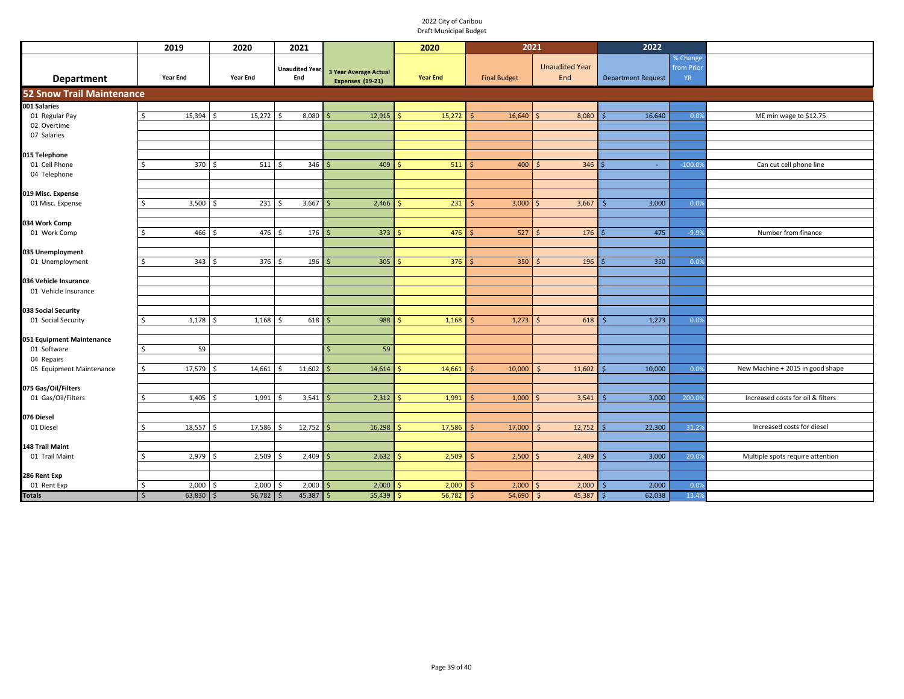2022 City of Caribou
Draft Municipal Budget

| Department | 2019 Year End | 2020 Year End | 2021 Unaudited Year End | 3 Year Average Actual Expenses (19-21) | 2020 Year End | 2021 Final Budget | 2021 Unaudited Year End | 2022 Department Request | % Change from Prior YR | |
|---|---|---|---|---|---|---|---|---|---|---|
| **52 Snow Trail Maintenance** | | | | | | | | | | |
| **001 Salaries** | | | | | | | | | | |
| 01 Regular Pay | $ 15,394 | $ 15,272 | $ 8,080 | $ 12,915 | $ 15,272 | $ 16,640 | $ 8,080 | $ 16,640 | 0.0% | ME min wage to $12.75 |
| 02 Overtime | | | | | | | | | | |
| 07 Salaries | | | | | | | | | | |
| **015 Telephone** | | | | | | | | | | |
| 01 Cell Phone | $ 370 | $ 511 | $ 346 | $ 409 | $ 511 | $ 400 | $ 346 | $ - | -100.0% | Can cut cell phone line |
| 04 Telephone | | | | | | | | | | |
| **019 Misc. Expense** | | | | | | | | | | |
| 01 Misc. Expense | $ 3,500 | $ 231 | $ 3,667 | $ 2,466 | $ 231 | $ 3,000 | $ 3,667 | $ 3,000 | 0.0% | |
| **034 Work Comp** | | | | | | | | | | |
| 01 Work Comp | $ 466 | $ 476 | $ 176 | $ 373 | $ 476 | $ 527 | $ 176 | $ 475 | -9.9% | Number from finance |
| **035 Unemployment** | | | | | | | | | | |
| 01 Unemployment | $ 343 | $ 376 | $ 196 | $ 305 | $ 376 | $ 350 | $ 196 | $ 350 | 0.0% | |
| **036 Vehicle Insurance** | | | | | | | | | | |
| 01 Vehicle Insurance | | | | | | | | | | |
| **038 Social Security** | | | | | | | | | | |
| 01 Social Security | $ 1,178 | $ 1,168 | $ 618 | $ 988 | $ 1,168 | $ 1,273 | $ 618 | $ 1,273 | 0.0% | |
| **051 Equipment Maintenance** | | | | | | | | | | |
| 01 Software | $ 59 | | | $ 59 | | | | | | |
| 04 Repairs | | | | | | | | | | |
| 05 Equipment Maintenance | $ 17,579 | $ 14,661 | $ 11,602 | $ 14,614 | $ 14,661 | $ 10,000 | $ 11,602 | $ 10,000 | 0.0% | New Machine + 2015 in good shape |
| **075 Gas/Oil/Filters** | | | | | | | | | | |
| 01 Gas/Oil/Filters | $ 1,405 | $ 1,991 | $ 3,541 | $ 2,312 | $ 1,991 | $ 1,000 | $ 3,541 | $ 3,000 | 200.0% | Increased costs for oil & filters |
| **076 Diesel** | | | | | | | | | | |
| 01 Diesel | $ 18,557 | $ 17,586 | $ 12,752 | $ 16,298 | $ 17,586 | $ 17,000 | $ 12,752 | $ 22,300 | 31.2% | Increased costs for diesel |
| **148 Trail Maint** | | | | | | | | | | |
| 01 Trail Maint | $ 2,979 | $ 2,509 | $ 2,409 | $ 2,632 | $ 2,509 | $ 2,500 | $ 2,409 | $ 3,000 | 20.0% | Multiple spots require attention |
| **286 Rent Exp** | | | | | | | | | | |
| 01 Rent Exp | $ 2,000 | $ 2,000 | $ 2,000 | $ 2,000 | $ 2,000 | $ 2,000 | $ 2,000 | $ 2,000 | 0.0% | |
| **Totals** | $ 63,830 | $ 56,782 | $ 45,387 | $ 55,439 | $ 56,782 | $ 54,690 | $ 45,387 | $ 62,038 | 13.4% | |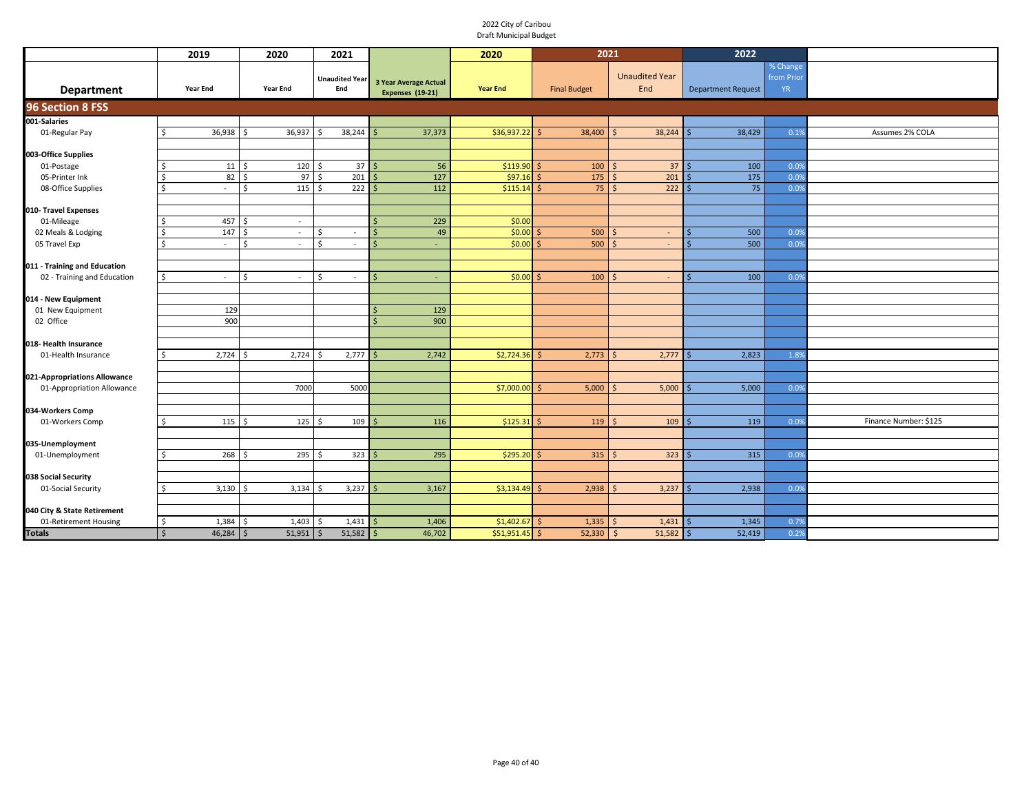2022 City of Caribou
Draft Municipal Budget

| | 2019 | 2020 | 2021 | | 2020 | 2021 | | 2022 | | |
|---|---|---|---|---|---|---|---|---|---|---|
| **Department** | Year End | Year End | Unaudited Year End | 3 Year Average Actual Expenses (19-21) | Year End | Final Budget | Unaudited Year End | Department Request | % Change from Prior YR | |
| **96 Section 8 FSS** | | | | | | | | | | |
| **001-Salaries** | | | | | | | | | | |
| 01-Regular Pay | $ 36,938 | $ 36,937 | $ 38,244 | $ 37,373 | $36,937.22 | $ 38,400 | $ 38,244 | $ 38,429 | 0.1% | Assumes 2% COLA |
| **003-Office Supplies** | | | | | | | | | | |
| 01-Postage | $ 11 | $ 120 | $ 37 | $ 56 | $119.90 | $ 100 | $ 37 | $ 100 | 0.0% | |
| 05-Printer Ink | $ 82 | $ 97 | $ 201 | $ 127 | $97.16 | $ 175 | $ 201 | $ 175 | 0.0% | |
| 08-Office Supplies | $ - | $ 115 | $ 222 | $ 112 | $115.14 | $ 75 | $ 222 | $ 75 | 0.0% | |
| **010- Travel Expenses** | | | | | | | | | | |
| 01-Mileage | $ 457 | $ - | | $ 229 | $0.00 | | | | | |
| 02 Meals & Lodging | $ 147 | $ - | $ - | $ 49 | $0.00 | $ 500 | $ - | $ 500 | 0.0% | |
| 05 Travel Exp | $ - | $ - | $ - | $ - | $0.00 | $ 500 | $ - | $ 500 | 0.0% | |
| **011 - Training and Education** | | | | | | | | | | |
| 02 - Training and Education | $ - | $ - | $ - | $ - | $0.00 | $ 100 | $ - | $ 100 | 0.0% | |
| **014 - New Equipment** | | | | | | | | | | |
| 01 New Equipment | 129 | | | $ 129 | | | | | | |
| 02 Office | 900 | | | $ 900 | | | | | | |
| **018- Health Insurance** | | | | | | | | | | |
| 01-Health Insurance | $ 2,724 | $ 2,724 | $ 2,777 | $ 2,742 | $2,724.36 | $ 2,773 | $ 2,777 | $ 2,823 | 1.8% | |
| **021-Appropriations Allowance** | | | | | | | | | | |
| 01-Appropriation Allowance | | 7000 | 5000 | | $7,000.00 | $ 5,000 | $ 5,000 | $ 5,000 | 0.0% | |
| **034-Workers Comp** | | | | | | | | | | |
| 01-Workers Comp | $ 115 | $ 125 | $ 109 | $ 116 | $125.31 | $ 119 | $ 109 | $ 119 | 0.0% | Finance Number: $125 |
| **035-Unemployment** | | | | | | | | | | |
| 01-Unemployment | $ 268 | $ 295 | $ 323 | $ 295 | $295.20 | $ 315 | $ 323 | $ 315 | 0.0% | |
| **038 Social Security** | | | | | | | | | | |
| 01-Social Security | $ 3,130 | $ 3,134 | $ 3,237 | $ 3,167 | $3,134.49 | $ 2,938 | $ 3,237 | $ 2,938 | 0.0% | |
| **040 City & State Retirement** | | | | | | | | | | |
| 01-Retirement Housing | $ 1,384 | $ 1,403 | $ 1,431 | $ 1,406 | $1,402.67 | $ 1,335 | $ 1,431 | $ 1,345 | 0.7% | |
| **Totals** | $ 46,284 | $ 51,951 | $ 51,582 | $ 46,702 | $51,951.45 | $ 52,330 | $ 51,582 | $ 52,419 | 0.2% | |